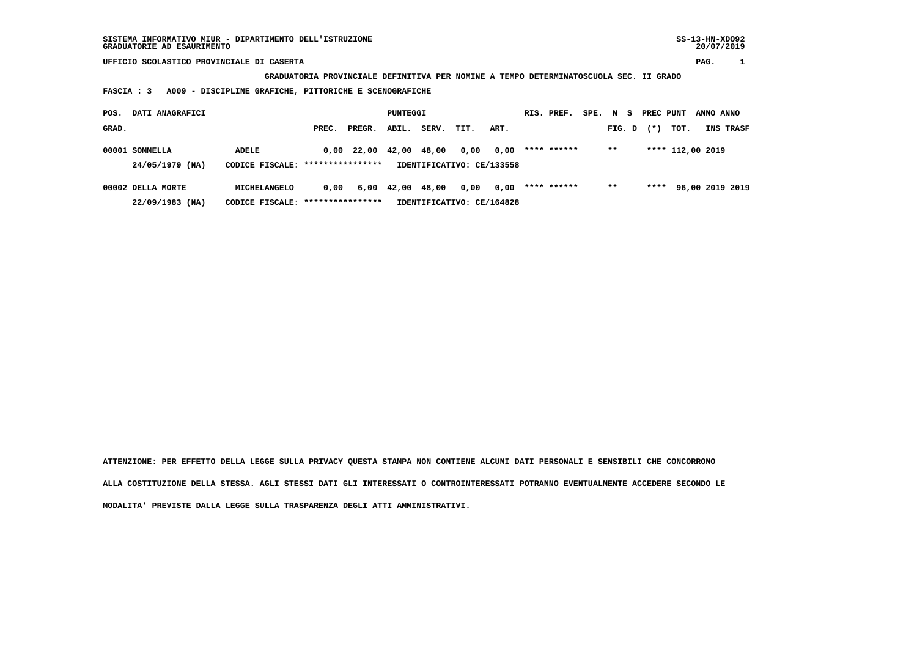SISTEMA INFORMATIVO MIUR - DIPARTIMENTO DELL'ISTRUZIONE
GRADUATORIE AD ESAURIMENTO

UFFICIO SCOLASTICO PROVINCIALE DI CASERTA

**GRADUATORIA PROVINCIALE DEFINITIVA PER NOMINE A TEMPO DETERMINATOSCUOLA SEC. II GRADO**

**FASCIA : 3 A009 - DISCIPLINE GRAFICHE, PITTORICHE E SCENOGRAFICHE**

| POS. GRAD. | DATI ANAGRAFICI | | PREC. | PREGR. | ABIL. | SERV. | TIT. | ART. | RIS. PREF. | SPE. N S FIG. D | PREC (*) | PUNT TOT. | ANNO INS | ANNO TRASF |
|---|---|---|---|---|---|---|---|---|---|---|---|---|---|---|
| 00001 | SOMMELLA | ADELE | 0,00 | 22,00 | 42,00 | 48,00 | 0,00 | 0,00 | **** ****** | ** | **** | 112,00 | 2019 | |
| | 24/05/1979 (NA) | CODICE FISCALE: **************** | IDENTIFICATIVO: CE/133558 | | | | | | | | | | | |
| 00002 | DELLA MORTE | MICHELANGELO | 0,00 | 6,00 | 42,00 | 48,00 | 0,00 | 0,00 | **** ****** | ** | **** | 96,00 | 2019 | 2019 |
| | 22/09/1983 (NA) | CODICE FISCALE: **************** | IDENTIFICATIVO: CE/164828 | | | | | | | | | | | |

ATTENZIONE: PER EFFETTO DELLA LEGGE SULLA PRIVACY QUESTA STAMPA NON CONTIENE ALCUNI DATI PERSONALI E SENSIBILI CHE CONCORRONO ALLA COSTITUZIONE DELLA STESSA. AGLI STESSI DATI GLI INTERESSATI O CONTROINTERESSATI POTRANNO EVENTUALMENTE ACCEDERE SECONDO LE MODALITA' PREVISTE DALLA LEGGE SULLA TRASPARENZA DEGLI ATTI AMMINISTRATIVI.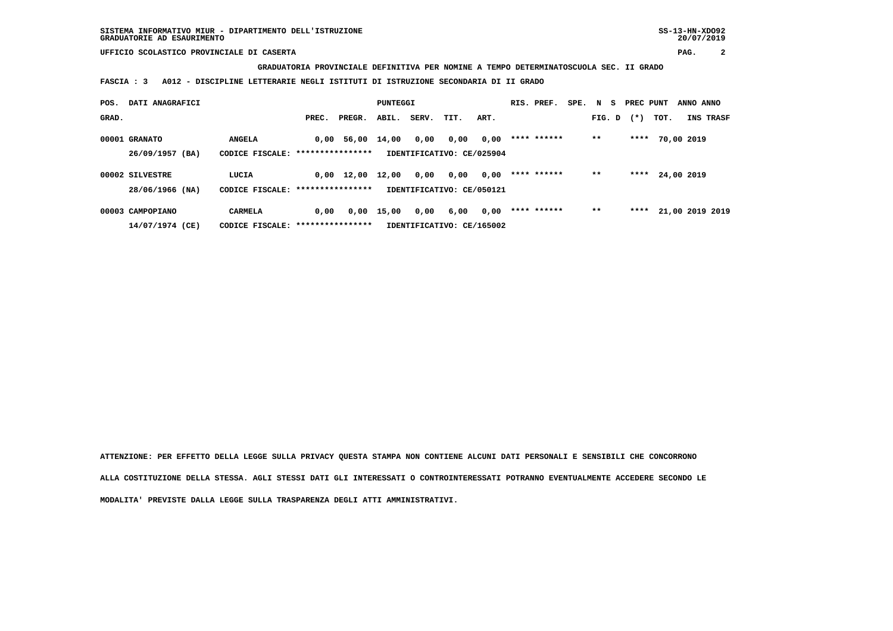SISTEMA INFORMATIVO MIUR - DIPARTIMENTO DELL'ISTRUZIONE
GRADUATORIE AD ESAURIMENTO

UFFICIO SCOLASTICO PROVINCIALE DI CASERTA

**GRADUATORIA PROVINCIALE DEFINITIVA PER NOMINE A TEMPO DETERMINATOSCUOLA SEC. II GRADO**

**FASCIA : 3 A012 - DISCIPLINE LETTERARIE NEGLI ISTITUTI DI ISTRUZIONE SECONDARIA DI II GRADO**

| POS. GRAD. | DATI ANAGRAFICI | | PREC. | PREGR. | ABIL. | SERV. | TIT. | ART. | RIS. | PREF. | SPE. | N FIG. | S D | PREC PUNT (*) | TOT. | ANNO INS | ANNO TRASF |
|---|---|---|---|---|---|---|---|---|---|---|---|---|---|---|---|---|---|
| 00001 | GRANATO | ANGELA | 0,00 | 56,00 | 14,00 | 0,00 | 0,00 | 0,00 | **** | ****** | | ** | | **** | 70,00 | 2019 | |
| | 26/09/1957 (BA) | CODICE FISCALE: **************** | | IDENTIFICATIVO: CE/025904 | | | | | | | | | | | | | |
| 00002 | SILVESTRE | LUCIA | 0,00 | 12,00 | 12,00 | 0,00 | 0,00 | 0,00 | **** | ****** | | ** | | **** | 24,00 | 2019 | |
| | 28/06/1966 (NA) | CODICE FISCALE: **************** | | IDENTIFICATIVO: CE/050121 | | | | | | | | | | | | | |
| 00003 | CAMPOPIANO | CARMELA | 0,00 | 0,00 | 15,00 | 0,00 | 6,00 | 0,00 | **** | ****** | | ** | | **** | 21,00 | 2019 | 2019 |
| | 14/07/1974 (CE) | CODICE FISCALE: **************** | | IDENTIFICATIVO: CE/165002 | | | | | | | | | | | | | |

**ATTENZIONE: PER EFFETTO DELLA LEGGE SULLA PRIVACY QUESTA STAMPA NON CONTIENE ALCUNI DATI PERSONALI E SENSIBILI CHE CONCORRONO ALLA COSTITUZIONE DELLA STESSA. AGLI STESSI DATI GLI INTERESSATI O CONTROINTERESSATI POTRANNO EVENTUALMENTE ACCEDERE SECONDO LE MODALITA' PREVISTE DALLA LEGGE SULLA TRASPARENZA DEGLI ATTI AMMINISTRATIVI.**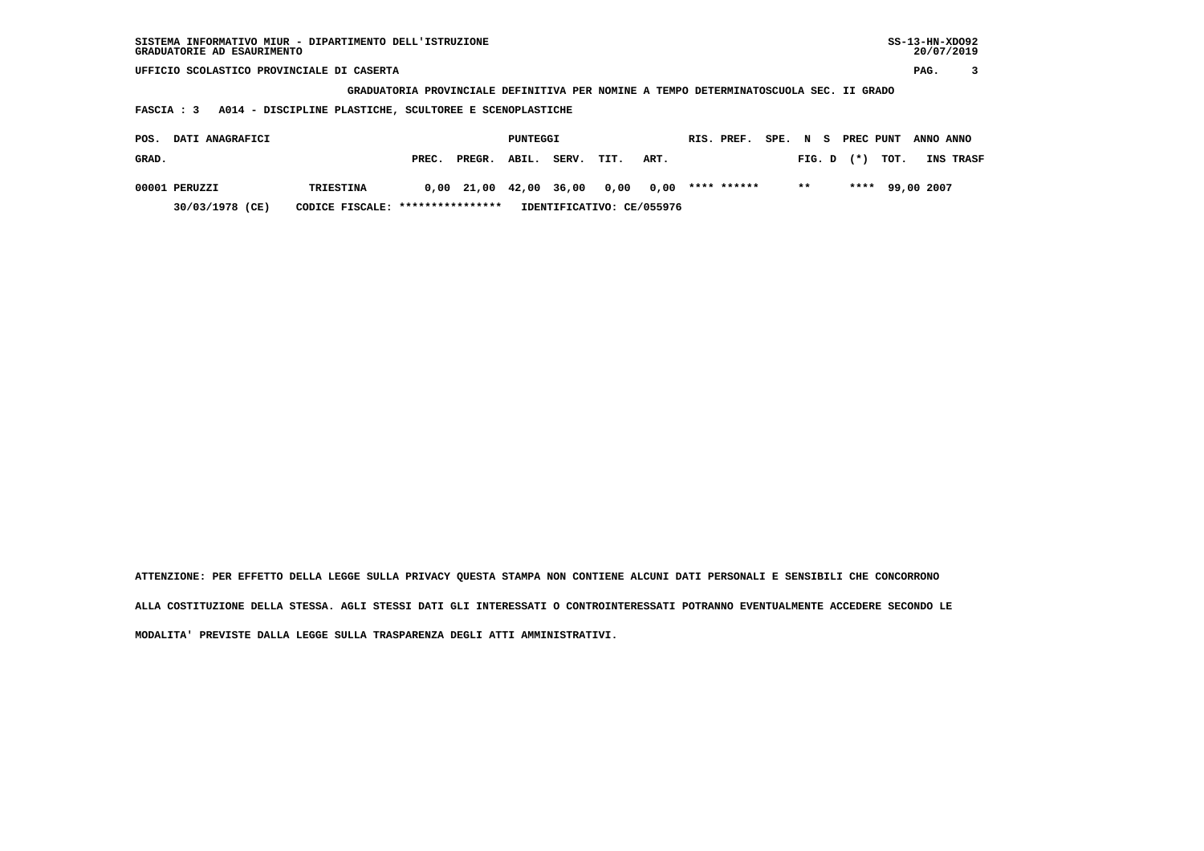SISTEMA INFORMATIVO MIUR - DIPARTIMENTO DELL'ISTRUZIONE
GRADUATORIE AD ESAURIMENTO

UFFICIO SCOLASTICO PROVINCIALE DI CASERTA

**GRADUATORIA PROVINCIALE DEFINITIVA PER NOMINE A TEMPO DETERMINATOSCUOLA SEC. II GRADO**

**FASCIA : 3 A014 - DISCIPLINE PLASTICHE, SCULTOREE E SCENOPLASTICHE**

| POS. GRAD. | DATI ANAGRAFICI | | PUNTEGGI PREC. | PREGR. | ABIL. | SERV. | TIT. | ART. | RIS. PREF. | SPE. FIG. | N S D | PREC (*) | PUNT TOT. | ANNO INS | ANNO TRASF |
|---|---|---|---|---|---|---|---|---|---|---|---|---|---|---|---|
| 00001 | PERUZZI | TRIESTINA | 0,00 | 21,00 | 42,00 | 36,00 | 0,00 | 0,00 | **** ****** | | ** | **** | 99,00 | 2007 | |
| | 30/03/1978 (CE) | CODICE FISCALE: **************** | IDENTIFICATIVO: CE/055976 | | | | | | | | | | | | |

ATTENZIONE: PER EFFETTO DELLA LEGGE SULLA PRIVACY QUESTA STAMPA NON CONTIENE ALCUNI DATI PERSONALI E SENSIBILI CHE CONCORRONO ALLA COSTITUZIONE DELLA STESSA. AGLI STESSI DATI GLI INTERESSATI O CONTROINTERESSATI POTRANNO EVENTUALMENTE ACCEDERE SECONDO LE MODALITA' PREVISTE DALLA LEGGE SULLA TRASPARENZA DEGLI ATTI AMMINISTRATIVI.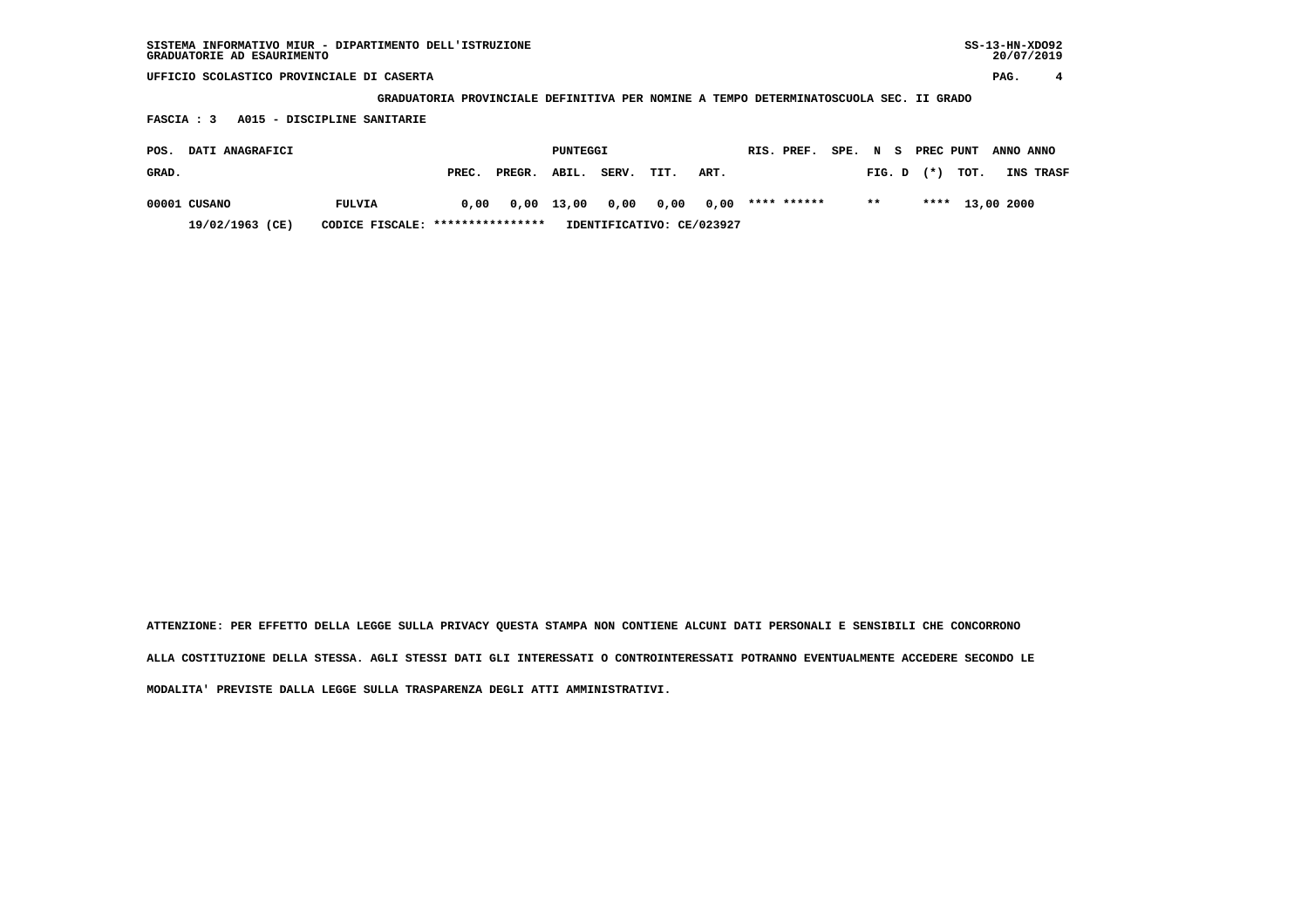SISTEMA INFORMATIVO MIUR - DIPARTIMENTO DELL'ISTRUZIONE
GRADUATORIE AD ESAURIMENTO

UFFICIO SCOLASTICO PROVINCIALE DI CASERTA

GRADUATORIA PROVINCIALE DEFINITIVA PER NOMINE A TEMPO DETERMINATOSCUOLA SEC. II GRADO

FASCIA : 3 A015 - DISCIPLINE SANITARIE

| POS. GRAD. | DATI ANAGRAFICI | | PUNTEGGI PREC. | PREGR. | ABIL. | SERV. | TIT. | ART. | RIS. PREF. | SPE. | N FIG. | S D | PREC (*) | PUNT TOT. | ANNO INS | ANNO TRASF |
|---|---|---|---|---|---|---|---|---|---|---|---|---|---|---|---|---|
| 00001 | CUSANO | FULVIA | 0,00 | 0,00 | 13,00 | 0,00 | 0,00 | 0,00 | **** ****** | | ** | | **** | 13,00 | 2000 | |
| | 19/02/1963 (CE) | CODICE FISCALE: **************** | IDENTIFICATIVO: CE/023927 | | | | | | | | | | | | | |

ATTENZIONE: PER EFFETTO DELLA LEGGE SULLA PRIVACY QUESTA STAMPA NON CONTIENE ALCUNI DATI PERSONALI E SENSIBILI CHE CONCORRONO ALLA COSTITUZIONE DELLA STESSA. AGLI STESSI DATI GLI INTERESSATI O CONTROINTERESSATI POTRANNO EVENTUALMENTE ACCEDERE SECONDO LE MODALITA' PREVISTE DALLA LEGGE SULLA TRASPARENZA DEGLI ATTI AMMINISTRATIVI.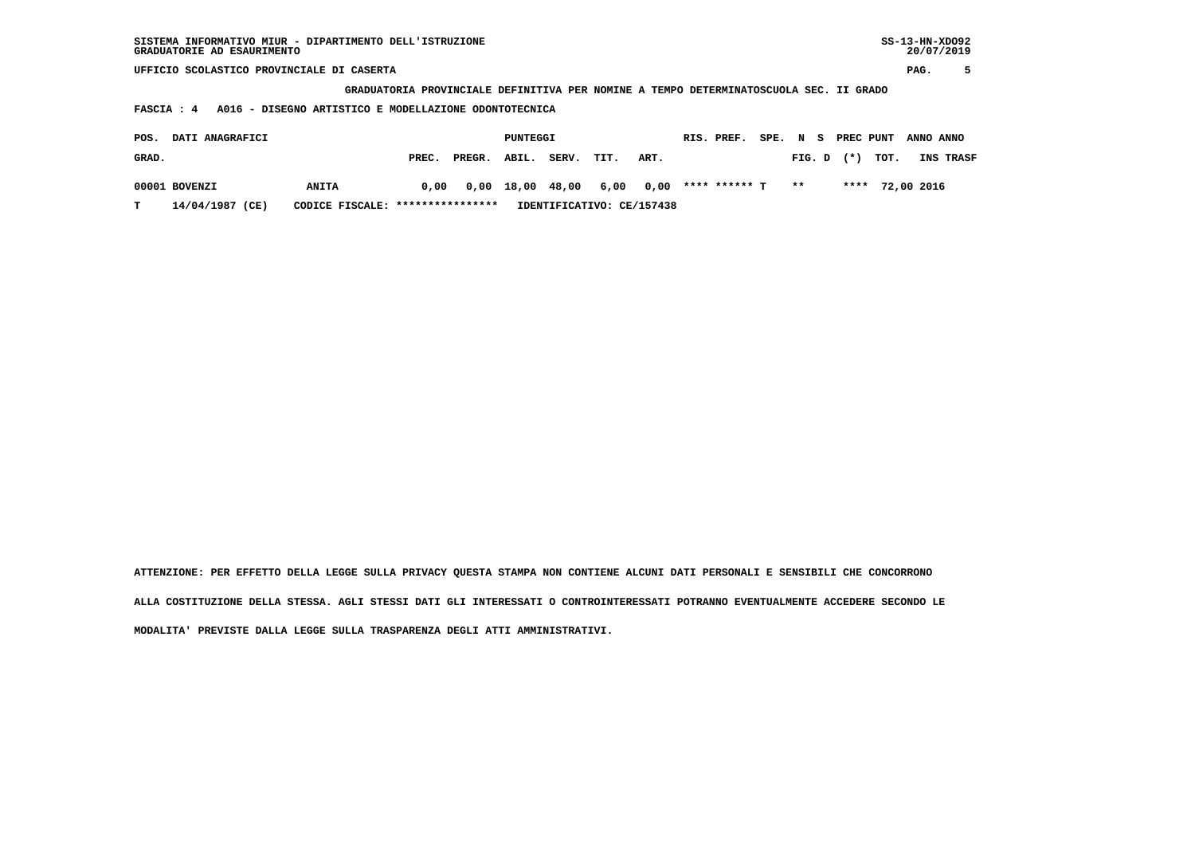SISTEMA INFORMATIVO MIUR - DIPARTIMENTO DELL'ISTRUZIONE
GRADUATORIE AD ESAURIMENTO

UFFICIO SCOLASTICO PROVINCIALE DI CASERTA

**GRADUATORIA PROVINCIALE DEFINITIVA PER NOMINE A TEMPO DETERMINATOSCUOLA SEC. II GRADO**

**FASCIA : 4 A016 - DISEGNO ARTISTICO E MODELLAZIONE ODONTOTECNICA**

| POS. GRAD. | DATI ANAGRAFICI | | PREC. | PREGR. | ABIL. | SERV. | TIT. | ART. | RIS. | PREF. | SPE. | N FIG. | S D | PREC (*) | PUNT TOT. | ANNO INS | ANNO TRASF |
|---|---|---|---|---|---|---|---|---|---|---|---|---|---|---|---|---|---|
| 00001 | BOVENZI | ANITA | 0,00 | 0,00 | 18,00 | 48,00 | 6,00 | 0,00 | **** | ****** | T | ** | | **** | 72,00 | 2016 | |
| T | 14/04/1987 (CE) | CODICE FISCALE: **************** | IDENTIFICATIVO: CE/157438 | | | | | | | | | | | | | | |

**ATTENZIONE: PER EFFETTO DELLA LEGGE SULLA PRIVACY QUESTA STAMPA NON CONTIENE ALCUNI DATI PERSONALI E SENSIBILI CHE CONCORRONO ALLA COSTITUZIONE DELLA STESSA. AGLI STESSI DATI GLI INTERESSATI O CONTROINTERESSATI POTRANNO EVENTUALMENTE ACCEDERE SECONDO LE MODALITA' PREVISTE DALLA LEGGE SULLA TRASPARENZA DEGLI ATTI AMMINISTRATIVI.**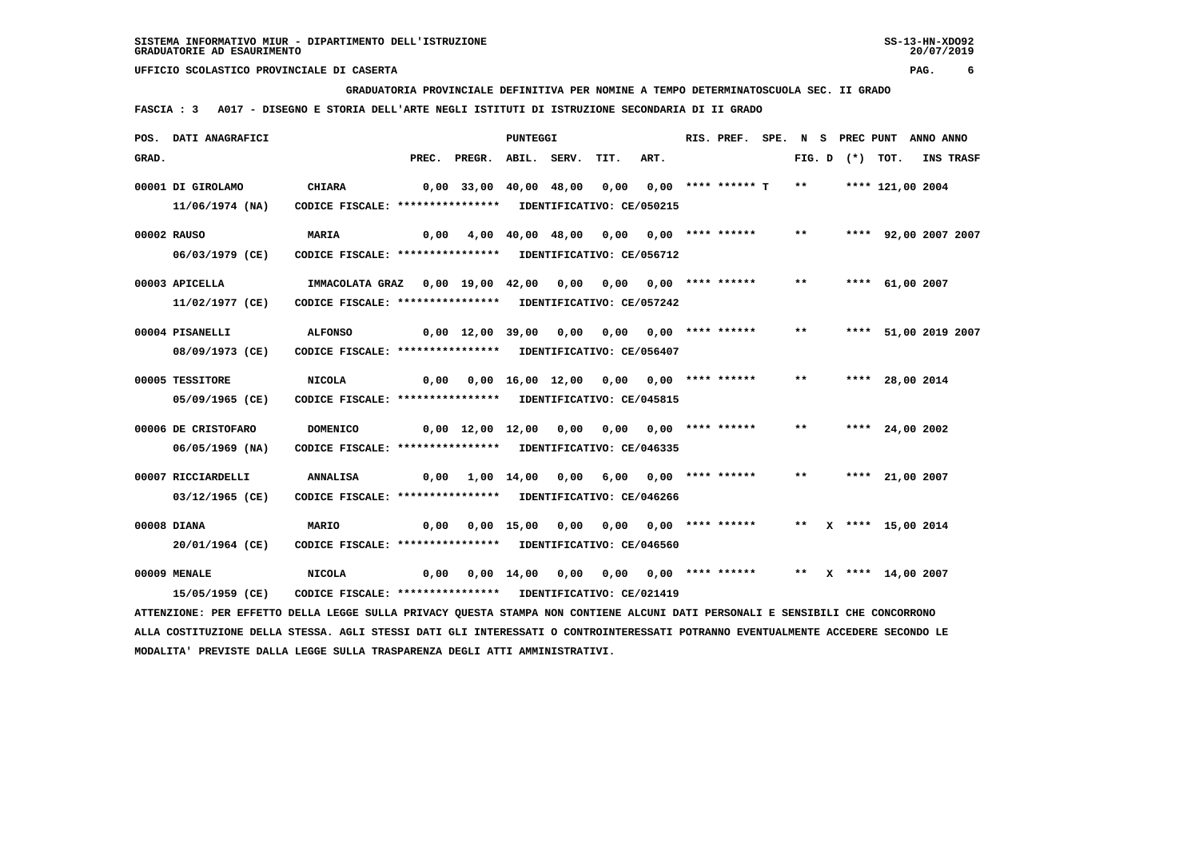SISTEMA INFORMATIVO MIUR - DIPARTIMENTO DELL'ISTRUZIONE
GRADUATORIE AD ESAURIMENTO

UFFICIO SCOLASTICO PROVINCIALE DI CASERTA

**GRADUATORIA PROVINCIALE DEFINITIVA PER NOMINE A TEMPO DETERMINATOSCUOLA SEC. II GRADO**

**FASCIA : 3 A017 - DISEGNO E STORIA DELL'ARTE NEGLI ISTITUTI DI ISTRUZIONE SECONDARIA DI II GRADO**

| POS. GRAD. | DATI ANAGRAFICI | | PREC. | PREGR. | ABIL. | SERV. | TIT. | ART. | RIS. PREF. | SPE. | N FIG. | S D | (*) | PREC PUNT TOT. | ANNO INS | ANNO TRASF |
|---|---|---|---|---|---|---|---|---|---|---|---|---|---|---|---|---|
| 00001 | DI GIROLAMO 11/06/1974 (NA) | CHIARA CODICE FISCALE: **************** IDENTIFICATIVO: CE/050215 | 0,00 | 33,00 | 40,00 | 48,00 | 0,00 | 0,00 | **** ****** T | | ** | | | **** 121,00 | 2004 | |
| 00002 | RAUSO 06/03/1979 (CE) | MARIA CODICE FISCALE: **************** IDENTIFICATIVO: CE/056712 | 0,00 | 4,00 | 40,00 | 48,00 | 0,00 | 0,00 | **** ****** | | ** | | | **** 92,00 | 2007 | 2007 |
| 00003 | APICELLA 11/02/1977 (CE) | IMMACOLATA GRAZ CODICE FISCALE: **************** IDENTIFICATIVO: CE/057242 | 0,00 | 19,00 | 42,00 | 0,00 | 0,00 | 0,00 | **** ****** | | ** | | | **** 61,00 | 2007 | |
| 00004 | PISANELLI 08/09/1973 (CE) | ALFONSO CODICE FISCALE: **************** IDENTIFICATIVO: CE/056407 | 0,00 | 12,00 | 39,00 | 0,00 | 0,00 | 0,00 | **** ****** | | ** | | | **** 51,00 | 2019 | 2007 |
| 00005 | TESSITORE 05/09/1965 (CE) | NICOLA CODICE FISCALE: **************** IDENTIFICATIVO: CE/045815 | 0,00 | 0,00 | 16,00 | 12,00 | 0,00 | 0,00 | **** ****** | | ** | | | **** 28,00 | 2014 | |
| 00006 | DE CRISTOFARO 06/05/1969 (NA) | DOMENICO CODICE FISCALE: **************** IDENTIFICATIVO: CE/046335 | 0,00 | 12,00 | 12,00 | 0,00 | 0,00 | 0,00 | **** ****** | | ** | | | **** 24,00 | 2002 | |
| 00007 | RICCIARDELLI 03/12/1965 (CE) | ANNALISA CODICE FISCALE: **************** IDENTIFICATIVO: CE/046266 | 0,00 | 1,00 | 14,00 | 0,00 | 6,00 | 0,00 | **** ****** | | ** | | | **** 21,00 | 2007 | |
| 00008 | DIANA 20/01/1964 (CE) | MARIO CODICE FISCALE: **************** IDENTIFICATIVO: CE/046560 | 0,00 | 0,00 | 15,00 | 0,00 | 0,00 | 0,00 | **** ****** | | ** | X | | **** 15,00 | 2014 | |
| 00009 | MENALE 15/05/1959 (CE) | NICOLA CODICE FISCALE: **************** IDENTIFICATIVO: CE/021419 | 0,00 | 0,00 | 14,00 | 0,00 | 0,00 | 0,00 | **** ****** | | ** | X | | **** 14,00 | 2007 | |

ATTENZIONE: PER EFFETTO DELLA LEGGE SULLA PRIVACY QUESTA STAMPA NON CONTIENE ALCUNI DATI PERSONALI E SENSIBILI CHE CONCORRONO ALLA COSTITUZIONE DELLA STESSA. AGLI STESSI DATI GLI INTERESSATI O CONTROINTERESSATI POTRANNO EVENTUALMENTE ACCEDERE SECONDO LE MODALITA' PREVISTE DALLA LEGGE SULLA TRASPARENZA DEGLI ATTI AMMINISTRATIVI.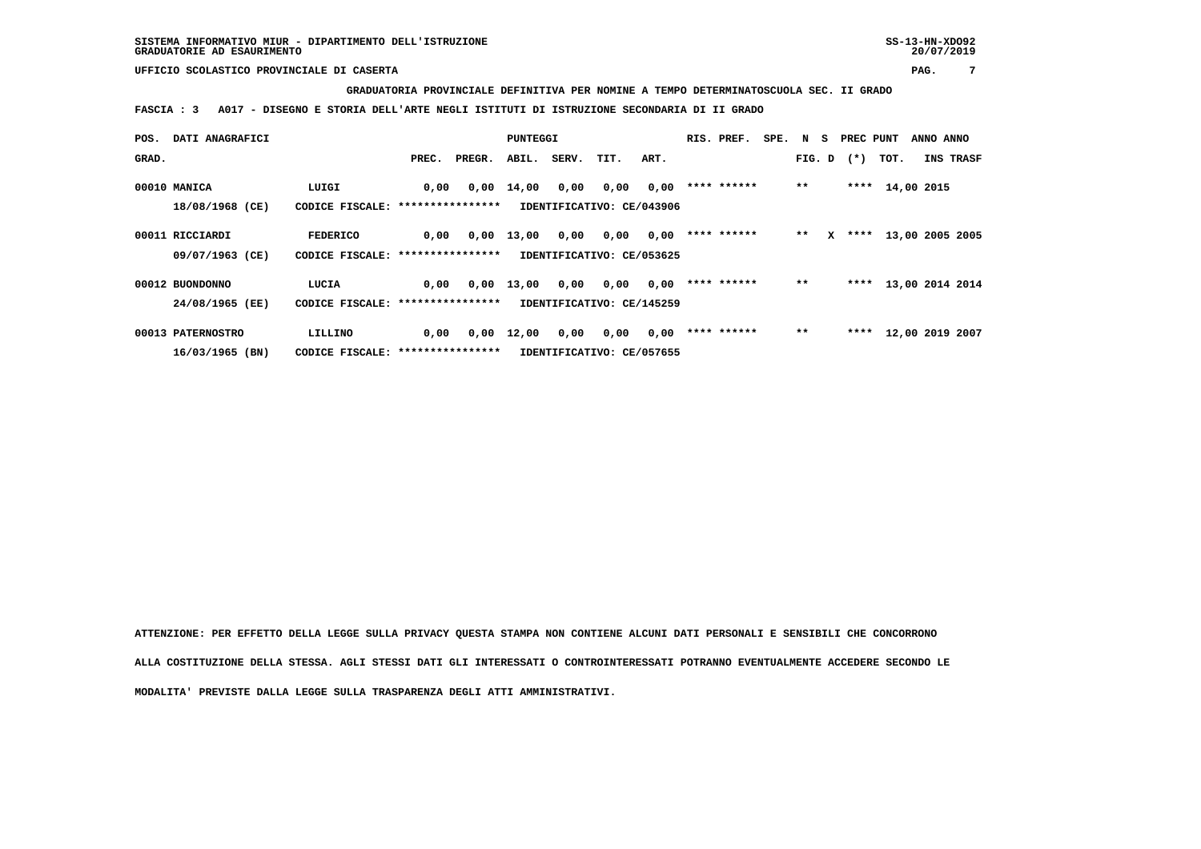**UFFICIO SCOLASTICO PROVINCIALE DI CASERTA**

**GRADUATORIA PROVINCIALE DEFINITIVA PER NOMINE A TEMPO DETERMINATOSCUOLA SEC. II GRADO**

**FASCIA : 3 A017 - DISEGNO E STORIA DELL'ARTE NEGLI ISTITUTI DI ISTRUZIONE SECONDARIA DI II GRADO**

| POS. GRAD. | DATI ANAGRAFICI | | PREC. | PREGR. | ABIL. | SERV. | TIT. | ART. | RIS. PREF. | SPE. | N FIG. | S D | PREC (*) | PUNT TOT. | ANNO INS | ANNO TRASF |
|---|---|---|---|---|---|---|---|---|---|---|---|---|---|---|---|---|
| 00010 | MANICA | LUIGI | 0,00 | 0,00 | 14,00 | 0,00 | 0,00 | 0,00 | **** ****** | | ** | | **** | 14,00 | 2015 | |
| | 18/08/1968 (CE) | CODICE FISCALE: **************** | IDENTIFICATIVO: CE/043906 | | | | | | | | | | | | | |
| 00011 | RICCIARDI | FEDERICO | 0,00 | 0,00 | 13,00 | 0,00 | 0,00 | 0,00 | **** ****** | | ** | X | **** | 13,00 | 2005 | 2005 |
| | 09/07/1963 (CE) | CODICE FISCALE: **************** | IDENTIFICATIVO: CE/053625 | | | | | | | | | | | | | |
| 00012 | BUONDONNO | LUCIA | 0,00 | 0,00 | 13,00 | 0,00 | 0,00 | 0,00 | **** ****** | | ** | | **** | 13,00 | 2014 | 2014 |
| | 24/08/1965 (EE) | CODICE FISCALE: **************** | IDENTIFICATIVO: CE/145259 | | | | | | | | | | | | | |
| 00013 | PATERNOSTRO | LILLINO | 0,00 | 0,00 | 12,00 | 0,00 | 0,00 | 0,00 | **** ****** | | ** | | **** | 12,00 | 2019 | 2007 |
| | 16/03/1965 (BN) | CODICE FISCALE: **************** | IDENTIFICATIVO: CE/057655 | | | | | | | | | | | | | |

**ATTENZIONE: PER EFFETTO DELLA LEGGE SULLA PRIVACY QUESTA STAMPA NON CONTIENE ALCUNI DATI PERSONALI E SENSIBILI CHE CONCORRONO ALLA COSTITUZIONE DELLA STESSA. AGLI STESSI DATI GLI INTERESSATI O CONTROINTERESSATI POTRANNO EVENTUALMENTE ACCEDERE SECONDO LE MODALITA' PREVISTE DALLA LEGGE SULLA TRASPARENZA DEGLI ATTI AMMINISTRATIVI.**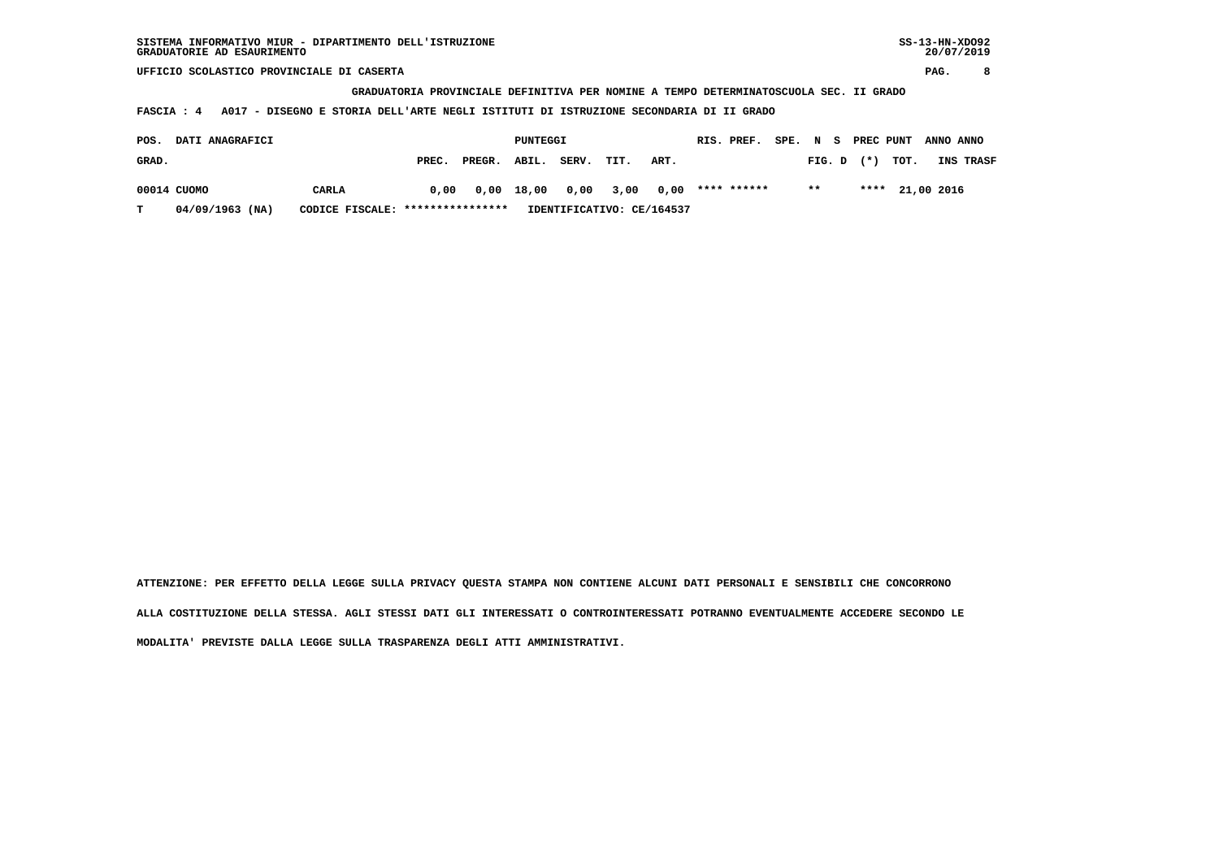SISTEMA INFORMATIVO MIUR - DIPARTIMENTO DELL'ISTRUZIONE
GRADUATORIE AD ESAURIMENTO

UFFICIO SCOLASTICO PROVINCIALE DI CASERTA

**GRADUATORIA PROVINCIALE DEFINITIVA PER NOMINE A TEMPO DETERMINATOSCUOLA SEC. II GRADO**

**FASCIA : 4 A017 - DISEGNO E STORIA DELL'ARTE NEGLI ISTITUTI DI ISTRUZIONE SECONDARIA DI II GRADO**

| POS. GRAD. | DATI ANAGRAFICI | | PREC. | PREGR. | ABIL. | SERV. | TIT. | ART. | RIS. PREF. | SPE. N S FIG. D | PREC (*) | PUNT TOT. | ANNO INS | ANNO TRASF |
|---|---|---|---|---|---|---|---|---|---|---|---|---|---|---|
| 00014 | CUOMO | CARLA | 0,00 | 0,00 | 18,00 | 0,00 | 3,00 | 0,00 | **** ****** | ** | **** | 21,00 | 2016 | |
| T | 04/09/1963 (NA) | CODICE FISCALE: **************** | | | IDENTIFICATIVO: CE/164537 | | | | | | | | | |

ATTENZIONE: PER EFFETTO DELLA LEGGE SULLA PRIVACY QUESTA STAMPA NON CONTIENE ALCUNI DATI PERSONALI E SENSIBILI CHE CONCORRONO ALLA COSTITUZIONE DELLA STESSA. AGLI STESSI DATI GLI INTERESSATI O CONTROINTERESSATI POTRANNO EVENTUALMENTE ACCEDERE SECONDO LE MODALITA' PREVISTE DALLA LEGGE SULLA TRASPARENZA DEGLI ATTI AMMINISTRATIVI.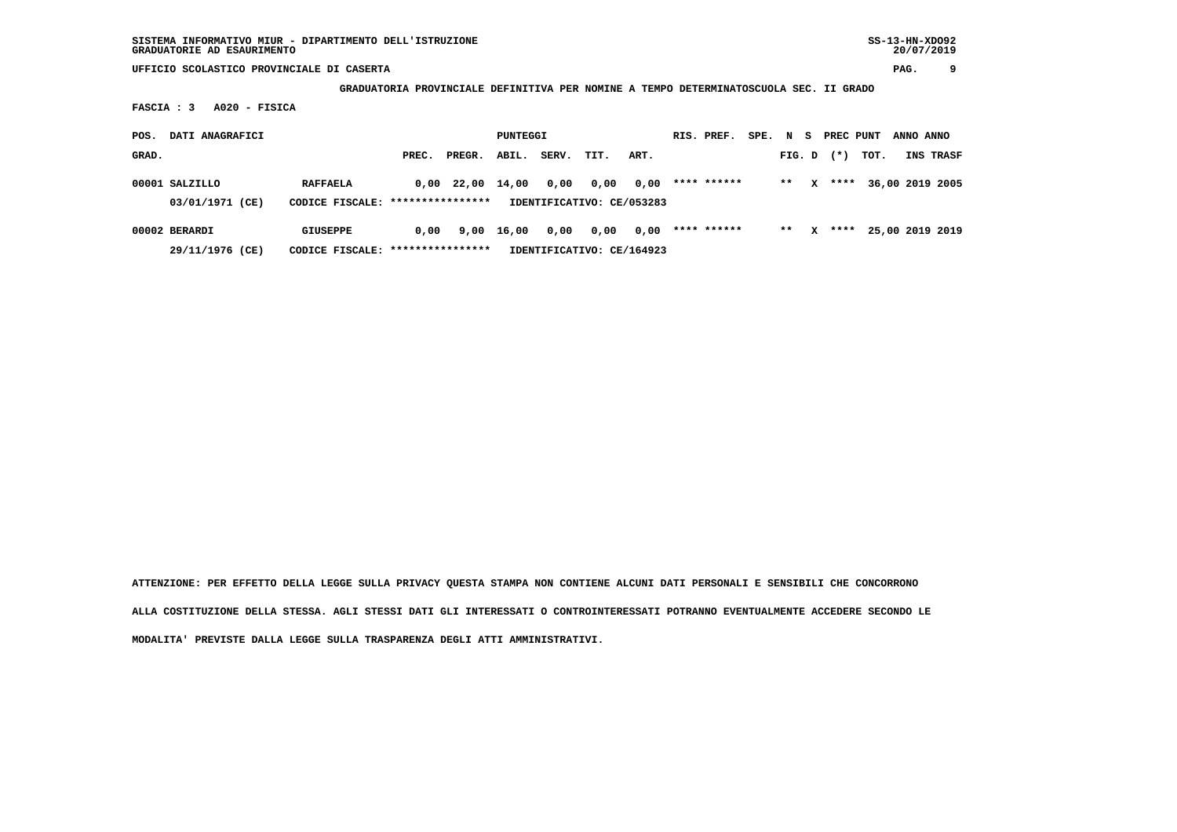SISTEMA INFORMATIVO MIUR - DIPARTIMENTO DELL'ISTRUZIONE
GRADUATORIE AD ESAURIMENTO

UFFICIO SCOLASTICO PROVINCIALE DI CASERTA

**GRADUATORIA PROVINCIALE DEFINITIVA PER NOMINE A TEMPO DETERMINATOSCUOLA SEC. II GRADO**

**FASCIA : 3 A020 - FISICA**

| POS. GRAD. | DATI ANAGRAFICI | | PREC. | PREGR. | ABIL. | SERV. | TIT. | ART. | RIS. PREF. | SPE. | N FIG. | S D | PREC (*) | PUNT TOT. | ANNO INS | ANNO TRASF |
|---|---|---|---|---|---|---|---|---|---|---|---|---|---|---|---|---|
| 00001 | SALZILLO | RAFFAELA | 0,00 | 22,00 | 14,00 | 0,00 | 0,00 | 0,00 | **** ****** | | ** | X | **** | 36,00 | 2019 | 2005 |
| | 03/01/1971 (CE) | CODICE FISCALE: **************** | IDENTIFICATIVO: CE/053283 | | | | | | | | | | | | | |
| 00002 | BERARDI | GIUSEPPE | 0,00 | 9,00 | 16,00 | 0,00 | 0,00 | 0,00 | **** ****** | | ** | X | **** | 25,00 | 2019 | 2019 |
| | 29/11/1976 (CE) | CODICE FISCALE: **************** | IDENTIFICATIVO: CE/164923 | | | | | | | | | | | | | |

ATTENZIONE: PER EFFETTO DELLA LEGGE SULLA PRIVACY QUESTA STAMPA NON CONTIENE ALCUNI DATI PERSONALI E SENSIBILI CHE CONCORRONO ALLA COSTITUZIONE DELLA STESSA. AGLI STESSI DATI GLI INTERESSATI O CONTROINTERESSATI POTRANNO EVENTUALMENTE ACCEDERE SECONDO LE MODALITA' PREVISTE DALLA LEGGE SULLA TRASPARENZA DEGLI ATTI AMMINISTRATIVI.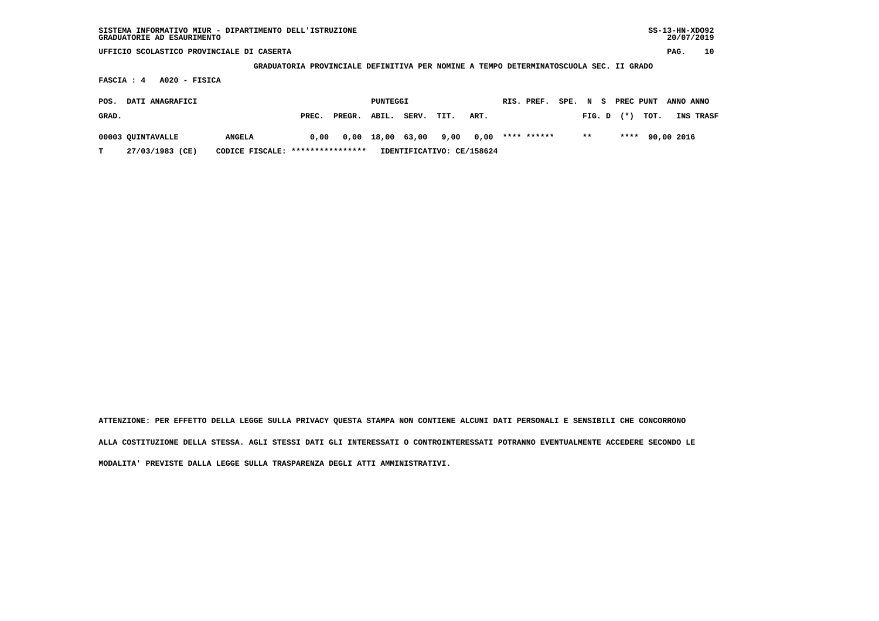SISTEMA INFORMATIVO MIUR - DIPARTIMENTO DELL'ISTRUZIONE
GRADUATORIE AD ESAURIMENTO

UFFICIO SCOLASTICO PROVINCIALE DI CASERTA

**GRADUATORIA PROVINCIALE DEFINITIVA PER NOMINE A TEMPO DETERMINATOSCUOLA SEC. II GRADO**

**FASCIA : 4 A020 - FISICA**

| POS. GRAD. | DATI ANAGRAFICI | | PUNTEGGI PREC. | PREGR. | ABIL. | SERV. | TIT. | ART. | RIS. | PREF. | SPE. | N FIG. | S D | PREC (*) | PUNT TOT. | ANNO INS | ANNO TRASF |
|---|---|---|---|---|---|---|---|---|---|---|---|---|---|---|---|---|---|
| 00003 | QUINTAVALLE | ANGELA | 0,00 | 0,00 | 18,00 | 63,00 | 9,00 | 0,00 | **** | ****** | | ** | | **** | 90,00 | 2016 | |
| T | 27/03/1983 (CE) | CODICE FISCALE: **************** | IDENTIFICATIVO: CE/158624 | | | | | | | | | | | | | | |

ATTENZIONE: PER EFFETTO DELLA LEGGE SULLA PRIVACY QUESTA STAMPA NON CONTIENE ALCUNI DATI PERSONALI E SENSIBILI CHE CONCORRONO ALLA COSTITUZIONE DELLA STESSA. AGLI STESSI DATI GLI INTERESSATI O CONTROINTERESSATI POTRANNO EVENTUALMENTE ACCEDERE SECONDO LE MODALITA' PREVISTE DALLA LEGGE SULLA TRASPARENZA DEGLI ATTI AMMINISTRATIVI.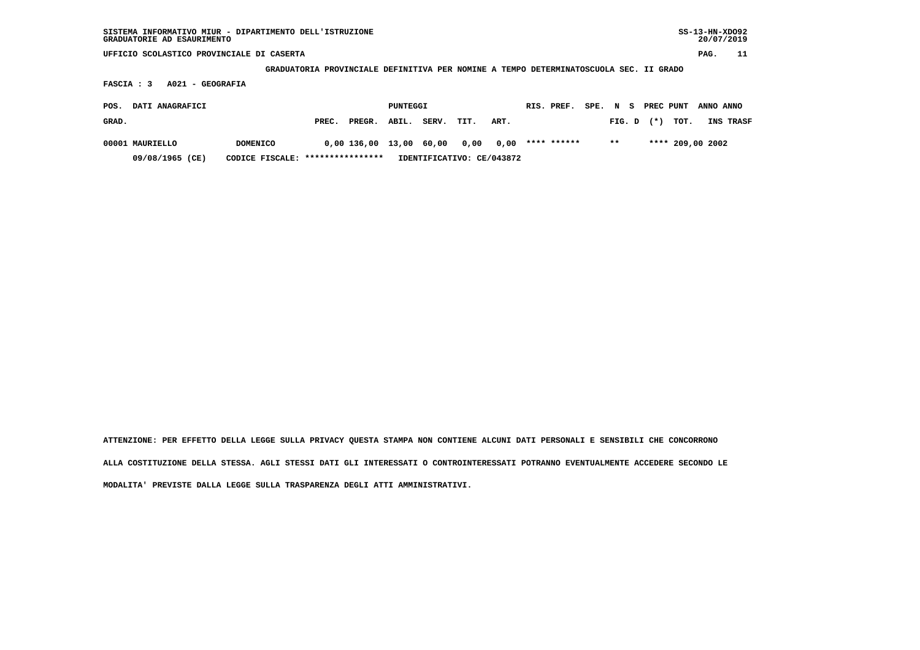SISTEMA INFORMATIVO MIUR - DIPARTIMENTO DELL'ISTRUZIONE
GRADUATORIE AD ESAURIMENTO

UFFICIO SCOLASTICO PROVINCIALE DI CASERTA

**GRADUATORIA PROVINCIALE DEFINITIVA PER NOMINE A TEMPO DETERMINATOSCUOLA SEC. II GRADO**

**FASCIA : 3 A021 - GEOGRAFIA**

| POS. GRAD. | DATI ANAGRAFICI | | PREC. | PREGR. | ABIL. | SERV. | TIT. | ART. | RIS. | PREF. | SPE. | N FIG. | S D | PREC (*) | PUNT TOT. | ANNO INS | ANNO TRASF |
|---|---|---|---|---|---|---|---|---|---|---|---|---|---|---|---|---|---|
| 00001 | MAURIELLO | DOMENICO | 0,00 | 136,00 | 13,00 | 60,00 | 0,00 | 0,00 | **** | ****** | | ** | | **** | 209,00 | 2002 | |
| | 09/08/1965 (CE) | CODICE FISCALE: **************** | IDENTIFICATIVO: CE/043872 | | | | | | | | | | | | | | |

ATTENZIONE: PER EFFETTO DELLA LEGGE SULLA PRIVACY QUESTA STAMPA NON CONTIENE ALCUNI DATI PERSONALI E SENSIBILI CHE CONCORRONO ALLA COSTITUZIONE DELLA STESSA. AGLI STESSI DATI GLI INTERESSATI O CONTROINTERESSATI POTRANNO EVENTUALMENTE ACCEDERE SECONDO LE MODALITA' PREVISTE DALLA LEGGE SULLA TRASPARENZA DEGLI ATTI AMMINISTRATIVI.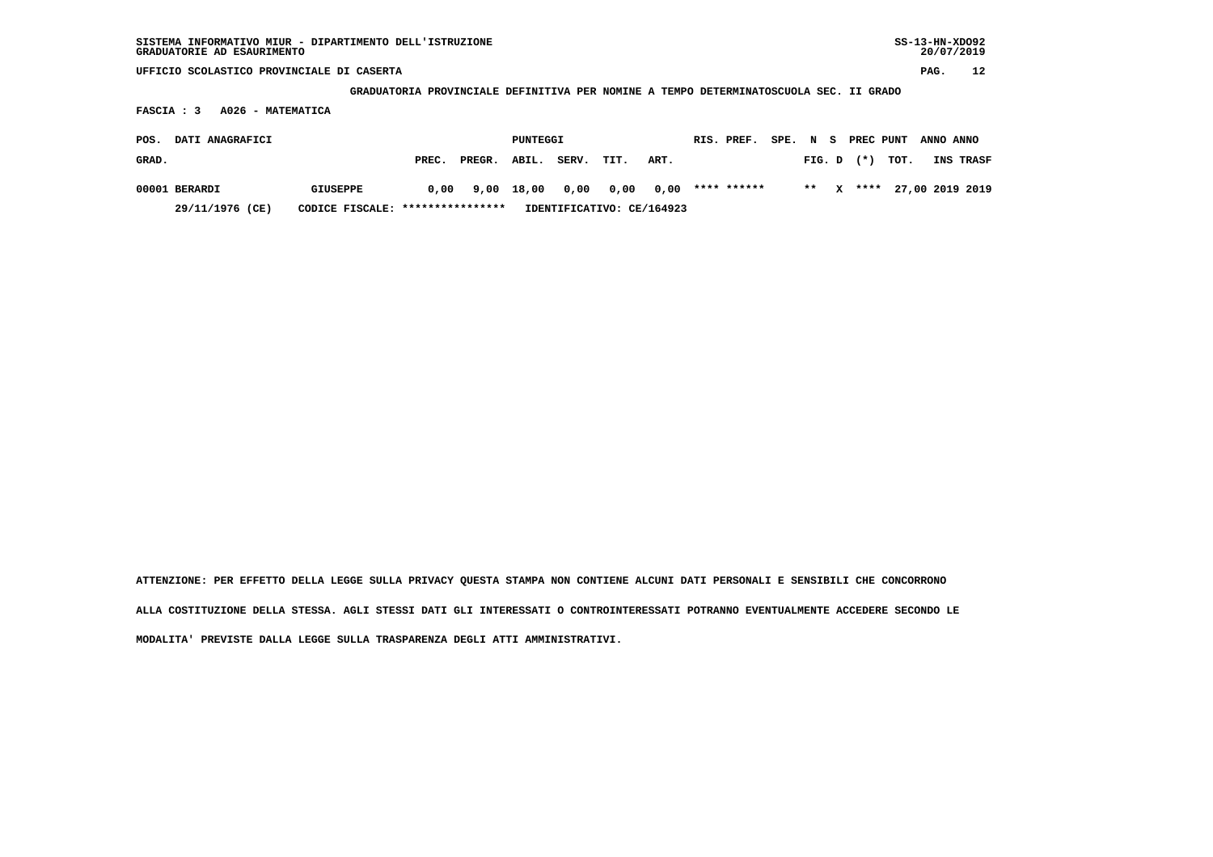SISTEMA INFORMATIVO MIUR - DIPARTIMENTO DELL'ISTRUZIONE
GRADUATORIE AD ESAURIMENTO

UFFICIO SCOLASTICO PROVINCIALE DI CASERTA

**GRADUATORIA PROVINCIALE DEFINITIVA PER NOMINE A TEMPO DETERMINATOSCUOLA SEC. II GRADO**

**FASCIA : 3 A026 - MATEMATICA**

| POS. GRAD. | DATI ANAGRAFICI | | PUNTEGGI PREC. | PREGR. | ABIL. | SERV. | TIT. | ART. | RIS. PREF. | SPE. | N FIG. | S D | PREC (*) | PUNT TOT. | ANNO INS | ANNO TRASF |
|---|---|---|---|---|---|---|---|---|---|---|---|---|---|---|---|---|
| 00001 | BERARDI | GIUSEPPE | 0,00 | 9,00 | 18,00 | 0,00 | 0,00 | 0,00 | **** ****** | | ** | X | **** | 27,00 | 2019 | 2019 |
| | 29/11/1976 (CE) | CODICE FISCALE: **************** | IDENTIFICATIVO: CE/164923 | | | | | | | | | | | | | |

ATTENZIONE: PER EFFETTO DELLA LEGGE SULLA PRIVACY QUESTA STAMPA NON CONTIENE ALCUNI DATI PERSONALI E SENSIBILI CHE CONCORRONO ALLA COSTITUZIONE DELLA STESSA. AGLI STESSI DATI GLI INTERESSATI O CONTROINTERESSATI POTRANNO EVENTUALMENTE ACCEDERE SECONDO LE MODALITA' PREVISTE DALLA LEGGE SULLA TRASPARENZA DEGLI ATTI AMMINISTRATIVI.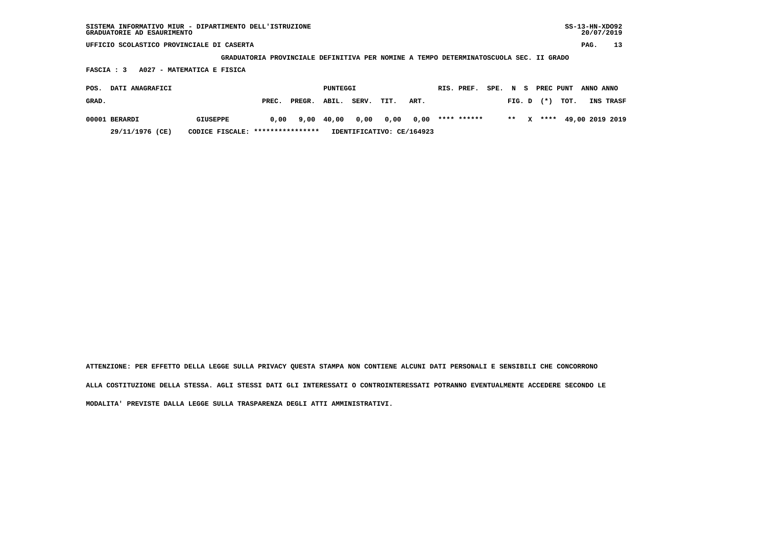SISTEMA INFORMATIVO MIUR - DIPARTIMENTO DELL'ISTRUZIONE
GRADUATORIE AD ESAURIMENTO

UFFICIO SCOLASTICO PROVINCIALE DI CASERTA

GRADUATORIA PROVINCIALE DEFINITIVA PER NOMINE A TEMPO DETERMINATOSCUOLA SEC. II GRADO

FASCIA : 3 A027 - MATEMATICA E FISICA

| POS. GRAD. | DATI ANAGRAFICI | | PUNTEGGI PREC. | PREGR. | ABIL. | SERV. | TIT. | ART. | RIS. | PREF. | SPE. | N FIG. | S D | PREC (*) | PUNT TOT. | ANNO INS | ANNO TRASF |
|---|---|---|---|---|---|---|---|---|---|---|---|---|---|---|---|---|---|
| 00001 | BERARDI | GIUSEPPE | 0,00 | 9,00 | 40,00 | 0,00 | 0,00 | 0,00 | **** | ****** | | ** | X | **** | 49,00 | 2019 | 2019 |
| | 29/11/1976 (CE) | CODICE FISCALE: **************** | IDENTIFICATIVO: CE/164923 | | | | | | | | | | | | | | |

ATTENZIONE: PER EFFETTO DELLA LEGGE SULLA PRIVACY QUESTA STAMPA NON CONTIENE ALCUNI DATI PERSONALI E SENSIBILI CHE CONCORRONO ALLA COSTITUZIONE DELLA STESSA. AGLI STESSI DATI GLI INTERESSATI O CONTROINTERESSATI POTRANNO EVENTUALMENTE ACCEDERE SECONDO LE MODALITA' PREVISTE DALLA LEGGE SULLA TRASPARENZA DEGLI ATTI AMMINISTRATIVI.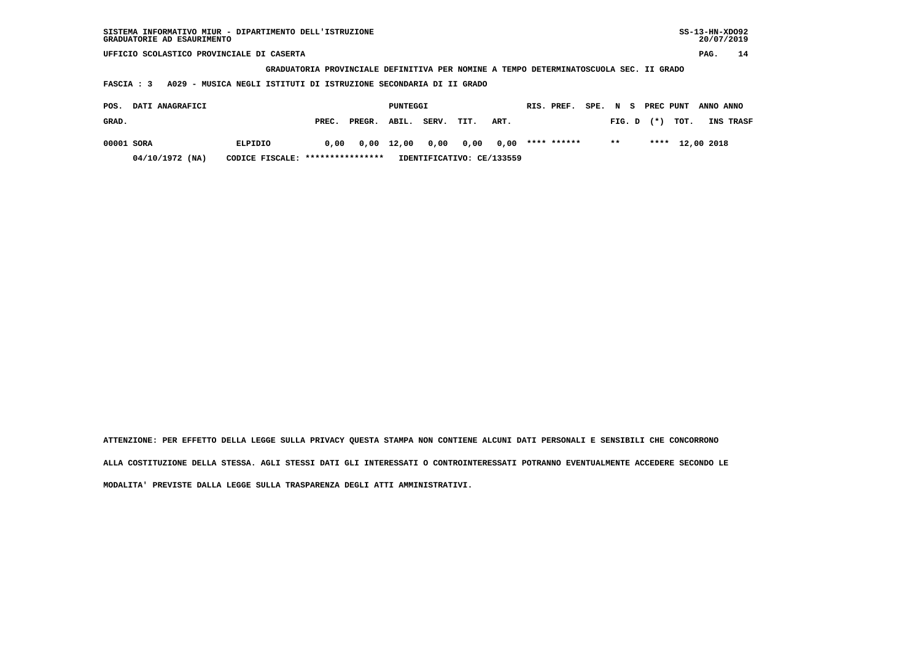UFFICIO SCOLASTICO PROVINCIALE DI CASERTA

GRADUATORIA PROVINCIALE DEFINITIVA PER NOMINE A TEMPO DETERMINATOSCUOLA SEC. II GRADO

FASCIA : 3 A029 - MUSICA NEGLI ISTITUTI DI ISTRUZIONE SECONDARIA DI II GRADO

| POS. GRAD. | DATI ANAGRAFICI | | PUNTEGGI PREC. | PREGR. | ABIL. | SERV. | TIT. | ART. | RIS. PREF. | SPE. | N FIG. | S D | PREC (*) | PUNT TOT. | ANNO INS | ANNO TRASF |
|---|---|---|---|---|---|---|---|---|---|---|---|---|---|---|---|---|
| 00001 | SORA | ELPIDIO | 0,00 | 0,00 | 12,00 | 0,00 | 0,00 | 0,00 | **** ****** | | ** | | **** | 12,00 | 2018 | |
| | 04/10/1972 (NA) | CODICE FISCALE: **************** | IDENTIFICATIVO: CE/133559 | | | | | | | | | | | | | |

ATTENZIONE: PER EFFETTO DELLA LEGGE SULLA PRIVACY QUESTA STAMPA NON CONTIENE ALCUNI DATI PERSONALI E SENSIBILI CHE CONCORRONO ALLA COSTITUZIONE DELLA STESSA. AGLI STESSI DATI GLI INTERESSATI O CONTROINTERESSATI POTRANNO EVENTUALMENTE ACCEDERE SECONDO LE MODALITA' PREVISTE DALLA LEGGE SULLA TRASPARENZA DEGLI ATTI AMMINISTRATIVI.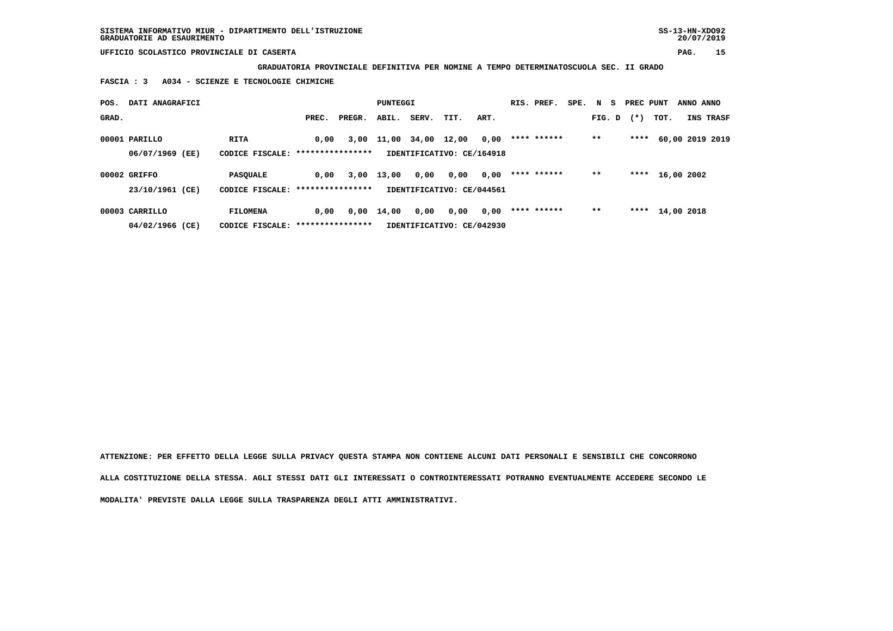SISTEMA INFORMATIVO MIUR - DIPARTIMENTO DELL'ISTRUZIONE
GRADUATORIE AD ESAURIMENTO

UFFICIO SCOLASTICO PROVINCIALE DI CASERTA

**GRADUATORIA PROVINCIALE DEFINITIVA PER NOMINE A TEMPO DETERMINATOSCUOLA SEC. II GRADO**

**FASCIA : 3 A034 - SCIENZE E TECNOLOGIE CHIMICHE**

| POS. GRAD. | DATI ANAGRAFICI | | PREC. | PREGR. | ABIL. | SERV. | TIT. | ART. | RIS. PREF. | SPE. | N FIG. | S D | PREC PUNT (*) | TOT. | ANNO INS | ANNO TRASF |
|---|---|---|---|---|---|---|---|---|---|---|---|---|---|---|---|---|
| 00001 | PARILLO | RITA | 0,00 | 3,00 | 11,00 | 34,00 | 12,00 | 0,00 | **** ****** | | ** | | **** | 60,00 | 2019 | 2019 |
| | 06/07/1969 (EE) | CODICE FISCALE: **************** | IDENTIFICATIVO: CE/164918 | | | | | | | | | | | | | |
| 00002 | GRIFFO | PASQUALE | 0,00 | 3,00 | 13,00 | 0,00 | 0,00 | 0,00 | **** ****** | | ** | | **** | 16,00 | 2002 | |
| | 23/10/1961 (CE) | CODICE FISCALE: **************** | IDENTIFICATIVO: CE/044561 | | | | | | | | | | | | | |
| 00003 | CARRILLO | FILOMENA | 0,00 | 0,00 | 14,00 | 0,00 | 0,00 | 0,00 | **** ****** | | ** | | **** | 14,00 | 2018 | |
| | 04/02/1966 (CE) | CODICE FISCALE: **************** | IDENTIFICATIVO: CE/042930 | | | | | | | | | | | | | |

**ATTENZIONE: PER EFFETTO DELLA LEGGE SULLA PRIVACY QUESTA STAMPA NON CONTIENE ALCUNI DATI PERSONALI E SENSIBILI CHE CONCORRONO ALLA COSTITUZIONE DELLA STESSA. AGLI STESSI DATI GLI INTERESSATI O CONTROINTERESSATI POTRANNO EVENTUALMENTE ACCEDERE SECONDO LE MODALITA' PREVISTE DALLA LEGGE SULLA TRASPARENZA DEGLI ATTI AMMINISTRATIVI.**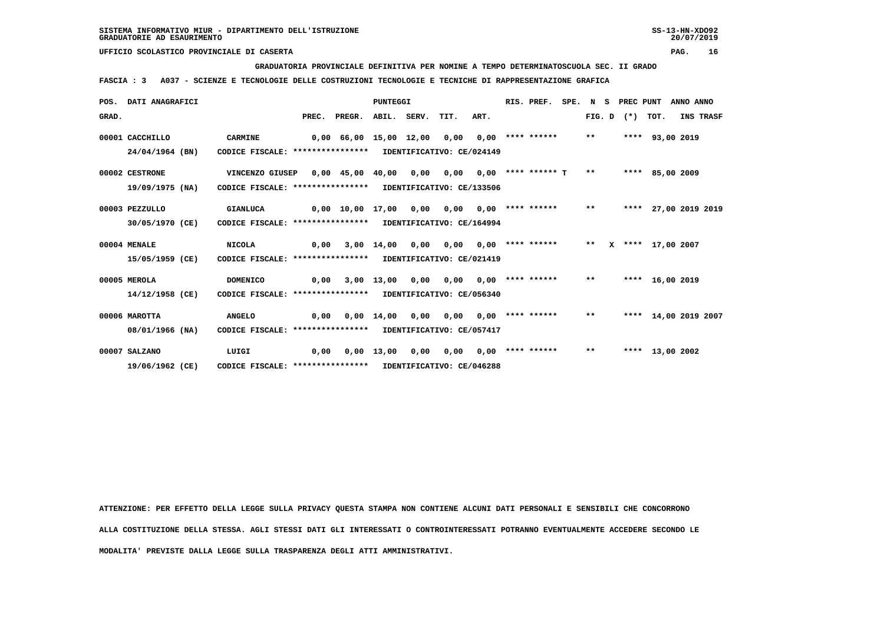SISTEMA INFORMATIVO MIUR - DIPARTIMENTO DELL'ISTRUZIONE
GRADUATORIE AD ESAURIMENTO

UFFICIO SCOLASTICO PROVINCIALE DI CASERTA

**GRADUATORIA PROVINCIALE DEFINITIVA PER NOMINE A TEMPO DETERMINATOSCUOLA SEC. II GRADO**

**FASCIA : 3 A037 - SCIENZE E TECNOLOGIE DELLE COSTRUZIONI TECNOLOGIE E TECNICHE DI RAPPRESENTAZIONE GRAFICA**

| POS. GRAD. | DATI ANAGRAFICI | | PREC. | PREGR. | ABIL. | SERV. | TIT. | ART. | RIS. PREF. | SPE. | N FIG. | S D | PREC (*) | PUNT TOT. | ANNO INS | ANNO TRASF |
|---|---|---|---|---|---|---|---|---|---|---|---|---|---|---|---|---|
| 00001 | CACCHILLO 24/04/1964 (BN) | CARMINE CODICE FISCALE: **************** IDENTIFICATIVO: CE/024149 | 0,00 | 66,00 | 15,00 | 12,00 | 0,00 | 0,00 | **** ****** | | ** | | **** | 93,00 | 2019 | |
| 00002 | CESTRONE 19/09/1975 (NA) | VINCENZO GIUSEP CODICE FISCALE: **************** IDENTIFICATIVO: CE/133506 | 0,00 | 45,00 | 40,00 | 0,00 | 0,00 | 0,00 | **** ****** T | | ** | | **** | 85,00 | 2009 | |
| 00003 | PEZZULLO 30/05/1970 (CE) | GIANLUCA CODICE FISCALE: **************** IDENTIFICATIVO: CE/164994 | 0,00 | 10,00 | 17,00 | 0,00 | 0,00 | 0,00 | **** ****** | | ** | | **** | 27,00 | 2019 | 2019 |
| 00004 | MENALE 15/05/1959 (CE) | NICOLA CODICE FISCALE: **************** IDENTIFICATIVO: CE/021419 | 0,00 | 3,00 | 14,00 | 0,00 | 0,00 | 0,00 | **** ****** | | ** | X | **** | 17,00 | 2007 | |
| 00005 | MEROLA 14/12/1958 (CE) | DOMENICO CODICE FISCALE: **************** IDENTIFICATIVO: CE/056340 | 0,00 | 3,00 | 13,00 | 0,00 | 0,00 | 0,00 | **** ****** | | ** | | **** | 16,00 | 2019 | |
| 00006 | MAROTTA 08/01/1966 (NA) | ANGELO CODICE FISCALE: **************** IDENTIFICATIVO: CE/057417 | 0,00 | 0,00 | 14,00 | 0,00 | 0,00 | 0,00 | **** ****** | | ** | | **** | 14,00 | 2019 | 2007 |
| 00007 | SALZANO 19/06/1962 (CE) | LUIGI CODICE FISCALE: **************** IDENTIFICATIVO: CE/046288 | 0,00 | 0,00 | 13,00 | 0,00 | 0,00 | 0,00 | **** ****** | | ** | | **** | 13,00 | 2002 | |

ATTENZIONE: PER EFFETTO DELLA LEGGE SULLA PRIVACY QUESTA STAMPA NON CONTIENE ALCUNI DATI PERSONALI E SENSIBILI CHE CONCORRONO ALLA COSTITUZIONE DELLA STESSA. AGLI STESSI DATI GLI INTERESSATI O CONTROINTERESSATI POTRANNO EVENTUALMENTE ACCEDERE SECONDO LE MODALITA' PREVISTE DALLA LEGGE SULLA TRASPARENZA DEGLI ATTI AMMINISTRATIVI.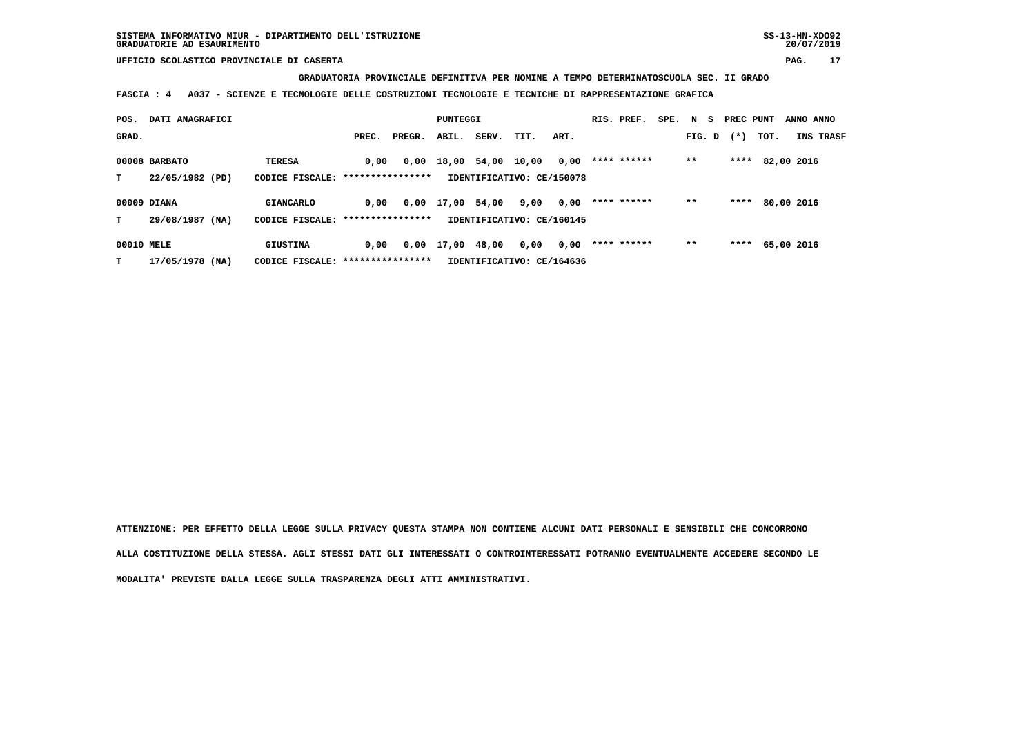**GRADUATORIA PROVINCIALE DEFINITIVA PER NOMINE A TEMPO DETERMINATOSCUOLA SEC. II GRADO**

**FASCIA : 4 A037 - SCIENZE E TECNOLOGIE DELLE COSTRUZIONI TECNOLOGIE E TECNICHE DI RAPPRESENTAZIONE GRAFICA**

| POS. GRAD. | DATI ANAGRAFICI | | PREC. | PREGR. | ABIL. | SERV. | TIT. | ART. | RIS. PREF. | SPE. | N S FIG. D | PREC PUNT (*) | TOT. | ANNO INS | ANNO TRASF |
|---|---|---|---|---|---|---|---|---|---|---|---|---|---|---|---|
| 00008 | BARBATO | TERESA | 0,00 | 0,00 | 18,00 | 54,00 | 10,00 | 0,00 | **** ****** | | ** | **** | 82,00 | 2016 | |
| T | 22/05/1982 (PD) | CODICE FISCALE: **************** | IDENTIFICATIVO: CE/150078 | | | | | | | | | | | | |
| 00009 | DIANA | GIANCARLO | 0,00 | 0,00 | 17,00 | 54,00 | 9,00 | 0,00 | **** ****** | | ** | **** | 80,00 | 2016 | |
| T | 29/08/1987 (NA) | CODICE FISCALE: **************** | IDENTIFICATIVO: CE/160145 | | | | | | | | | | | | |
| 00010 | MELE | GIUSTINA | 0,00 | 0,00 | 17,00 | 48,00 | 0,00 | 0,00 | **** ****** | | ** | **** | 65,00 | 2016 | |
| T | 17/05/1978 (NA) | CODICE FISCALE: **************** | IDENTIFICATIVO: CE/164636 | | | | | | | | | | | | |

**ATTENZIONE: PER EFFETTO DELLA LEGGE SULLA PRIVACY QUESTA STAMPA NON CONTIENE ALCUNI DATI PERSONALI E SENSIBILI CHE CONCORRONO ALLA COSTITUZIONE DELLA STESSA. AGLI STESSI DATI GLI INTERESSATI O CONTROINTERESSATI POTRANNO EVENTUALMENTE ACCEDERE SECONDO LE MODALITA' PREVISTE DALLA LEGGE SULLA TRASPARENZA DEGLI ATTI AMMINISTRATIVI.**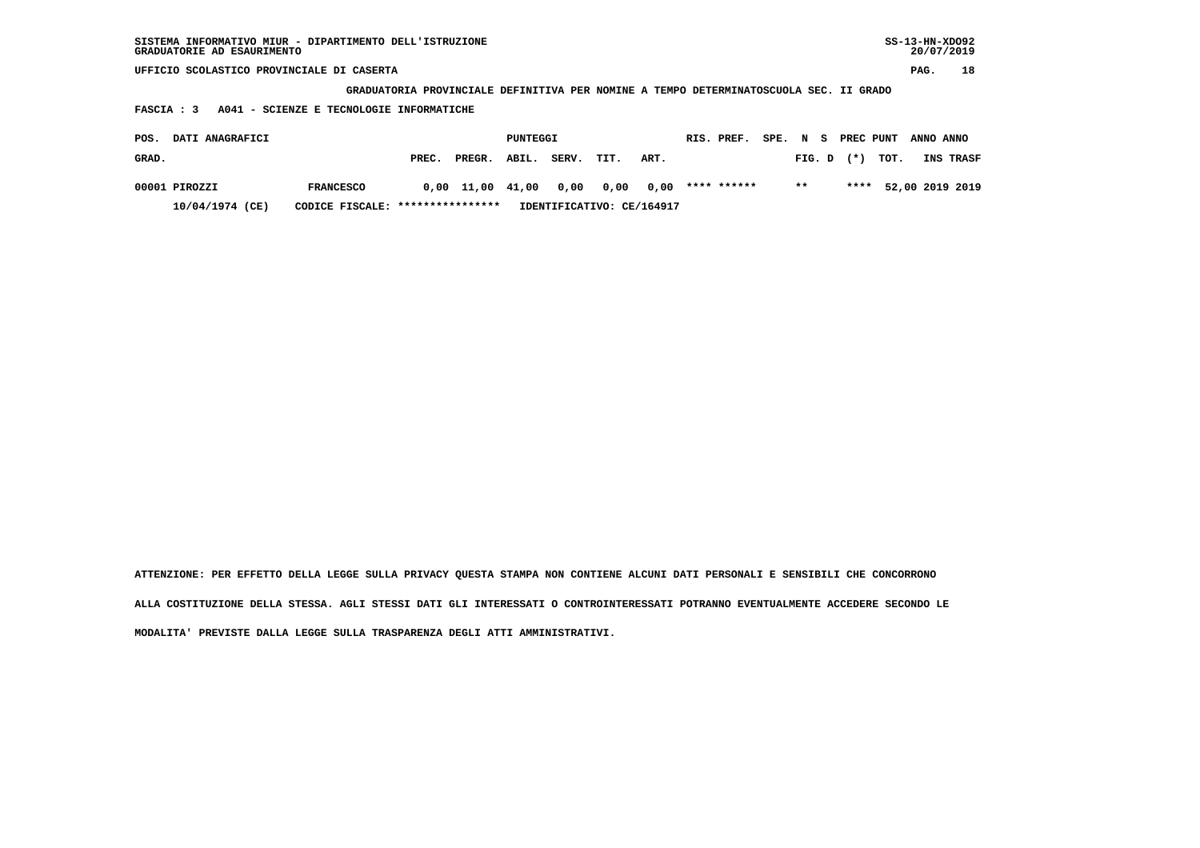SISTEMA INFORMATIVO MIUR - DIPARTIMENTO DELL'ISTRUZIONE
GRADUATORIE AD ESAURIMENTO

SS-13-HN-XDO92
20/07/2019

UFFICIO SCOLASTICO PROVINCIALE DI CASERTA

**GRADUATORIA PROVINCIALE DEFINITIVA PER NOMINE A TEMPO DETERMINATOSCUOLA SEC. II GRADO**

**FASCIA : 3 A041 - SCIENZE E TECNOLOGIE INFORMATICHE**

| POS. GRAD. | DATI ANAGRAFICI | | PREC. | PREGR. | ABIL. | SERV. | TIT. | ART. | RIS. | PREF. | SPE. | N FIG. | S D | PREC (*) | PUNT TOT. | ANNO INS | ANNO TRASF |
|---|---|---|---|---|---|---|---|---|---|---|---|---|---|---|---|---|---|
| 00001 | PIROZZI | FRANCESCO | 0,00 | 11,00 | 41,00 | 0,00 | 0,00 | 0,00 | **** | ****** | | ** | | **** | 52,00 | 2019 | 2019 |
| | 10/04/1974 (CE) | CODICE FISCALE: **************** | IDENTIFICATIVO: CE/164917 | | | | | | | | | | | | | | |

ATTENZIONE: PER EFFETTO DELLA LEGGE SULLA PRIVACY QUESTA STAMPA NON CONTIENE ALCUNI DATI PERSONALI E SENSIBILI CHE CONCORRONO ALLA COSTITUZIONE DELLA STESSA. AGLI STESSI DATI GLI INTERESSATI O CONTROINTERESSATI POTRANNO EVENTUALMENTE ACCEDERE SECONDO LE MODALITA' PREVISTE DALLA LEGGE SULLA TRASPARENZA DEGLI ATTI AMMINISTRATIVI.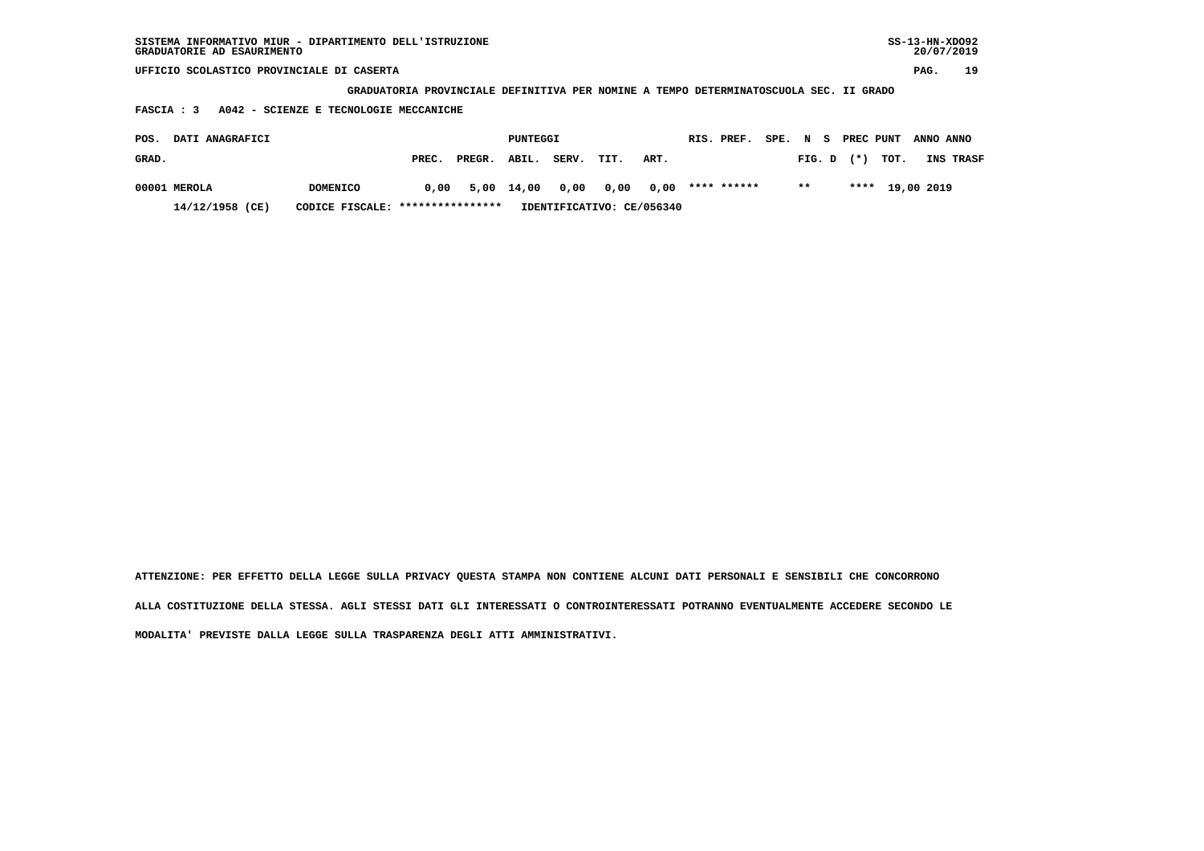SISTEMA INFORMATIVO MIUR - DIPARTIMENTO DELL'ISTRUZIONE
GRADUATORIE AD ESAURIMENTO

UFFICIO SCOLASTICO PROVINCIALE DI CASERTA

**GRADUATORIA PROVINCIALE DEFINITIVA PER NOMINE A TEMPO DETERMINATOSCUOLA SEC. II GRADO**

**FASCIA : 3 A042 - SCIENZE E TECNOLOGIE MECCANICHE**

| POS. GRAD. | DATI ANAGRAFICI | | PREC. | PREGR. | ABIL. | SERV. | TIT. | ART. | RIS. PREF. | SPE. | N S FIG. D | PREC (*) | PUNT TOT. | ANNO INS | ANNO TRASF |
|---|---|---|---|---|---|---|---|---|---|---|---|---|---|---|---|
| 00001 | MEROLA | DOMENICO | 0,00 | 5,00 | 14,00 | 0,00 | 0,00 | 0,00 | **** ****** | | ** | **** | 19,00 | 2019 | |
| | 14/12/1958 (CE) | CODICE FISCALE: **************** | IDENTIFICATIVO: CE/056340 | | | | | | | | | | | | |

ATTENZIONE: PER EFFETTO DELLA LEGGE SULLA PRIVACY QUESTA STAMPA NON CONTIENE ALCUNI DATI PERSONALI E SENSIBILI CHE CONCORRONO ALLA COSTITUZIONE DELLA STESSA. AGLI STESSI DATI GLI INTERESSATI O CONTROINTERESSATI POTRANNO EVENTUALMENTE ACCEDERE SECONDO LE MODALITA' PREVISTE DALLA LEGGE SULLA TRASPARENZA DEGLI ATTI AMMINISTRATIVI.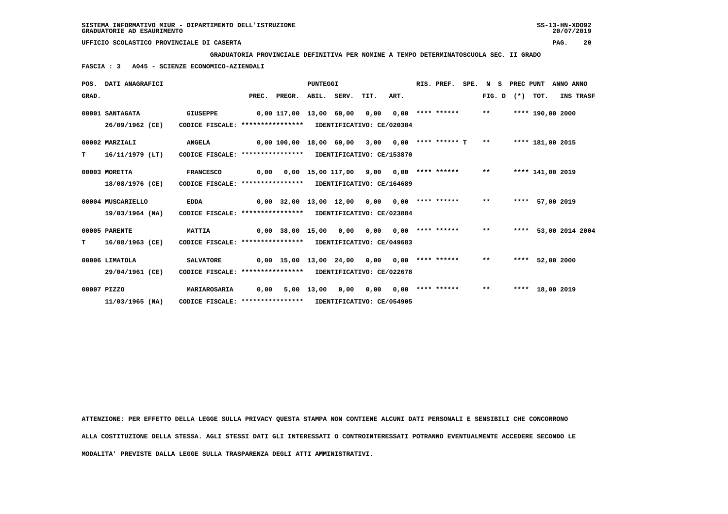GRADUATORIA PROVINCIALE DEFINITIVA PER NOMINE A TEMPO DETERMINATOSCUOLA SEC. II GRADO

FASCIA : 3 A045 - SCIENZE ECONOMICO-AZIENDALI

| POS. GRAD. | DATI ANAGRAFICI | | PREC. | PREGR. | ABIL. | SERV. | TIT. | ART. | RIS. PREF. | SPE. N S FIG. D | PREC (*) | PUNT TOT. | ANNO INS | ANNO TRASF |
|---|---|---|---|---|---|---|---|---|---|---|---|---|---|---|
| 00001 | SANTAGATA 26/09/1962 (CE) | GIUSEPPE CODICE FISCALE: **************** IDENTIFICATIVO: CE/020384 | 0,00 | 117,00 | 13,00 | 60,00 | 0,00 | 0,00 | **** ****** | ** | **** | 190,00 | 2000 | |
| 00002 T | MARZIALI 16/11/1979 (LT) | ANGELA CODICE FISCALE: **************** IDENTIFICATIVO: CE/153870 | 0,00 | 100,00 | 18,00 | 60,00 | 3,00 | 0,00 | **** ****** T | ** | **** | 181,00 | 2015 | |
| 00003 | MORETTA 18/08/1976 (CE) | FRANCESCO CODICE FISCALE: **************** IDENTIFICATIVO: CE/164689 | 0,00 | 0,00 | 15,00 | 117,00 | 9,00 | 0,00 | **** ****** | ** | **** | 141,00 | 2019 | |
| 00004 | MUSCARIELLO 19/03/1964 (NA) | EDDA CODICE FISCALE: **************** IDENTIFICATIVO: CE/023884 | 0,00 | 32,00 | 13,00 | 12,00 | 0,00 | 0,00 | **** ****** | ** | **** | 57,00 | 2019 | |
| 00005 T | PARENTE 16/08/1963 (CE) | MATTIA CODICE FISCALE: **************** IDENTIFICATIVO: CE/049683 | 0,00 | 38,00 | 15,00 | 0,00 | 0,00 | 0,00 | **** ****** | ** | **** | 53,00 | 2014 | 2004 |
| 00006 | LIMATOLA 29/04/1961 (CE) | SALVATORE CODICE FISCALE: **************** IDENTIFICATIVO: CE/022678 | 0,00 | 15,00 | 13,00 | 24,00 | 0,00 | 0,00 | **** ****** | ** | **** | 52,00 | 2000 | |
| 00007 | PIZZO 11/03/1965 (NA) | MARIAROSARIA CODICE FISCALE: **************** IDENTIFICATIVO: CE/054905 | 0,00 | 5,00 | 13,00 | 0,00 | 0,00 | 0,00 | **** ****** | ** | **** | 18,00 | 2019 | |

ATTENZIONE: PER EFFETTO DELLA LEGGE SULLA PRIVACY QUESTA STAMPA NON CONTIENE ALCUNI DATI PERSONALI E SENSIBILI CHE CONCORRONO ALLA COSTITUZIONE DELLA STESSA. AGLI STESSI DATI GLI INTERESSATI O CONTROINTERESSATI POTRANNO EVENTUALMENTE ACCEDERE SECONDO LE MODALITA' PREVISTE DALLA LEGGE SULLA TRASPARENZA DEGLI ATTI AMMINISTRATIVI.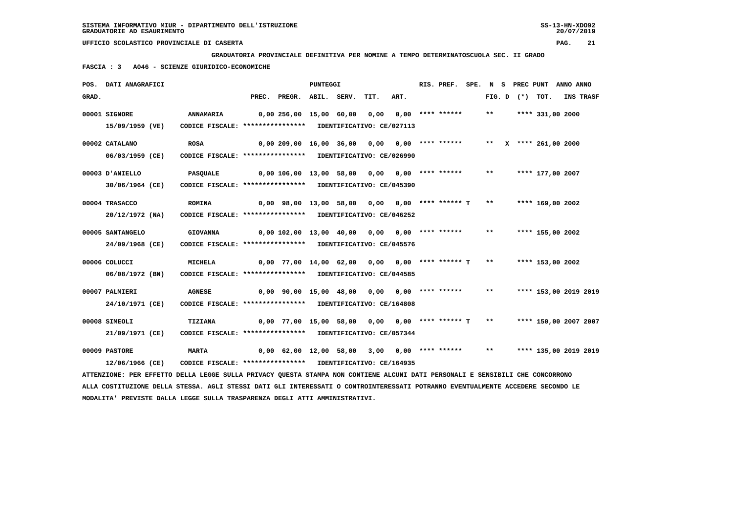**GRADUATORIA PROVINCIALE DEFINITIVA PER NOMINE A TEMPO DETERMINATOSCUOLA SEC. II GRADO**

**FASCIA : 3 A046 - SCIENZE GIURIDICO-ECONOMICHE**

| POS. GRAD. | DATI ANAGRAFICI | | PREC. | PREGR. | ABIL. | SERV. | TIT. | ART. | RIS. PREF. | SPE. | N FIG. | S D | (*) | PREC PUNT TOT. | ANNO INS | ANNO TRASF |
|---|---|---|---|---|---|---|---|---|---|---|---|---|---|---|---|---|
| 00001 | SIGNORE 15/09/1959 (VE) | ANNAMARIA CODICE FISCALE: **************** IDENTIFICATIVO: CE/027113 | 0,00 | 256,00 | 15,00 | 60,00 | 0,00 | 0,00 | **** ****** | | ** | | | **** 331,00 | 2000 | |
| 00002 | CATALANO 06/03/1959 (CE) | ROSA CODICE FISCALE: **************** IDENTIFICATIVO: CE/026990 | 0,00 | 209,00 | 16,00 | 36,00 | 0,00 | 0,00 | **** ****** | | ** | | X | **** 261,00 | 2000 | |
| 00003 | D'ANIELLO 30/06/1964 (CE) | PASQUALE CODICE FISCALE: **************** IDENTIFICATIVO: CE/045390 | 0,00 | 106,00 | 13,00 | 58,00 | 0,00 | 0,00 | **** ****** | | ** | | | **** 177,00 | 2007 | |
| 00004 | TRASACCO 20/12/1972 (NA) | ROMINA CODICE FISCALE: **************** IDENTIFICATIVO: CE/046252 | 0,00 | 98,00 | 13,00 | 58,00 | 0,00 | 0,00 | **** ****** | T | ** | | | **** 169,00 | 2002 | |
| 00005 | SANTANGELO 24/09/1968 (CE) | GIOVANNA CODICE FISCALE: **************** IDENTIFICATIVO: CE/045576 | 0,00 | 102,00 | 13,00 | 40,00 | 0,00 | 0,00 | **** ****** | | ** | | | **** 155,00 | 2002 | |
| 00006 | COLUCCI 06/08/1972 (BN) | MICHELA CODICE FISCALE: **************** IDENTIFICATIVO: CE/044585 | 0,00 | 77,00 | 14,00 | 62,00 | 0,00 | 0,00 | **** ****** | T | ** | | | **** 153,00 | 2002 | |
| 00007 | PALMIERI 24/10/1971 (CE) | AGNESE CODICE FISCALE: **************** IDENTIFICATIVO: CE/164808 | 0,00 | 90,00 | 15,00 | 48,00 | 0,00 | 0,00 | **** ****** | | ** | | | **** 153,00 | 2019 | 2019 |
| 00008 | SIMEOLI 21/09/1971 (CE) | TIZIANA CODICE FISCALE: **************** IDENTIFICATIVO: CE/057344 | 0,00 | 77,00 | 15,00 | 58,00 | 0,00 | 0,00 | **** ****** | T | ** | | | **** 150,00 | 2007 | 2007 |
| 00009 | PASTORE 12/06/1966 (CE) | MARTA CODICE FISCALE: **************** IDENTIFICATIVO: CE/164935 | 0,00 | 62,00 | 12,00 | 58,00 | 3,00 | 0,00 | **** ****** | | ** | | | **** 135,00 | 2019 | 2019 |

ATTENZIONE: PER EFFETTO DELLA LEGGE SULLA PRIVACY QUESTA STAMPA NON CONTIENE ALCUNI DATI PERSONALI E SENSIBILI CHE CONCORRONO ALLA COSTITUZIONE DELLA STESSA. AGLI STESSI DATI GLI INTERESSATI O CONTROINTERESSATI POTRANNO EVENTUALMENTE ACCEDERE SECONDO LE MODALITA' PREVISTE DALLA LEGGE SULLA TRASPARENZA DEGLI ATTI AMMINISTRATIVI.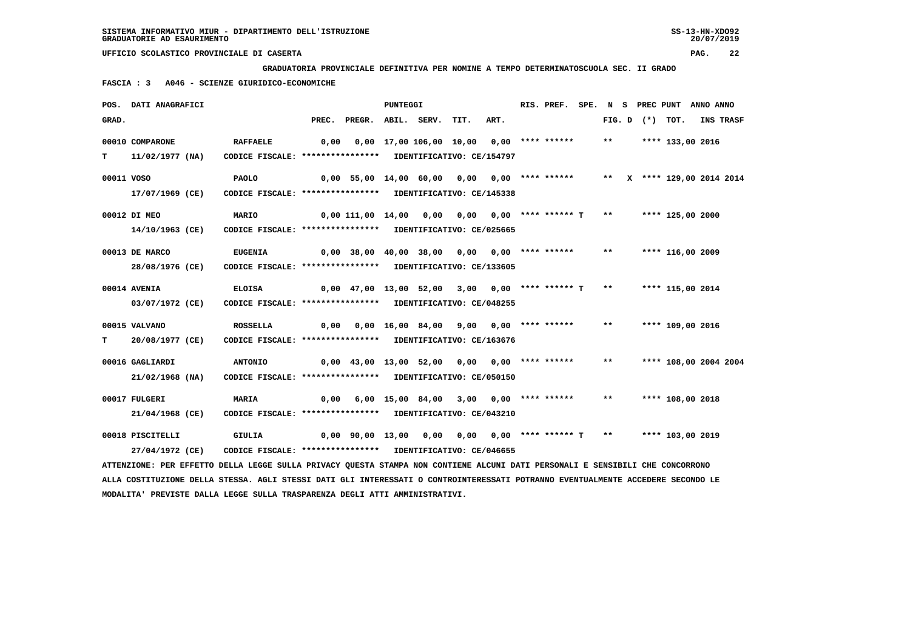SISTEMA INFORMATIVO MIUR - DIPARTIMENTO DELL'ISTRUZIONE
GRADUATORIE AD ESAURIMENTO

UFFICIO SCOLASTICO PROVINCIALE DI CASERTA

**GRADUATORIA PROVINCIALE DEFINITIVA PER NOMINE A TEMPO DETERMINATOSCUOLA SEC. II GRADO**

**FASCIA : 3 A046 - SCIENZE GIURIDICO-ECONOMICHE**

| POS. GRAD. | DATI ANAGRAFICI | | PREC. | PREGR. | ABIL. | SERV. | TIT. | ART. | RIS. PREF. | SPE. | N | S | PREC PUNT (*) | TOT. | ANNO INS | ANNO TRASF |
|---|---|---|---|---|---|---|---|---|---|---|---|---|---|---|---|---|
| 00010 | COMPARONE | RAFFAELE | 0,00 | 0,00 | 17,00 | 106,00 | 10,00 | 0,00 | **** ****** | | ** | | | **** 133,00 | 2016 | |
| T | 11/02/1977 (NA) | CODICE FISCALE: **************** IDENTIFICATIVO: CE/154797 | | | | | | | | | | | | | | |
| 00011 | VOSO | PAOLO | 0,00 | 55,00 | 14,00 | 60,00 | 0,00 | 0,00 | **** ****** | | ** | X | | **** 129,00 | 2014 | 2014 |
| | 17/07/1969 (CE) | CODICE FISCALE: **************** IDENTIFICATIVO: CE/145338 | | | | | | | | | | | | | | |
| 00012 | DI MEO | MARIO | 0,00 | 111,00 | 14,00 | 0,00 | 0,00 | 0,00 | **** ****** T | | ** | | | **** 125,00 | 2000 | |
| | 14/10/1963 (CE) | CODICE FISCALE: **************** IDENTIFICATIVO: CE/025665 | | | | | | | | | | | | | | |
| 00013 | DE MARCO | EUGENIA | 0,00 | 38,00 | 40,00 | 38,00 | 0,00 | 0,00 | **** ****** | | ** | | | **** 116,00 | 2009 | |
| | 28/08/1976 (CE) | CODICE FISCALE: **************** IDENTIFICATIVO: CE/133605 | | | | | | | | | | | | | | |
| 00014 | AVENIA | ELOISA | 0,00 | 47,00 | 13,00 | 52,00 | 3,00 | 0,00 | **** ****** T | | ** | | | **** 115,00 | 2014 | |
| | 03/07/1972 (CE) | CODICE FISCALE: **************** IDENTIFICATIVO: CE/048255 | | | | | | | | | | | | | | |
| 00015 | VALVANO | ROSSELLA | 0,00 | 0,00 | 16,00 | 84,00 | 9,00 | 0,00 | **** ****** | | ** | | | **** 109,00 | 2016 | |
| T | 20/08/1977 (CE) | CODICE FISCALE: **************** IDENTIFICATIVO: CE/163676 | | | | | | | | | | | | | | |
| 00016 | GAGLIARDI | ANTONIO | 0,00 | 43,00 | 13,00 | 52,00 | 0,00 | 0,00 | **** ****** | | ** | | | **** 108,00 | 2004 | 2004 |
| | 21/02/1968 (NA) | CODICE FISCALE: **************** IDENTIFICATIVO: CE/050150 | | | | | | | | | | | | | | |
| 00017 | FULGERI | MARIA | 0,00 | 6,00 | 15,00 | 84,00 | 3,00 | 0,00 | **** ****** | | ** | | | **** 108,00 | 2018 | |
| | 21/04/1968 (CE) | CODICE FISCALE: **************** IDENTIFICATIVO: CE/043210 | | | | | | | | | | | | | | |
| 00018 | PISCITELLI | GIULIA | 0,00 | 90,00 | 13,00 | 0,00 | 0,00 | 0,00 | **** ****** T | | ** | | | **** 103,00 | 2019 | |
| | 27/04/1972 (CE) | CODICE FISCALE: **************** IDENTIFICATIVO: CE/046655 | | | | | | | | | | | | | | |

ATTENZIONE: PER EFFETTO DELLA LEGGE SULLA PRIVACY QUESTA STAMPA NON CONTIENE ALCUNI DATI PERSONALI E SENSIBILI CHE CONCORRONO ALLA COSTITUZIONE DELLA STESSA. AGLI STESSI DATI GLI INTERESSATI O CONTROINTERESSATI POTRANNO EVENTUALMENTE ACCEDERE SECONDO LE MODALITA' PREVISTE DALLA LEGGE SULLA TRASPARENZA DEGLI ATTI AMMINISTRATIVI.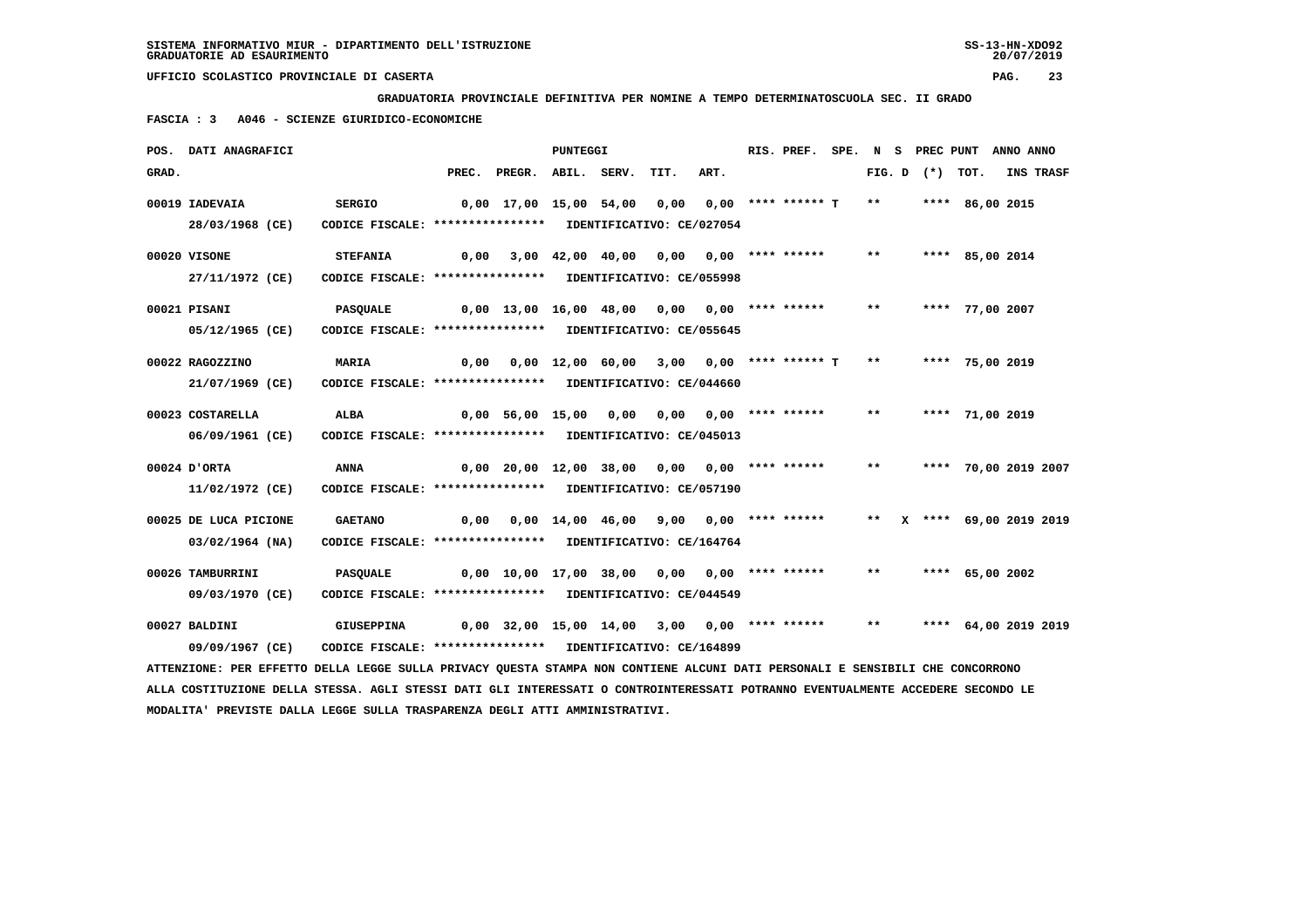SISTEMA INFORMATIVO MIUR - DIPARTIMENTO DELL'ISTRUZIONE
GRADUATORIE AD ESAURIMENTO

UFFICIO SCOLASTICO PROVINCIALE DI CASERTA

**GRADUATORIA PROVINCIALE DEFINITIVA PER NOMINE A TEMPO DETERMINATOSCUOLA SEC. II GRADO**

**FASCIA : 3 A046 - SCIENZE GIURIDICO-ECONOMICHE**

| POS. GRAD. | DATI ANAGRAFICI | | PREC. | PREGR. | ABIL. | SERV. | TIT. | ART. | RIS. PREF. | SPE. | N | S | FIG. D | (*) | PREC PUNT TOT. | ANNO INS | ANNO TRASF |
|---|---|---|---|---|---|---|---|---|---|---|---|---|---|---|---|---|---|
| 00019 | IADEVAIA 28/03/1968 (CE) | SERGIO CODICE FISCALE: **************** IDENTIFICATIVO: CE/027054 | 0,00 | 17,00 | 15,00 | 54,00 | 0,00 | 0,00 | **** ****** T | | | | ** | | **** 86,00 | 2015 | |
| 00020 | VISONE 27/11/1972 (CE) | STEFANIA CODICE FISCALE: **************** IDENTIFICATIVO: CE/055998 | 0,00 | 3,00 | 42,00 | 40,00 | 0,00 | 0,00 | **** ****** | | | | ** | | **** 85,00 | 2014 | |
| 00021 | PISANI 05/12/1965 (CE) | PASQUALE CODICE FISCALE: **************** IDENTIFICATIVO: CE/055645 | 0,00 | 13,00 | 16,00 | 48,00 | 0,00 | 0,00 | **** ****** | | | | ** | | **** 77,00 | 2007 | |
| 00022 | RAGOZZINO 21/07/1969 (CE) | MARIA CODICE FISCALE: **************** IDENTIFICATIVO: CE/044660 | 0,00 | 0,00 | 12,00 | 60,00 | 3,00 | 0,00 | **** ****** T | | | | ** | | **** 75,00 | 2019 | |
| 00023 | COSTARELLA 06/09/1961 (CE) | ALBA CODICE FISCALE: **************** IDENTIFICATIVO: CE/045013 | 0,00 | 56,00 | 15,00 | 0,00 | 0,00 | 0,00 | **** ****** | | | | ** | | **** 71,00 | 2019 | |
| 00024 | D'ORTA 11/02/1972 (CE) | ANNA CODICE FISCALE: **************** IDENTIFICATIVO: CE/057190 | 0,00 | 20,00 | 12,00 | 38,00 | 0,00 | 0,00 | **** ****** | | | | ** | | **** 70,00 | 2019 | 2007 |
| 00025 | DE LUCA PICIONE 03/02/1964 (NA) | GAETANO CODICE FISCALE: **************** IDENTIFICATIVO: CE/164764 | 0,00 | 0,00 | 14,00 | 46,00 | 9,00 | 0,00 | **** ****** | | | | ** | X | **** 69,00 | 2019 | 2019 |
| 00026 | TAMBURRINI 09/03/1970 (CE) | PASQUALE CODICE FISCALE: **************** IDENTIFICATIVO: CE/044549 | 0,00 | 10,00 | 17,00 | 38,00 | 0,00 | 0,00 | **** ****** | | | | ** | | **** 65,00 | 2002 | |
| 00027 | BALDINI 09/09/1967 (CE) | GIUSEPPINA CODICE FISCALE: **************** IDENTIFICATIVO: CE/164899 | 0,00 | 32,00 | 15,00 | 14,00 | 3,00 | 0,00 | **** ****** | | | | ** | | **** 64,00 | 2019 | 2019 |

ATTENZIONE: PER EFFETTO DELLA LEGGE SULLA PRIVACY QUESTA STAMPA NON CONTIENE ALCUNI DATI PERSONALI E SENSIBILI CHE CONCORRONO ALLA COSTITUZIONE DELLA STESSA. AGLI STESSI DATI GLI INTERESSATI O CONTROINTERESSATI POTRANNO EVENTUALMENTE ACCEDERE SECONDO LE MODALITA' PREVISTE DALLA LEGGE SULLA TRASPARENZA DEGLI ATTI AMMINISTRATIVI.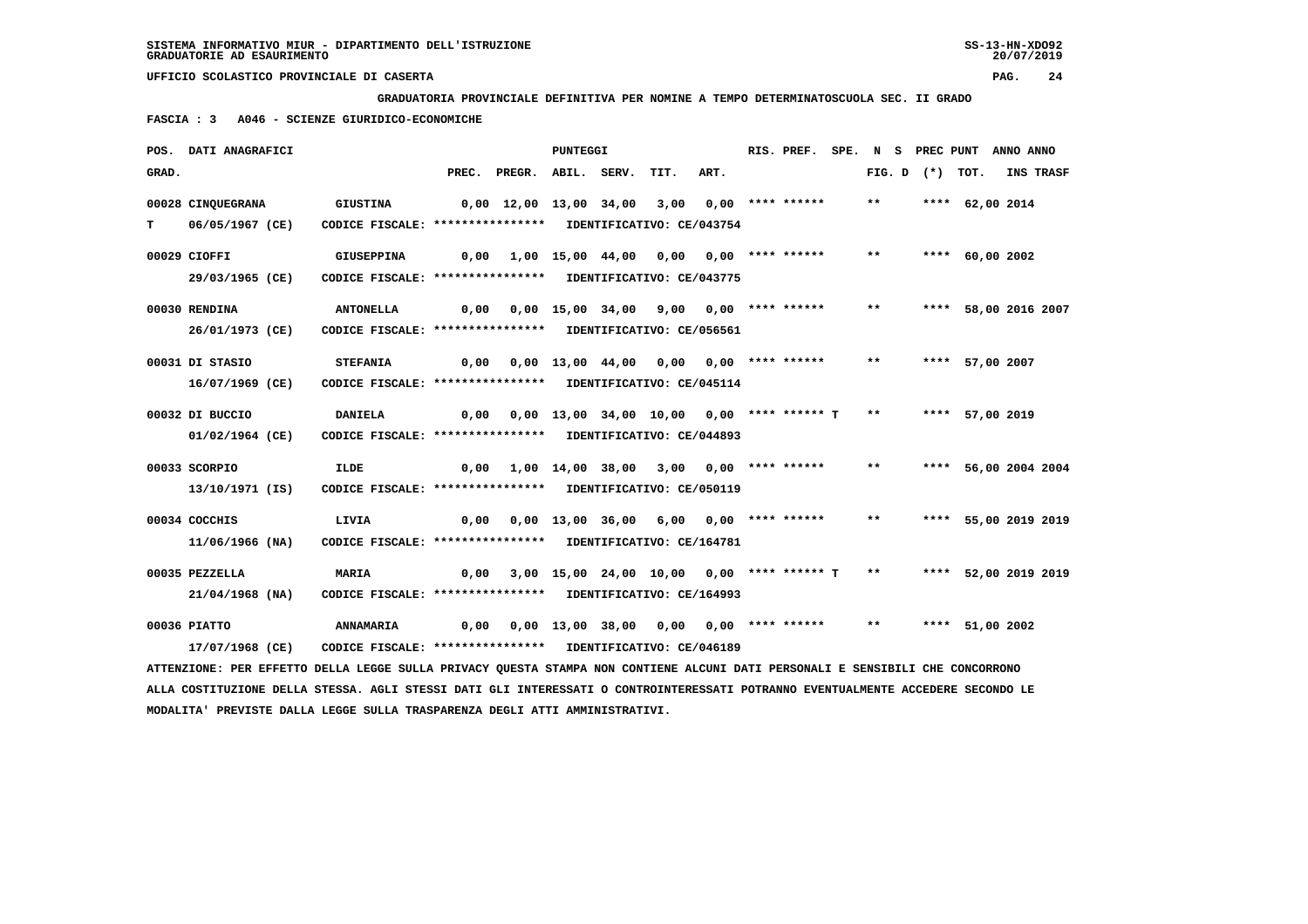SISTEMA INFORMATIVO MIUR - DIPARTIMENTO DELL'ISTRUZIONE
GRADUATORIE AD ESAURIMENTO

UFFICIO SCOLASTICO PROVINCIALE DI CASERTA

**GRADUATORIA PROVINCIALE DEFINITIVA PER NOMINE A TEMPO DETERMINATOSCUOLA SEC. II GRADO**

**FASCIA : 3 A046 - SCIENZE GIURIDICO-ECONOMICHE**

| POS. GRAD. | DATI ANAGRAFICI | | PREC. | PREGR. | ABIL. | SERV. | TIT. | ART. | RIS. PREF. | SPE. | FIG. D (*) | N S | PREC PUNT TOT. | ANNO INS | ANNO TRASF |
|---|---|---|---|---|---|---|---|---|---|---|---|---|---|---|---|
| 00028 | CINQUEGRANA | GIUSTINA | 0,00 | 12,00 | 13,00 | 34,00 | 3,00 | 0,00 | **** ****** | | ** | | **** 62,00 | 2014 | |
| T | 06/05/1967 (CE) | CODICE FISCALE: **************** IDENTIFICATIVO: CE/043754 | | | | | | | | | | | | | |
| 00029 | CIOFFI | GIUSEPPINA | 0,00 | 1,00 | 15,00 | 44,00 | 0,00 | 0,00 | **** ****** | | ** | | **** 60,00 | 2002 | |
| | 29/03/1965 (CE) | CODICE FISCALE: **************** IDENTIFICATIVO: CE/043775 | | | | | | | | | | | | | |
| 00030 | RENDINA | ANTONELLA | 0,00 | 0,00 | 15,00 | 34,00 | 9,00 | 0,00 | **** ****** | | ** | | **** 58,00 | 2016 | 2007 |
| | 26/01/1973 (CE) | CODICE FISCALE: **************** IDENTIFICATIVO: CE/056561 | | | | | | | | | | | | | |
| 00031 | DI STASIO | STEFANIA | 0,00 | 0,00 | 13,00 | 44,00 | 0,00 | 0,00 | **** ****** | | ** | | **** 57,00 | 2007 | |
| | 16/07/1969 (CE) | CODICE FISCALE: **************** IDENTIFICATIVO: CE/045114 | | | | | | | | | | | | | |
| 00032 | DI BUCCIO | DANIELA | 0,00 | 0,00 | 13,00 | 34,00 | 10,00 | 0,00 | **** ****** T | | ** | | **** 57,00 | 2019 | |
| | 01/02/1964 (CE) | CODICE FISCALE: **************** IDENTIFICATIVO: CE/044893 | | | | | | | | | | | | | |
| 00033 | SCORPIO | ILDE | 0,00 | 1,00 | 14,00 | 38,00 | 3,00 | 0,00 | **** ****** | | ** | | **** 56,00 | 2004 | 2004 |
| | 13/10/1971 (IS) | CODICE FISCALE: **************** IDENTIFICATIVO: CE/050119 | | | | | | | | | | | | | |
| 00034 | COCCHIS | LIVIA | 0,00 | 0,00 | 13,00 | 36,00 | 6,00 | 0,00 | **** ****** | | ** | | **** 55,00 | 2019 | 2019 |
| | 11/06/1966 (NA) | CODICE FISCALE: **************** IDENTIFICATIVO: CE/164781 | | | | | | | | | | | | | |
| 00035 | PEZZELLA | MARIA | 0,00 | 3,00 | 15,00 | 24,00 | 10,00 | 0,00 | **** ****** T | | ** | | **** 52,00 | 2019 | 2019 |
| | 21/04/1968 (NA) | CODICE FISCALE: **************** IDENTIFICATIVO: CE/164993 | | | | | | | | | | | | | |
| 00036 | PIATTO | ANNAMARIA | 0,00 | 0,00 | 13,00 | 38,00 | 0,00 | 0,00 | **** ****** | | ** | | **** 51,00 | 2002 | |
| | 17/07/1968 (CE) | CODICE FISCALE: **************** IDENTIFICATIVO: CE/046189 | | | | | | | | | | | | | |

ATTENZIONE: PER EFFETTO DELLA LEGGE SULLA PRIVACY QUESTA STAMPA NON CONTIENE ALCUNI DATI PERSONALI E SENSIBILI CHE CONCORRONO ALLA COSTITUZIONE DELLA STESSA. AGLI STESSI DATI GLI INTERESSATI O CONTROINTERESSATI POTRANNO EVENTUALMENTE ACCEDERE SECONDO LE MODALITA' PREVISTE DALLA LEGGE SULLA TRASPARENZA DEGLI ATTI AMMINISTRATIVI.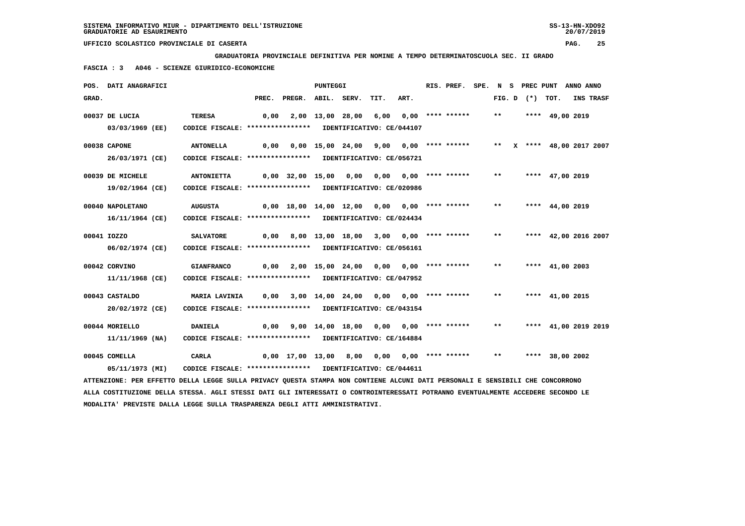SISTEMA INFORMATIVO MIUR - DIPARTIMENTO DELL'ISTRUZIONE
GRADUATORIE AD ESAURIMENTO

UFFICIO SCOLASTICO PROVINCIALE DI CASERTA

**GRADUATORIA PROVINCIALE DEFINITIVA PER NOMINE A TEMPO DETERMINATOSCUOLA SEC. II GRADO**

**FASCIA : 3 A046 - SCIENZE GIURIDICO-ECONOMICHE**

| POS. GRAD. | DATI ANAGRAFICI | | PREC. | PREGR. | ABIL. | SERV. | TIT. | ART. | RIS. PREF. | SPE. | N FIG. | S D | (*) | PREC PUNT TOT. | ANNO INS | ANNO TRASF |
|---|---|---|---|---|---|---|---|---|---|---|---|---|---|---|---|---|
| 00037 | DE LUCIA 03/03/1969 (EE) | TERESA CODICE FISCALE: **************** IDENTIFICATIVO: CE/044107 | 0,00 | 2,00 | 13,00 | 28,00 | 6,00 | 0,00 | **** ****** | | ** | | **** | 49,00 | 2019 | |
| 00038 | CAPONE 26/03/1971 (CE) | ANTONELLA CODICE FISCALE: **************** IDENTIFICATIVO: CE/056721 | 0,00 | 0,00 | 15,00 | 24,00 | 9,00 | 0,00 | **** ****** | | ** | X | **** | 48,00 | 2017 | 2007 |
| 00039 | DE MICHELE 19/02/1964 (CE) | ANTONIETTA CODICE FISCALE: **************** IDENTIFICATIVO: CE/020986 | 0,00 | 32,00 | 15,00 | 0,00 | 0,00 | 0,00 | **** ****** | | ** | | **** | 47,00 | 2019 | |
| 00040 | NAPOLETANO 16/11/1964 (CE) | AUGUSTA CODICE FISCALE: **************** IDENTIFICATIVO: CE/024434 | 0,00 | 18,00 | 14,00 | 12,00 | 0,00 | 0,00 | **** ****** | | ** | | **** | 44,00 | 2019 | |
| 00041 | IOZZO 06/02/1974 (CE) | SALVATORE CODICE FISCALE: **************** IDENTIFICATIVO: CE/056161 | 0,00 | 8,00 | 13,00 | 18,00 | 3,00 | 0,00 | **** ****** | | ** | | **** | 42,00 | 2016 | 2007 |
| 00042 | CORVINO 11/11/1968 (CE) | GIANFRANCO CODICE FISCALE: **************** IDENTIFICATIVO: CE/047952 | 0,00 | 2,00 | 15,00 | 24,00 | 0,00 | 0,00 | **** ****** | | ** | | **** | 41,00 | 2003 | |
| 00043 | CASTALDO 20/02/1972 (CE) | MARIA LAVINIA CODICE FISCALE: **************** IDENTIFICATIVO: CE/043154 | 0,00 | 3,00 | 14,00 | 24,00 | 0,00 | 0,00 | **** ****** | | ** | | **** | 41,00 | 2015 | |
| 00044 | MORIELLO 11/11/1969 (NA) | DANIELA CODICE FISCALE: **************** IDENTIFICATIVO: CE/164884 | 0,00 | 9,00 | 14,00 | 18,00 | 0,00 | 0,00 | **** ****** | | ** | | **** | 41,00 | 2019 | 2019 |
| 00045 | COMELLA 05/11/1973 (MI) | CARLA CODICE FISCALE: **************** IDENTIFICATIVO: CE/044611 | 0,00 | 17,00 | 13,00 | 8,00 | 0,00 | 0,00 | **** ****** | | ** | | **** | 38,00 | 2002 | |

ATTENZIONE: PER EFFETTO DELLA LEGGE SULLA PRIVACY QUESTA STAMPA NON CONTIENE ALCUNI DATI PERSONALI E SENSIBILI CHE CONCORRONO ALLA COSTITUZIONE DELLA STESSA. AGLI STESSI DATI GLI INTERESSATI O CONTROINTERESSATI POTRANNO EVENTUALMENTE ACCEDERE SECONDO LE MODALITA' PREVISTE DALLA LEGGE SULLA TRASPARENZA DEGLI ATTI AMMINISTRATIVI.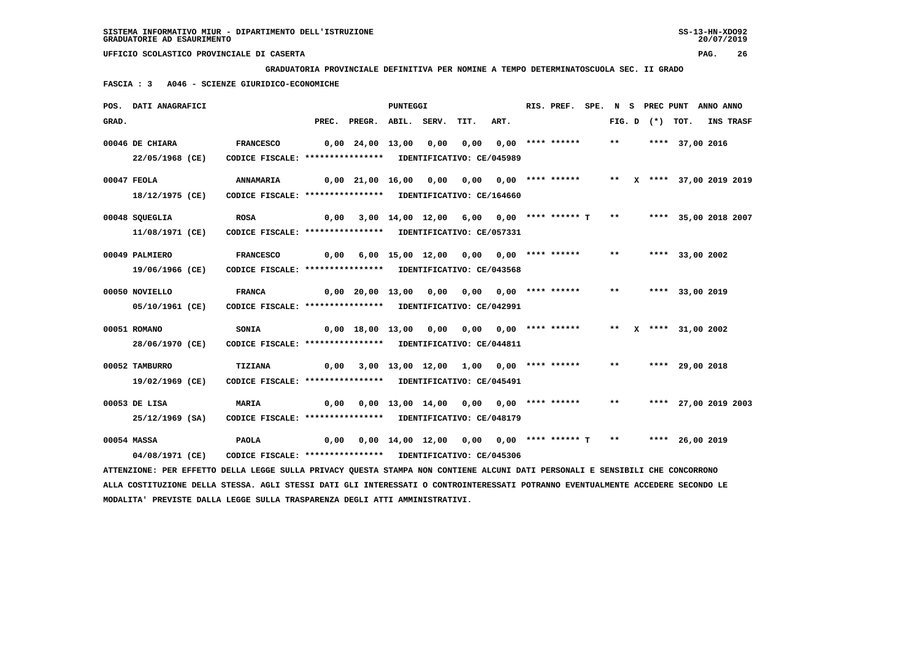**SISTEMA INFORMATIVO MIUR - DIPARTIMENTO DELL'ISTRUZIONE** SS-13-HN-XDO92
**GRADUATORIE AD ESAURIMENTO** 20/07/2019

**UFFICIO SCOLASTICO PROVINCIALE DI CASERTA** PAG. 26

**GRADUATORIA PROVINCIALE DEFINITIVA PER NOMINE A TEMPO DETERMINATOSCUOLA SEC. II GRADO**

**FASCIA : 3 A046 - SCIENZE GIURIDICO-ECONOMICHE**

| POS. GRAD. | DATI ANAGRAFICI | | PREC. | PREGR. | ABIL. | SERV. | TIT. | ART. | RIS. PREF. | SPE. | N FIG. | S D | PREC PUNT (*) | TOT. | ANNO INS | ANNO TRASF |
|---|---|---|---|---|---|---|---|---|---|---|---|---|---|---|---|---|
| 00046 | DE CHIARA 22/05/1968 (CE) | FRANCESCO CODICE FISCALE: **************** IDENTIFICATIVO: CE/045989 | 0,00 | 24,00 | 13,00 | 0,00 | 0,00 | 0,00 | **** ****** | | ** | | **** | 37,00 | 2016 | |
| 00047 | FEOLA 18/12/1975 (CE) | ANNAMARIA CODICE FISCALE: **************** IDENTIFICATIVO: CE/164660 | 0,00 | 21,00 | 16,00 | 0,00 | 0,00 | 0,00 | **** ****** | | ** | X | **** | 37,00 | 2019 | 2019 |
| 00048 | SQUEGLIA 11/08/1971 (CE) | ROSA CODICE FISCALE: **************** IDENTIFICATIVO: CE/057331 | 0,00 | 3,00 | 14,00 | 12,00 | 6,00 | 0,00 | **** ****** T | | ** | | **** | 35,00 | 2018 | 2007 |
| 00049 | PALMIERO 19/06/1966 (CE) | FRANCESCO CODICE FISCALE: **************** IDENTIFICATIVO: CE/043568 | 0,00 | 6,00 | 15,00 | 12,00 | 0,00 | 0,00 | **** ****** | | ** | | **** | 33,00 | 2002 | |
| 00050 | NOVIELLO 05/10/1961 (CE) | FRANCA CODICE FISCALE: **************** IDENTIFICATIVO: CE/042991 | 0,00 | 20,00 | 13,00 | 0,00 | 0,00 | 0,00 | **** ****** | | ** | | **** | 33,00 | 2019 | |
| 00051 | ROMANO 28/06/1970 (CE) | SONIA CODICE FISCALE: **************** IDENTIFICATIVO: CE/044811 | 0,00 | 18,00 | 13,00 | 0,00 | 0,00 | 0,00 | **** ****** | | ** | X | **** | 31,00 | 2002 | |
| 00052 | TAMBURRO 19/02/1969 (CE) | TIZIANA CODICE FISCALE: **************** IDENTIFICATIVO: CE/045491 | 0,00 | 3,00 | 13,00 | 12,00 | 1,00 | 0,00 | **** ****** | | ** | | **** | 29,00 | 2018 | |
| 00053 | DE LISA 25/12/1969 (SA) | MARIA CODICE FISCALE: **************** IDENTIFICATIVO: CE/048179 | 0,00 | 0,00 | 13,00 | 14,00 | 0,00 | 0,00 | **** ****** | | ** | | **** | 27,00 | 2019 | 2003 |
| 00054 | MASSA 04/08/1971 (CE) | PAOLA CODICE FISCALE: **************** IDENTIFICATIVO: CE/045306 | 0,00 | 0,00 | 14,00 | 12,00 | 0,00 | 0,00 | **** ****** T | | ** | | **** | 26,00 | 2019 | |

ATTENZIONE: PER EFFETTO DELLA LEGGE SULLA PRIVACY QUESTA STAMPA NON CONTIENE ALCUNI DATI PERSONALI E SENSIBILI CHE CONCORRONO ALLA COSTITUZIONE DELLA STESSA. AGLI STESSI DATI GLI INTERESSATI O CONTROINTERESSATI POTRANNO EVENTUALMENTE ACCEDERE SECONDO LE MODALITA' PREVISTE DALLA LEGGE SULLA TRASPARENZA DEGLI ATTI AMMINISTRATIVI.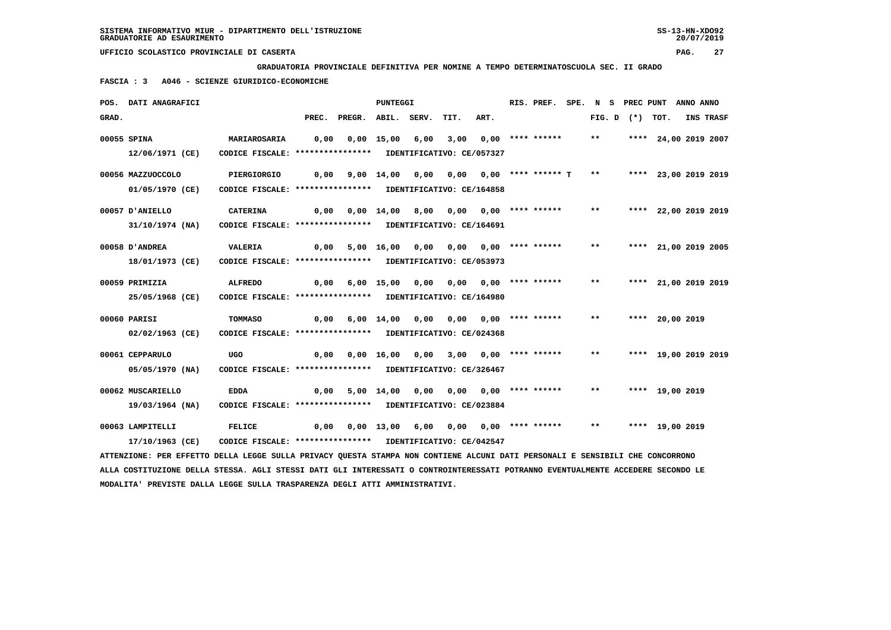SISTEMA INFORMATIVO MIUR - DIPARTIMENTO DELL'ISTRUZIONE
GRADUATORIE AD ESAURIMENTO

UFFICIO SCOLASTICO PROVINCIALE DI CASERTA

**GRADUATORIA PROVINCIALE DEFINITIVA PER NOMINE A TEMPO DETERMINATOSCUOLA SEC. II GRADO**

**FASCIA : 3 A046 - SCIENZE GIURIDICO-ECONOMICHE**

| POS. GRAD. | DATI ANAGRAFICI | | PREC. | PREGR. | ABIL. | SERV. | TIT. | ART. | RIS. PREF. | SPE. | N S FIG. D | PREC PUNT (*) | TOT. | ANNO INS | ANNO TRASF |
|---|---|---|---|---|---|---|---|---|---|---|---|---|---|---|---|
| 00055 | SPINA 12/06/1971 (CE) | MARIAROSARIA CODICE FISCALE: **************** IDENTIFICATIVO: CE/057327 | 0,00 | 0,00 | 15,00 | 6,00 | 3,00 | 0,00 | **** ****** | | ** | **** | 24,00 | 2019 | 2007 |
| 00056 | MAZZUOCCOLO 01/05/1970 (CE) | PIERGIORGIO CODICE FISCALE: **************** IDENTIFICATIVO: CE/164858 | 0,00 | 9,00 | 14,00 | 0,00 | 0,00 | 0,00 | **** ****** T | | ** | **** | 23,00 | 2019 | 2019 |
| 00057 | D'ANIELLO 31/10/1974 (NA) | CATERINA CODICE FISCALE: **************** IDENTIFICATIVO: CE/164691 | 0,00 | 0,00 | 14,00 | 8,00 | 0,00 | 0,00 | **** ****** | | ** | **** | 22,00 | 2019 | 2019 |
| 00058 | D'ANDREA 18/01/1973 (CE) | VALERIA CODICE FISCALE: **************** IDENTIFICATIVO: CE/053973 | 0,00 | 5,00 | 16,00 | 0,00 | 0,00 | 0,00 | **** ****** | | ** | **** | 21,00 | 2019 | 2005 |
| 00059 | PRIMIZIA 25/05/1968 (CE) | ALFREDO CODICE FISCALE: **************** IDENTIFICATIVO: CE/164980 | 0,00 | 6,00 | 15,00 | 0,00 | 0,00 | 0,00 | **** ****** | | ** | **** | 21,00 | 2019 | 2019 |
| 00060 | PARISI 02/02/1963 (CE) | TOMMASO CODICE FISCALE: **************** IDENTIFICATIVO: CE/024368 | 0,00 | 6,00 | 14,00 | 0,00 | 0,00 | 0,00 | **** ****** | | ** | **** | 20,00 | 2019 | |
| 00061 | CEPPARULO 05/05/1970 (NA) | UGO CODICE FISCALE: **************** IDENTIFICATIVO: CE/326467 | 0,00 | 0,00 | 16,00 | 0,00 | 3,00 | 0,00 | **** ****** | | ** | **** | 19,00 | 2019 | 2019 |
| 00062 | MUSCARIELLO 19/03/1964 (NA) | EDDA CODICE FISCALE: **************** IDENTIFICATIVO: CE/023884 | 0,00 | 5,00 | 14,00 | 0,00 | 0,00 | 0,00 | **** ****** | | ** | **** | 19,00 | 2019 | |
| 00063 | LAMPITELLI 17/10/1963 (CE) | FELICE CODICE FISCALE: **************** IDENTIFICATIVO: CE/042547 | 0,00 | 0,00 | 13,00 | 6,00 | 0,00 | 0,00 | **** ****** | | ** | **** | 19,00 | 2019 | |

ATTENZIONE: PER EFFETTO DELLA LEGGE SULLA PRIVACY QUESTA STAMPA NON CONTIENE ALCUNI DATI PERSONALI E SENSIBILI CHE CONCORRONO ALLA COSTITUZIONE DELLA STESSA. AGLI STESSI DATI GLI INTERESSATI O CONTROINTERESSATI POTRANNO EVENTUALMENTE ACCEDERE SECONDO LE MODALITA' PREVISTE DALLA LEGGE SULLA TRASPARENZA DEGLI ATTI AMMINISTRATIVI.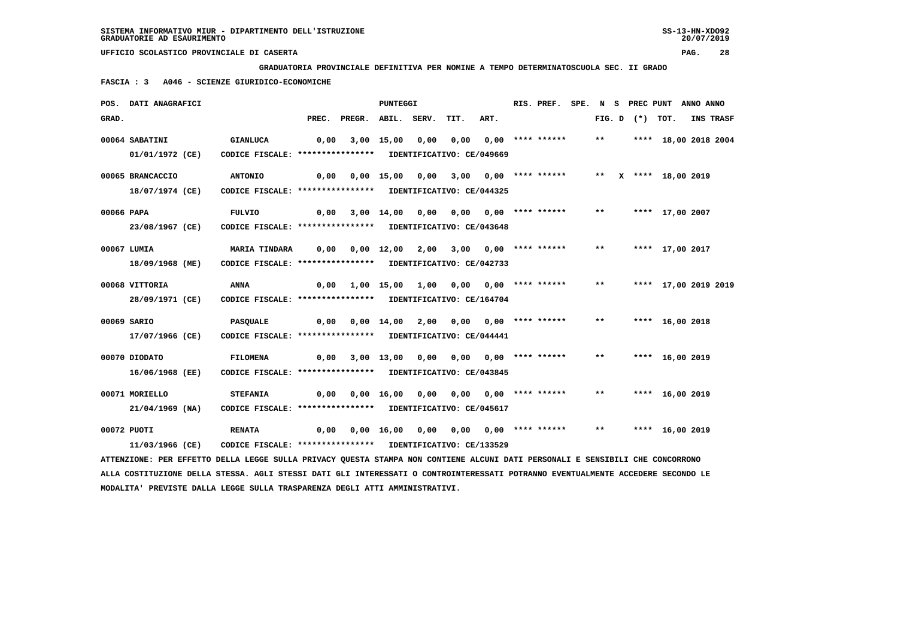GRADUATORIA PROVINCIALE DEFINITIVA PER NOMINE A TEMPO DETERMINATOSCUOLA SEC. II GRADO

FASCIA : 3   A046 - SCIENZE GIURIDICO-ECONOMICHE

| POS. GRAD. | DATI ANAGRAFICI | | PREC. | PREGR. | ABIL. | SERV. | TIT. | ART. | RIS. PREF. | SPE. | N FIG. | S D | PREC (*) | PUNT TOT. | ANNO INS | ANNO TRASF |
|---|---|---|---|---|---|---|---|---|---|---|---|---|---|---|---|---|
| 00064 | SABATINI | GIANLUCA | 0,00 | 3,00 | 15,00 | 0,00 | 0,00 | 0,00 | **** ****** | | ** | | **** | 18,00 | 2018 | 2004 |
| | 01/01/1972 (CE) | CODICE FISCALE: **************** | IDENTIFICATIVO: CE/049669 | | | | | | | | | | | | | |
| 00065 | BRANCACCIO | ANTONIO | 0,00 | 0,00 | 15,00 | 0,00 | 3,00 | 0,00 | **** ****** | | ** | X | **** | 18,00 | 2019 | |
| | 18/07/1974 (CE) | CODICE FISCALE: **************** | IDENTIFICATIVO: CE/044325 | | | | | | | | | | | | | |
| 00066 | PAPA | FULVIO | 0,00 | 3,00 | 14,00 | 0,00 | 0,00 | 0,00 | **** ****** | | ** | | **** | 17,00 | 2007 | |
| | 23/08/1967 (CE) | CODICE FISCALE: **************** | IDENTIFICATIVO: CE/043648 | | | | | | | | | | | | | |
| 00067 | LUMIA | MARIA TINDARA | 0,00 | 0,00 | 12,00 | 2,00 | 3,00 | 0,00 | **** ****** | | ** | | **** | 17,00 | 2017 | |
| | 18/09/1968 (ME) | CODICE FISCALE: **************** | IDENTIFICATIVO: CE/042733 | | | | | | | | | | | | | |
| 00068 | VITTORIA | ANNA | 0,00 | 1,00 | 15,00 | 1,00 | 0,00 | 0,00 | **** ****** | | ** | | **** | 17,00 | 2019 | 2019 |
| | 28/09/1971 (CE) | CODICE FISCALE: **************** | IDENTIFICATIVO: CE/164704 | | | | | | | | | | | | | |
| 00069 | SARIO | PASQUALE | 0,00 | 0,00 | 14,00 | 2,00 | 0,00 | 0,00 | **** ****** | | ** | | **** | 16,00 | 2018 | |
| | 17/07/1966 (CE) | CODICE FISCALE: **************** | IDENTIFICATIVO: CE/044441 | | | | | | | | | | | | | |
| 00070 | DIODATO | FILOMENA | 0,00 | 3,00 | 13,00 | 0,00 | 0,00 | 0,00 | **** ****** | | ** | | **** | 16,00 | 2019 | |
| | 16/06/1968 (EE) | CODICE FISCALE: **************** | IDENTIFICATIVO: CE/043845 | | | | | | | | | | | | | |
| 00071 | MORIELLO | STEFANIA | 0,00 | 0,00 | 16,00 | 0,00 | 0,00 | 0,00 | **** ****** | | ** | | **** | 16,00 | 2019 | |
| | 21/04/1969 (NA) | CODICE FISCALE: **************** | IDENTIFICATIVO: CE/045617 | | | | | | | | | | | | | |
| 00072 | PUOTI | RENATA | 0,00 | 0,00 | 16,00 | 0,00 | 0,00 | 0,00 | **** ****** | | ** | | **** | 16,00 | 2019 | |
| | 11/03/1966 (CE) | CODICE FISCALE: **************** | IDENTIFICATIVO: CE/133529 | | | | | | | | | | | | | |

ATTENZIONE: PER EFFETTO DELLA LEGGE SULLA PRIVACY QUESTA STAMPA NON CONTIENE ALCUNI DATI PERSONALI E SENSIBILI CHE CONCORRONO ALLA COSTITUZIONE DELLA STESSA. AGLI STESSI DATI GLI INTERESSATI O CONTROINTERESSATI POTRANNO EVENTUALMENTE ACCEDERE SECONDO LE MODALITA' PREVISTE DALLA LEGGE SULLA TRASPARENZA DEGLI ATTI AMMINISTRATIVI.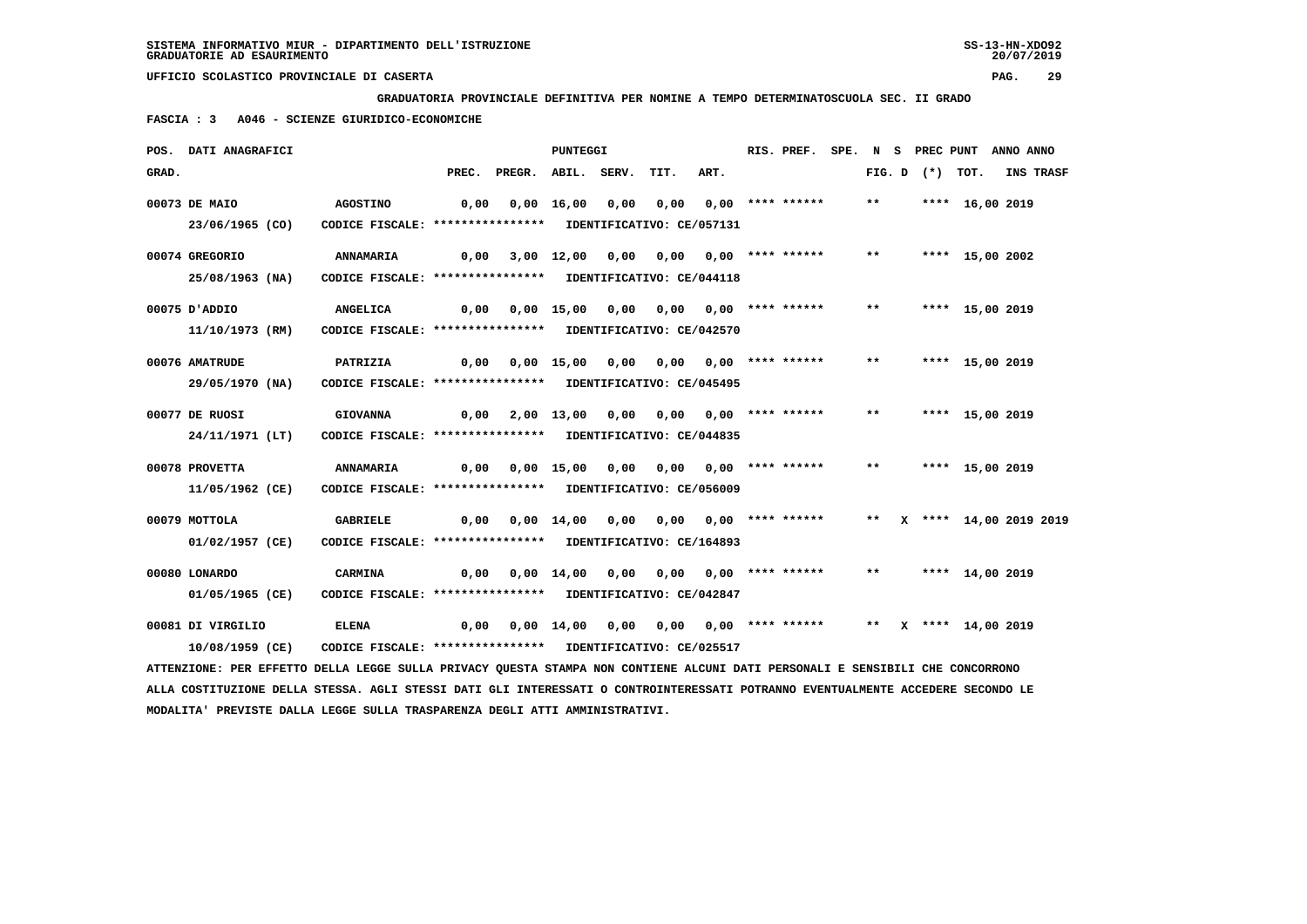SISTEMA INFORMATIVO MIUR - DIPARTIMENTO DELL'ISTRUZIONE
GRADUATORIE AD ESAURIMENTO

UFFICIO SCOLASTICO PROVINCIALE DI CASERTA

**GRADUATORIA PROVINCIALE DEFINITIVA PER NOMINE A TEMPO DETERMINATOSCUOLA SEC. II GRADO**

**FASCIA : 3 A046 - SCIENZE GIURIDICO-ECONOMICHE**

| POS. GRAD. | DATI ANAGRAFICI | | PREC. | PREGR. | ABIL. | SERV. | TIT. | ART. | RIS. PREF. | SPE. | N FIG. D | S (*) | PREC PUNT | TOT. | ANNO INS | ANNO TRASF |
|---|---|---|---|---|---|---|---|---|---|---|---|---|---|---|---|---|
| 00073 | DE MAIO 23/06/1965 (CO) | AGOSTINO CODICE FISCALE: **************** IDENTIFICATIVO: CE/057131 | 0,00 | 0,00 | 16,00 | 0,00 | 0,00 | 0,00 | **** ****** | | ** | | **** | 16,00 | 2019 | |
| 00074 | GREGORIO 25/08/1963 (NA) | ANNAMARIA CODICE FISCALE: **************** IDENTIFICATIVO: CE/044118 | 0,00 | 3,00 | 12,00 | 0,00 | 0,00 | 0,00 | **** ****** | | ** | | **** | 15,00 | 2002 | |
| 00075 | D'ADDIO 11/10/1973 (RM) | ANGELICA CODICE FISCALE: **************** IDENTIFICATIVO: CE/042570 | 0,00 | 0,00 | 15,00 | 0,00 | 0,00 | 0,00 | **** ****** | | ** | | **** | 15,00 | 2019 | |
| 00076 | AMATRUDE 29/05/1970 (NA) | PATRIZIA CODICE FISCALE: **************** IDENTIFICATIVO: CE/045495 | 0,00 | 0,00 | 15,00 | 0,00 | 0,00 | 0,00 | **** ****** | | ** | | **** | 15,00 | 2019 | |
| 00077 | DE RUOSI 24/11/1971 (LT) | GIOVANNA CODICE FISCALE: **************** IDENTIFICATIVO: CE/044835 | 0,00 | 2,00 | 13,00 | 0,00 | 0,00 | 0,00 | **** ****** | | ** | | **** | 15,00 | 2019 | |
| 00078 | PROVETTA 11/05/1962 (CE) | ANNAMARIA CODICE FISCALE: **************** IDENTIFICATIVO: CE/056009 | 0,00 | 0,00 | 15,00 | 0,00 | 0,00 | 0,00 | **** ****** | | ** | | **** | 15,00 | 2019 | |
| 00079 | MOTTOLA 01/02/1957 (CE) | GABRIELE CODICE FISCALE: **************** IDENTIFICATIVO: CE/164893 | 0,00 | 0,00 | 14,00 | 0,00 | 0,00 | 0,00 | **** ****** | | ** | X | **** | 14,00 | 2019 | 2019 |
| 00080 | LONARDO 01/05/1965 (CE) | CARMINA CODICE FISCALE: **************** IDENTIFICATIVO: CE/042847 | 0,00 | 0,00 | 14,00 | 0,00 | 0,00 | 0,00 | **** ****** | | ** | | **** | 14,00 | 2019 | |
| 00081 | DI VIRGILIO 10/08/1959 (CE) | ELENA CODICE FISCALE: **************** IDENTIFICATIVO: CE/025517 | 0,00 | 0,00 | 14,00 | 0,00 | 0,00 | 0,00 | **** ****** | | ** | X | **** | 14,00 | 2019 | |

ATTENZIONE: PER EFFETTO DELLA LEGGE SULLA PRIVACY QUESTA STAMPA NON CONTIENE ALCUNI DATI PERSONALI E SENSIBILI CHE CONCORRONO ALLA COSTITUZIONE DELLA STESSA. AGLI STESSI DATI GLI INTERESSATI O CONTROINTERESSATI POTRANNO EVENTUALMENTE ACCEDERE SECONDO LE MODALITA' PREVISTE DALLA LEGGE SULLA TRASPARENZA DEGLI ATTI AMMINISTRATIVI.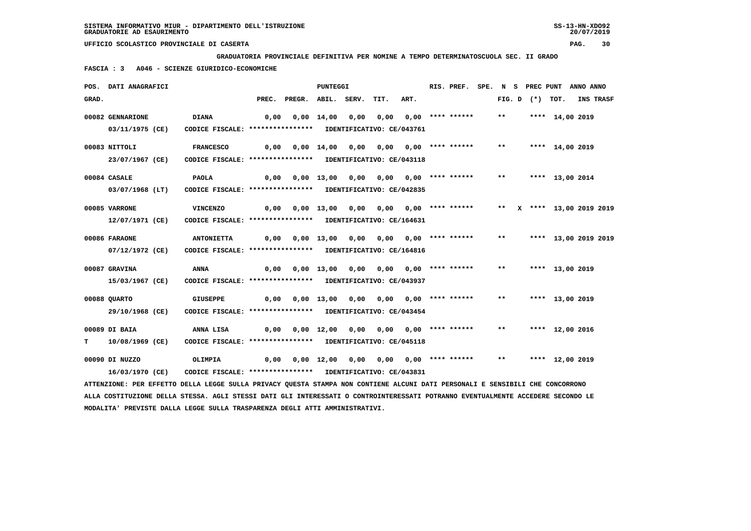SISTEMA INFORMATIVO MIUR - DIPARTIMENTO DELL'ISTRUZIONE
GRADUATORIE AD ESAURIMENTO

UFFICIO SCOLASTICO PROVINCIALE DI CASERTA

**GRADUATORIA PROVINCIALE DEFINITIVA PER NOMINE A TEMPO DETERMINATOSCUOLA SEC. II GRADO**

**FASCIA : 3 A046 - SCIENZE GIURIDICO-ECONOMICHE**

| POS. GRAD. | DATI ANAGRAFICI | | PREC. | PREGR. | ABIL. | SERV. | TIT. | ART. | RIS. PREF. | SPE. | N FIG. D | S (*) | PREC PUNT TOT. | ANNO INS | ANNO TRASF |
|---|---|---|---|---|---|---|---|---|---|---|---|---|---|---|---|
| 00082 | GENNARIONE 03/11/1975 (CE) | DIANA CODICE FISCALE: **************** IDENTIFICATIVO: CE/043761 | 0,00 | 0,00 | 14,00 | 0,00 | 0,00 | 0,00 | **** ****** | | ** | | **** 14,00 | 2019 | |
| 00083 | NITTOLI 23/07/1967 (CE) | FRANCESCO CODICE FISCALE: **************** IDENTIFICATIVO: CE/043118 | 0,00 | 0,00 | 14,00 | 0,00 | 0,00 | 0,00 | **** ****** | | ** | | **** 14,00 | 2019 | |
| 00084 | CASALE 03/07/1968 (LT) | PAOLA CODICE FISCALE: **************** IDENTIFICATIVO: CE/042835 | 0,00 | 0,00 | 13,00 | 0,00 | 0,00 | 0,00 | **** ****** | | ** | | **** 13,00 | 2014 | |
| 00085 | VARRONE 12/07/1971 (CE) | VINCENZO CODICE FISCALE: **************** IDENTIFICATIVO: CE/164631 | 0,00 | 0,00 | 13,00 | 0,00 | 0,00 | 0,00 | **** ****** | | ** | X | **** 13,00 | 2019 | 2019 |
| 00086 | FARAONE 07/12/1972 (CE) | ANTONIETTA CODICE FISCALE: **************** IDENTIFICATIVO: CE/164816 | 0,00 | 0,00 | 13,00 | 0,00 | 0,00 | 0,00 | **** ****** | | ** | | **** 13,00 | 2019 | 2019 |
| 00087 | GRAVINA 15/03/1967 (CE) | ANNA CODICE FISCALE: **************** IDENTIFICATIVO: CE/043937 | 0,00 | 0,00 | 13,00 | 0,00 | 0,00 | 0,00 | **** ****** | | ** | | **** 13,00 | 2019 | |
| 00088 | QUARTO 29/10/1968 (CE) | GIUSEPPE CODICE FISCALE: **************** IDENTIFICATIVO: CE/043454 | 0,00 | 0,00 | 13,00 | 0,00 | 0,00 | 0,00 | **** ****** | | ** | | **** 13,00 | 2019 | |
| 00089 T | DI BAIA 10/08/1969 (CE) | ANNA LISA CODICE FISCALE: **************** IDENTIFICATIVO: CE/045118 | 0,00 | 0,00 | 12,00 | 0,00 | 0,00 | 0,00 | **** ****** | | ** | | **** 12,00 | 2016 | |
| 00090 | DI NUZZO 16/03/1970 (CE) | OLIMPIA CODICE FISCALE: **************** IDENTIFICATIVO: CE/043831 | 0,00 | 0,00 | 12,00 | 0,00 | 0,00 | 0,00 | **** ****** | | ** | | **** 12,00 | 2019 | |

ATTENZIONE: PER EFFETTO DELLA LEGGE SULLA PRIVACY QUESTA STAMPA NON CONTIENE ALCUNI DATI PERSONALI E SENSIBILI CHE CONCORRONO ALLA COSTITUZIONE DELLA STESSA. AGLI STESSI DATI GLI INTERESSATI O CONTROINTERESSATI POTRANNO EVENTUALMENTE ACCEDERE SECONDO LE MODALITA' PREVISTE DALLA LEGGE SULLA TRASPARENZA DEGLI ATTI AMMINISTRATIVI.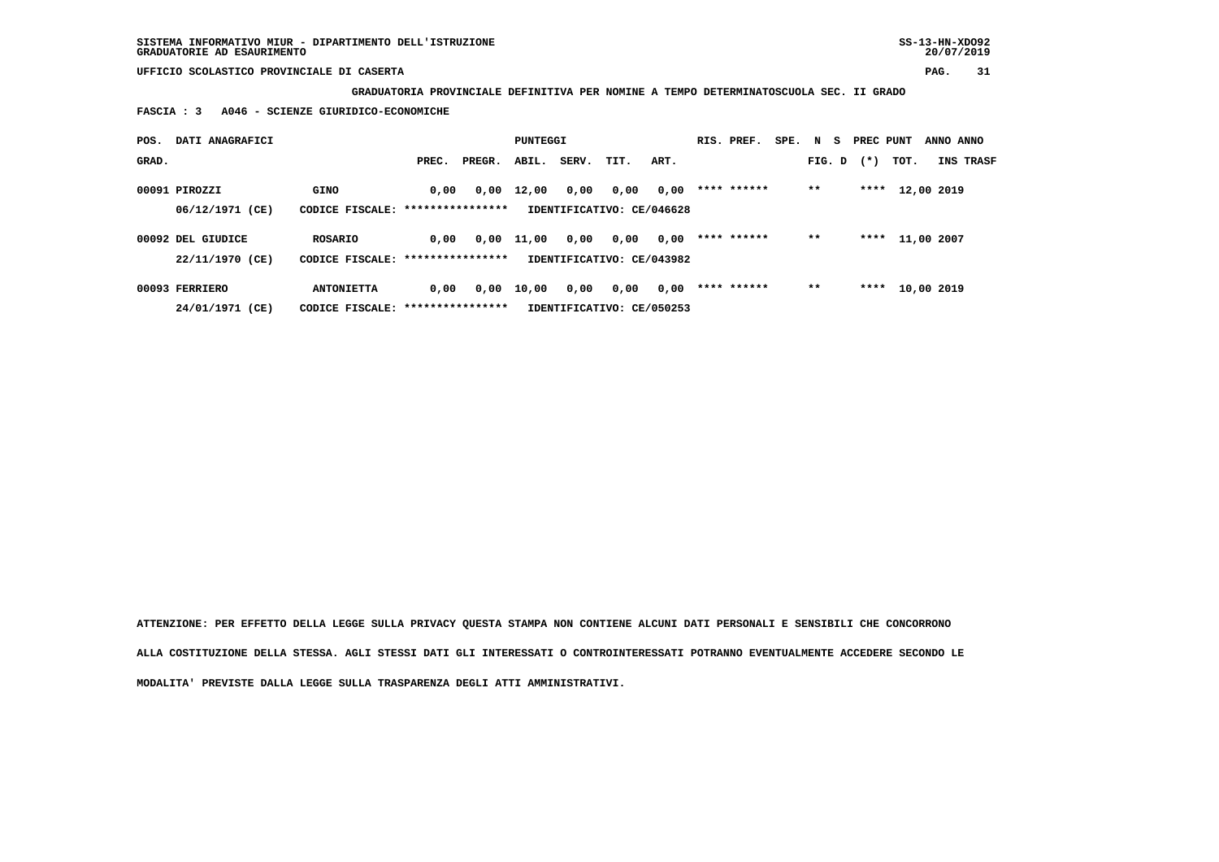**SISTEMA INFORMATIVO MIUR - DIPARTIMENTO DELL'ISTRUZIONE**
**GRADUATORIE AD ESAURIMENTO**

**UFFICIO SCOLASTICO PROVINCIALE DI CASERTA**

**GRADUATORIA PROVINCIALE DEFINITIVA PER NOMINE A TEMPO DETERMINATOSCUOLA SEC. II GRADO**

**FASCIA : 3 A046 - SCIENZE GIURIDICO-ECONOMICHE**

| POS. GRAD. | DATI ANAGRAFICI | | PREC. | PREGR. | ABIL. | SERV. | TIT. | ART. | RIS. PREF. | SPE. | N S FIG. D | PREC PUNT (*) | TOT. | ANNO INS | ANNO TRASF |
|---|---|---|---|---|---|---|---|---|---|---|---|---|---|---|---|
| 00091 | PIROZZI | GINO | 0,00 | 0,00 | 12,00 | 0,00 | 0,00 | 0,00 | **** ****** | | ** | **** | 12,00 | 2019 | |
| | 06/12/1971 (CE) | CODICE FISCALE: **************** | IDENTIFICATIVO: CE/046628 | | | | | | | | | | | | |
| 00092 | DEL GIUDICE | ROSARIO | 0,00 | 0,00 | 11,00 | 0,00 | 0,00 | 0,00 | **** ****** | | ** | **** | 11,00 | 2007 | |
| | 22/11/1970 (CE) | CODICE FISCALE: **************** | IDENTIFICATIVO: CE/043982 | | | | | | | | | | | | |
| 00093 | FERRIERO | ANTONIETTA | 0,00 | 0,00 | 10,00 | 0,00 | 0,00 | 0,00 | **** ****** | | ** | **** | 10,00 | 2019 | |
| | 24/01/1971 (CE) | CODICE FISCALE: **************** | IDENTIFICATIVO: CE/050253 | | | | | | | | | | | | |

**ATTENZIONE: PER EFFETTO DELLA LEGGE SULLA PRIVACY QUESTA STAMPA NON CONTIENE ALCUNI DATI PERSONALI E SENSIBILI CHE CONCORRONO ALLA COSTITUZIONE DELLA STESSA. AGLI STESSI DATI GLI INTERESSATI O CONTROINTERESSATI POTRANNO EVENTUALMENTE ACCEDERE SECONDO LE MODALITA' PREVISTE DALLA LEGGE SULLA TRASPARENZA DEGLI ATTI AMMINISTRATIVI.**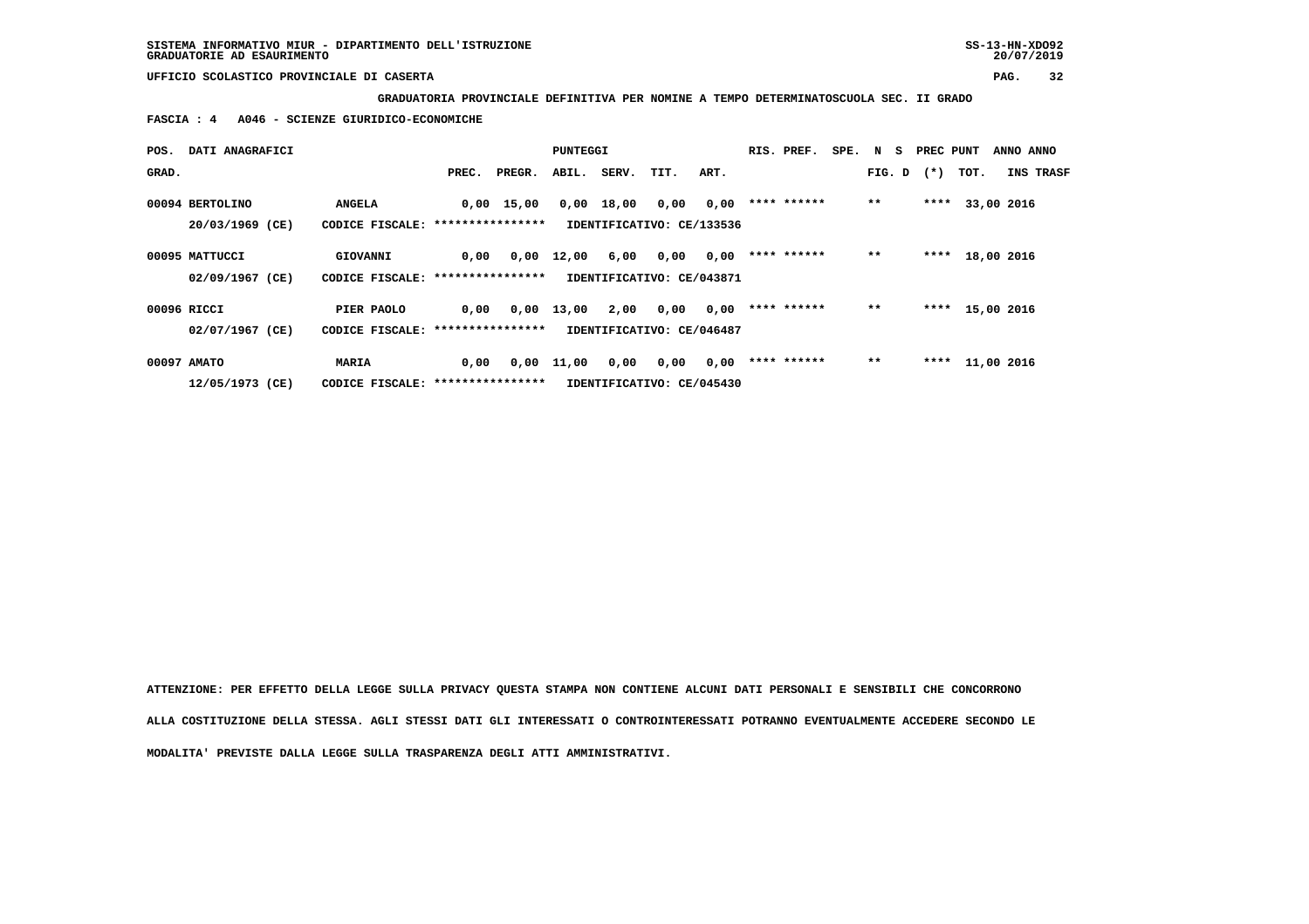SISTEMA INFORMATIVO MIUR - DIPARTIMENTO DELL'ISTRUZIONE
GRADUATORIE AD ESAURIMENTO

UFFICIO SCOLASTICO PROVINCIALE DI CASERTA

**GRADUATORIA PROVINCIALE DEFINITIVA PER NOMINE A TEMPO DETERMINATOSCUOLA SEC. II GRADO**

**FASCIA : 4 A046 - SCIENZE GIURIDICO-ECONOMICHE**

| POS. GRAD. | DATI ANAGRAFICI | | PREC. | PREGR. | ABIL. | SERV. | TIT. | ART. | RIS. PREF. | SPE. | N S FIG. D | PREC PUNT (*) | TOT. | ANNO INS | ANNO TRASF |
|---|---|---|---|---|---|---|---|---|---|---|---|---|---|---|---|
| 00094 | BERTOLINO 20/03/1969 (CE) | ANGELA CODICE FISCALE: **************** IDENTIFICATIVO: CE/133536 | 0,00 | 15,00 | 0,00 | 18,00 | 0,00 | 0,00 | **** ****** | | ** | **** | 33,00 | 2016 | |
| 00095 | MATTUCCI 02/09/1967 (CE) | GIOVANNI CODICE FISCALE: **************** IDENTIFICATIVO: CE/043871 | 0,00 | 0,00 | 12,00 | 6,00 | 0,00 | 0,00 | **** ****** | | ** | **** | 18,00 | 2016 | |
| 00096 | RICCI 02/07/1967 (CE) | PIER PAOLO CODICE FISCALE: **************** IDENTIFICATIVO: CE/046487 | 0,00 | 0,00 | 13,00 | 2,00 | 0,00 | 0,00 | **** ****** | | ** | **** | 15,00 | 2016 | |
| 00097 | AMATO 12/05/1973 (CE) | MARIA CODICE FISCALE: **************** IDENTIFICATIVO: CE/045430 | 0,00 | 0,00 | 11,00 | 0,00 | 0,00 | 0,00 | **** ****** | | ** | **** | 11,00 | 2016 | |

ATTENZIONE: PER EFFETTO DELLA LEGGE SULLA PRIVACY QUESTA STAMPA NON CONTIENE ALCUNI DATI PERSONALI E SENSIBILI CHE CONCORRONO ALLA COSTITUZIONE DELLA STESSA. AGLI STESSI DATI GLI INTERESSATI O CONTROINTERESSATI POTRANNO EVENTUALMENTE ACCEDERE SECONDO LE MODALITA' PREVISTE DALLA LEGGE SULLA TRASPARENZA DEGLI ATTI AMMINISTRATIVI.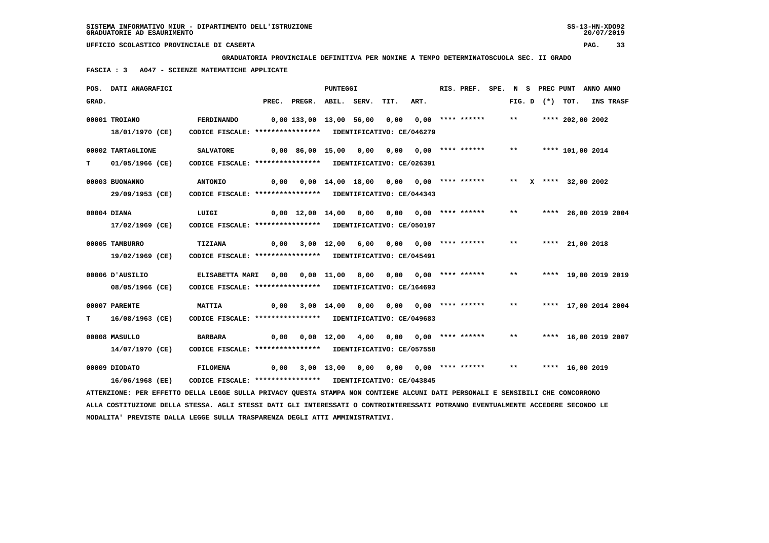SISTEMA INFORMATIVO MIUR - DIPARTIMENTO DELL'ISTRUZIONE
GRADUATORIE AD ESAURIMENTO

UFFICIO SCOLASTICO PROVINCIALE DI CASERTA

**GRADUATORIA PROVINCIALE DEFINITIVA PER NOMINE A TEMPO DETERMINATOSCUOLA SEC. II GRADO**

**FASCIA : 3 A047 - SCIENZE MATEMATICHE APPLICATE**

| POS. GRAD. | DATI ANAGRAFICI | | PREC. | PREGR. | ABIL. | SERV. | TIT. | ART. | RIS. PREF. | SPE. | N | S | FIG. D | (*) | PREC PUNT TOT. | ANNO INS | ANNO TRASF |
|---|---|---|---|---|---|---|---|---|---|---|---|---|---|---|---|---|---|
| 00001 | TROIANO 18/01/1970 (CE) | FERDINANDO CODICE FISCALE: **************** IDENTIFICATIVO: CE/046279 | 0,00 | 133,00 | 13,00 | 56,00 | 0,00 | 0,00 | **** ****** | | | | ** | | **** 202,00 | 2002 | |
| T 00002 | TARTAGLIONE 01/05/1966 (CE) | SALVATORE CODICE FISCALE: **************** IDENTIFICATIVO: CE/026391 | 0,00 | 86,00 | 15,00 | 0,00 | 0,00 | 0,00 | **** ****** | | | | ** | | **** 101,00 | 2014 | |
| 00003 | BUONANNO 29/09/1953 (CE) | ANTONIO CODICE FISCALE: **************** IDENTIFICATIVO: CE/044343 | 0,00 | 0,00 | 14,00 | 18,00 | 0,00 | 0,00 | **** ****** | | | | ** | X | **** 32,00 | 2002 | |
| 00004 | DIANA 17/02/1969 (CE) | LUIGI CODICE FISCALE: **************** IDENTIFICATIVO: CE/050197 | 0,00 | 12,00 | 14,00 | 0,00 | 0,00 | 0,00 | **** ****** | | | | ** | | **** 26,00 | 2019 | 2004 |
| 00005 | TAMBURRO 19/02/1969 (CE) | TIZIANA CODICE FISCALE: **************** IDENTIFICATIVO: CE/045491 | 0,00 | 3,00 | 12,00 | 6,00 | 0,00 | 0,00 | **** ****** | | | | ** | | **** 21,00 | 2018 | |
| 00006 | D'AUSILIO 08/05/1966 (CE) | ELISABETTA MARI CODICE FISCALE: **************** IDENTIFICATIVO: CE/164693 | 0,00 | 0,00 | 11,00 | 8,00 | 0,00 | 0,00 | **** ****** | | | | ** | | **** 19,00 | 2019 | 2019 |
| T 00007 | PARENTE 16/08/1963 (CE) | MATTIA CODICE FISCALE: **************** IDENTIFICATIVO: CE/049683 | 0,00 | 3,00 | 14,00 | 0,00 | 0,00 | 0,00 | **** ****** | | | | ** | | **** 17,00 | 2014 | 2004 |
| 00008 | MASULLO 14/07/1970 (CE) | BARBARA CODICE FISCALE: **************** IDENTIFICATIVO: CE/057558 | 0,00 | 0,00 | 12,00 | 4,00 | 0,00 | 0,00 | **** ****** | | | | ** | | **** 16,00 | 2019 | 2007 |
| 00009 | DIODATO 16/06/1968 (EE) | FILOMENA CODICE FISCALE: **************** IDENTIFICATIVO: CE/043845 | 0,00 | 3,00 | 13,00 | 0,00 | 0,00 | 0,00 | **** ****** | | | | ** | | **** 16,00 | 2019 | |

ATTENZIONE: PER EFFETTO DELLA LEGGE SULLA PRIVACY QUESTA STAMPA NON CONTIENE ALCUNI DATI PERSONALI E SENSIBILI CHE CONCORRONO ALLA COSTITUZIONE DELLA STESSA. AGLI STESSI DATI GLI INTERESSATI O CONTROINTERESSATI POTRANNO EVENTUALMENTE ACCEDERE SECONDO LE MODALITA' PREVISTE DALLA LEGGE SULLA TRASPARENZA DEGLI ATTI AMMINISTRATIVI.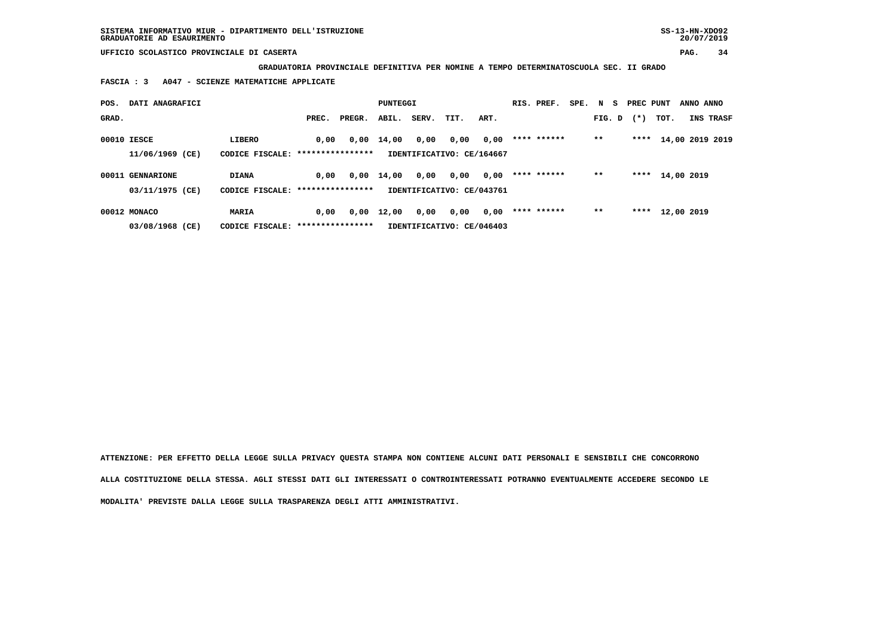**GRADUATORIA PROVINCIALE DEFINITIVA PER NOMINE A TEMPO DETERMINATOSCUOLA SEC. II GRADO**

**FASCIA : 3 A047 - SCIENZE MATEMATICHE APPLICATE**

| POS. GRAD. | DATI ANAGRAFICI | | PREC. | PREGR. | ABIL. | SERV. | TIT. | ART. | RIS. PREF. | SPE. | N S FIG. D | PREC PUNT (*) | TOT. | ANNO INS | ANNO TRASF |
|---|---|---|---|---|---|---|---|---|---|---|---|---|---|---|---|
| 00010 | IESCE 11/06/1969 (CE) | LIBERO CODICE FISCALE: **************** | 0,00 | 0,00 | 14,00 | 0,00 | 0,00 | 0,00 | **** ****** | | ** | **** | 14,00 | 2019 | 2019 |
| | | IDENTIFICATIVO: CE/164667 | | | | | | | | | | | | | |
| 00011 | GENNARIONE 03/11/1975 (CE) | DIANA CODICE FISCALE: **************** | 0,00 | 0,00 | 14,00 | 0,00 | 0,00 | 0,00 | **** ****** | | ** | **** | 14,00 | 2019 | |
| | | IDENTIFICATIVO: CE/043761 | | | | | | | | | | | | | |
| 00012 | MONACO 03/08/1968 (CE) | MARIA CODICE FISCALE: **************** | 0,00 | 0,00 | 12,00 | 0,00 | 0,00 | 0,00 | **** ****** | | ** | **** | 12,00 | 2019 | |
| | | IDENTIFICATIVO: CE/046403 | | | | | | | | | | | | | |

**ATTENZIONE: PER EFFETTO DELLA LEGGE SULLA PRIVACY QUESTA STAMPA NON CONTIENE ALCUNI DATI PERSONALI E SENSIBILI CHE CONCORRONO ALLA COSTITUZIONE DELLA STESSA. AGLI STESSI DATI GLI INTERESSATI O CONTROINTERESSATI POTRANNO EVENTUALMENTE ACCEDERE SECONDO LE MODALITA' PREVISTE DALLA LEGGE SULLA TRASPARENZA DEGLI ATTI AMMINISTRATIVI.**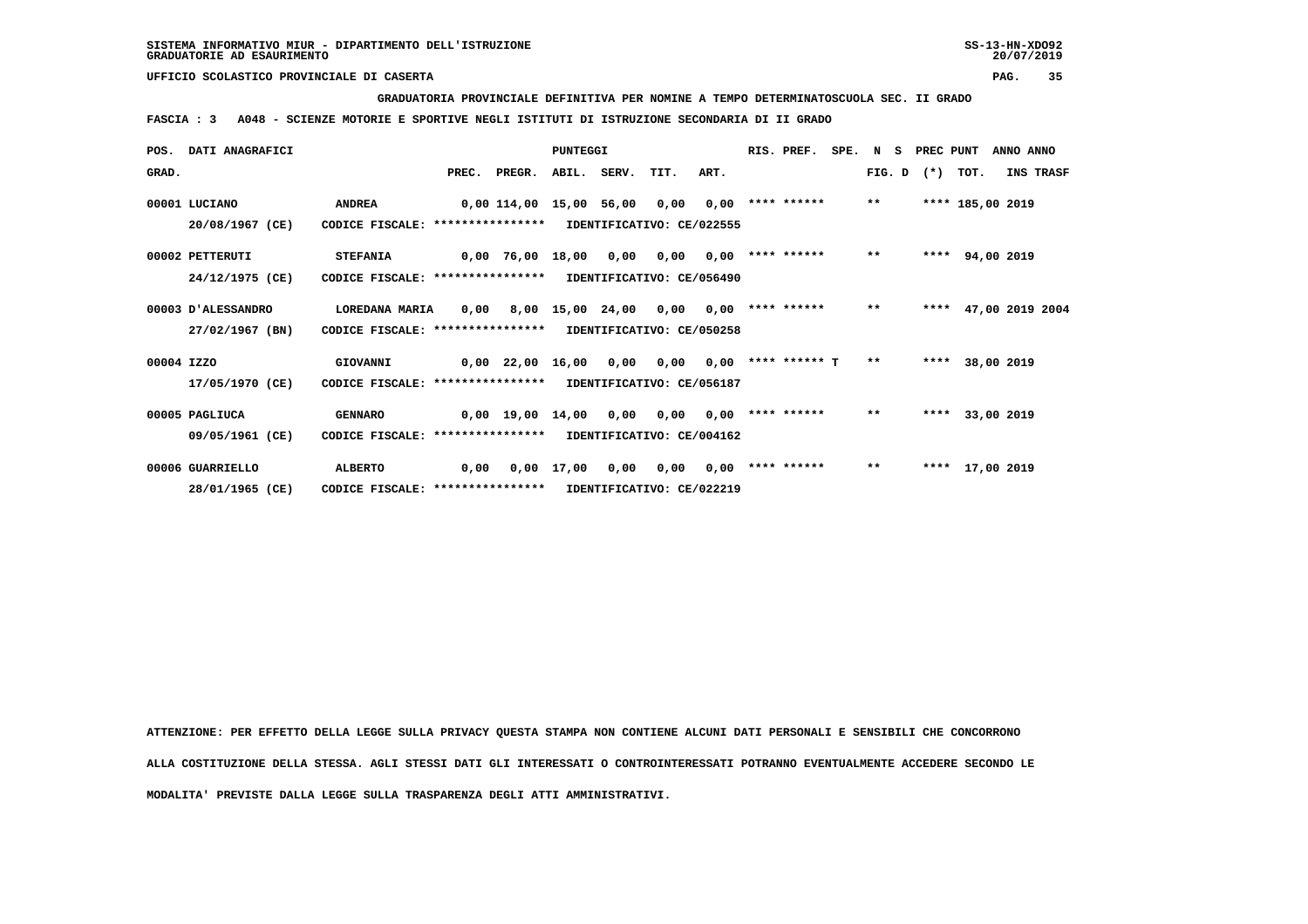SISTEMA INFORMATIVO MIUR - DIPARTIMENTO DELL'ISTRUZIONE
GRADUATORIE AD ESAURIMENTO

UFFICIO SCOLASTICO PROVINCIALE DI CASERTA

**GRADUATORIA PROVINCIALE DEFINITIVA PER NOMINE A TEMPO DETERMINATOSCUOLA SEC. II GRADO**

**FASCIA : 3 A048 - SCIENZE MOTORIE E SPORTIVE NEGLI ISTITUTI DI ISTRUZIONE SECONDARIA DI II GRADO**

| POS. GRAD. | DATI ANAGRAFICI | | PREC. | PREGR. | ABIL. | SERV. | TIT. | ART. | RIS. PREF. | SPE. | N S FIG. D | PREC PUNT (*) | TOT. | ANNO INS | ANNO TRASF |
|---|---|---|---|---|---|---|---|---|---|---|---|---|---|---|---|
| 00001 | LUCIANO 20/08/1967 (CE) | ANDREA CODICE FISCALE: **************** IDENTIFICATIVO: CE/022555 | 0,00 | 114,00 | 15,00 | 56,00 | 0,00 | 0,00 | **** ****** | | ** | **** | 185,00 | 2019 | |
| 00002 | PETTERUTI 24/12/1975 (CE) | STEFANIA CODICE FISCALE: **************** IDENTIFICATIVO: CE/056490 | 0,00 | 76,00 | 18,00 | 0,00 | 0,00 | 0,00 | **** ****** | | ** | **** | 94,00 | 2019 | |
| 00003 | D'ALESSANDRO 27/02/1967 (BN) | LOREDANA MARIA CODICE FISCALE: **************** IDENTIFICATIVO: CE/050258 | 0,00 | 8,00 | 15,00 | 24,00 | 0,00 | 0,00 | **** ****** | | ** | **** | 47,00 | 2019 | 2004 |
| 00004 | IZZO 17/05/1970 (CE) | GIOVANNI CODICE FISCALE: **************** IDENTIFICATIVO: CE/056187 | 0,00 | 22,00 | 16,00 | 0,00 | 0,00 | 0,00 | **** ****** T | | ** | **** | 38,00 | 2019 | |
| 00005 | PAGLIUCA 09/05/1961 (CE) | GENNARO CODICE FISCALE: **************** IDENTIFICATIVO: CE/004162 | 0,00 | 19,00 | 14,00 | 0,00 | 0,00 | 0,00 | **** ****** | | ** | **** | 33,00 | 2019 | |
| 00006 | GUARRIELLO 28/01/1965 (CE) | ALBERTO CODICE FISCALE: **************** IDENTIFICATIVO: CE/022219 | 0,00 | 0,00 | 17,00 | 0,00 | 0,00 | 0,00 | **** ****** | | ** | **** | 17,00 | 2019 | |

ATTENZIONE: PER EFFETTO DELLA LEGGE SULLA PRIVACY QUESTA STAMPA NON CONTIENE ALCUNI DATI PERSONALI E SENSIBILI CHE CONCORRONO ALLA COSTITUZIONE DELLA STESSA. AGLI STESSI DATI GLI INTERESSATI O CONTROINTERESSATI POTRANNO EVENTUALMENTE ACCEDERE SECONDO LE MODALITA' PREVISTE DALLA LEGGE SULLA TRASPARENZA DEGLI ATTI AMMINISTRATIVI.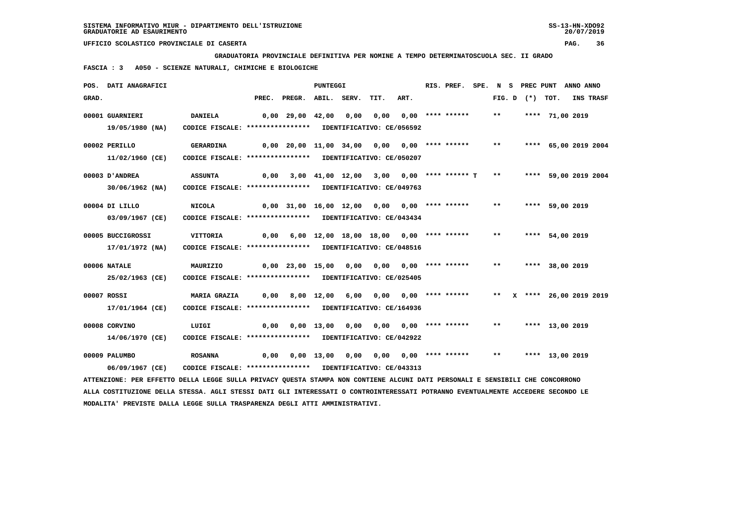GRADUATORIA PROVINCIALE DEFINITIVA PER NOMINE A TEMPO DETERMINATOSCUOLA SEC. II GRADO

FASCIA : 3 A050 - SCIENZE NATURALI, CHIMICHE E BIOLOGICHE

| POS. GRAD. | DATI ANAGRAFICI | | PREC. | PREGR. | ABIL. | SERV. | TIT. | ART. | RIS. PREF. | SPE. | N FIG. D | S (*) | PREC PUNT | TOT. | ANNO INS | ANNO TRASF |
|---|---|---|---|---|---|---|---|---|---|---|---|---|---|---|---|---|
| 00001 | GUARNIERI 19/05/1980 (NA) | DANIELA CODICE FISCALE: **************** IDENTIFICATIVO: CE/056592 | 0,00 | 29,00 | 42,00 | 0,00 | 0,00 | 0,00 | **** ****** | | ** | | **** | 71,00 | 2019 | |
| 00002 | PERILLO 11/02/1960 (CE) | GERARDINA CODICE FISCALE: **************** IDENTIFICATIVO: CE/050207 | 0,00 | 20,00 | 11,00 | 34,00 | 0,00 | 0,00 | **** ****** | | ** | | **** | 65,00 | 2019 | 2004 |
| 00003 | D'ANDREA 30/06/1962 (NA) | ASSUNTA CODICE FISCALE: **************** IDENTIFICATIVO: CE/049763 | 0,00 | 3,00 | 41,00 | 12,00 | 3,00 | 0,00 | **** ****** | T | ** | | **** | 59,00 | 2019 | 2004 |
| 00004 | DI LILLO 03/09/1967 (CE) | NICOLA CODICE FISCALE: **************** IDENTIFICATIVO: CE/043434 | 0,00 | 31,00 | 16,00 | 12,00 | 0,00 | 0,00 | **** ****** | | ** | | **** | 59,00 | 2019 | |
| 00005 | BUCCIGROSSI 17/01/1972 (NA) | VITTORIA CODICE FISCALE: **************** IDENTIFICATIVO: CE/048516 | 0,00 | 6,00 | 12,00 | 18,00 | 18,00 | 0,00 | **** ****** | | ** | | **** | 54,00 | 2019 | |
| 00006 | NATALE 25/02/1963 (CE) | MAURIZIO CODICE FISCALE: **************** IDENTIFICATIVO: CE/025405 | 0,00 | 23,00 | 15,00 | 0,00 | 0,00 | 0,00 | **** ****** | | ** | | **** | 38,00 | 2019 | |
| 00007 | ROSSI 17/01/1964 (CE) | MARIA GRAZIA CODICE FISCALE: **************** IDENTIFICATIVO: CE/164936 | 0,00 | 8,00 | 12,00 | 6,00 | 0,00 | 0,00 | **** ****** | | ** | X | **** | 26,00 | 2019 | 2019 |
| 00008 | CORVINO 14/06/1970 (CE) | LUIGI CODICE FISCALE: **************** IDENTIFICATIVO: CE/042922 | 0,00 | 0,00 | 13,00 | 0,00 | 0,00 | 0,00 | **** ****** | | ** | | **** | 13,00 | 2019 | |
| 00009 | PALUMBO 06/09/1967 (CE) | ROSANNA CODICE FISCALE: **************** IDENTIFICATIVO: CE/043313 | 0,00 | 0,00 | 13,00 | 0,00 | 0,00 | 0,00 | **** ****** | | ** | | **** | 13,00 | 2019 | |

ATTENZIONE: PER EFFETTO DELLA LEGGE SULLA PRIVACY QUESTA STAMPA NON CONTIENE ALCUNI DATI PERSONALI E SENSIBILI CHE CONCORRONO ALLA COSTITUZIONE DELLA STESSA. AGLI STESSI DATI GLI INTERESSATI O CONTROINTERESSATI POTRANNO EVENTUALMENTE ACCEDERE SECONDO LE MODALITA' PREVISTE DALLA LEGGE SULLA TRASPARENZA DEGLI ATTI AMMINISTRATIVI.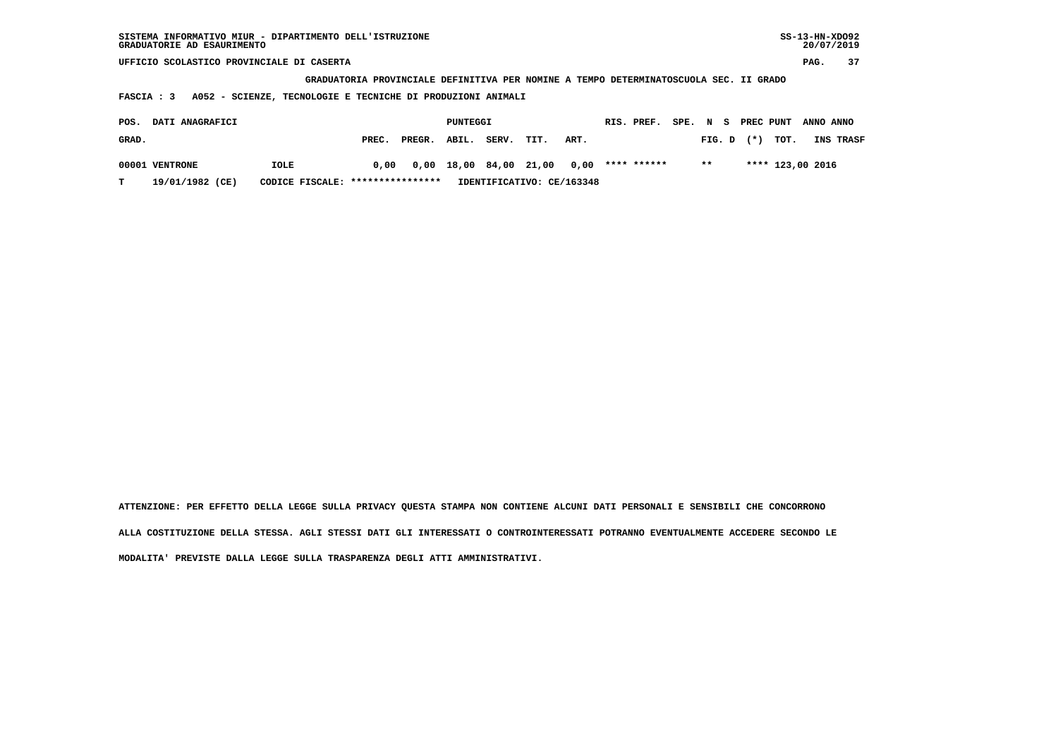SISTEMA INFORMATIVO MIUR - DIPARTIMENTO DELL'ISTRUZIONE
GRADUATORIE AD ESAURIMENTO

UFFICIO SCOLASTICO PROVINCIALE DI CASERTA

GRADUATORIA PROVINCIALE DEFINITIVA PER NOMINE A TEMPO DETERMINATOSCUOLA SEC. II GRADO

FASCIA : 3 A052 - SCIENZE, TECNOLOGIE E TECNICHE DI PRODUZIONI ANIMALI

| POS. GRAD. | DATI ANAGRAFICI | | PREC. | PREGR. | ABIL. | SERV. | TIT. | ART. | RIS. PREF. | SPE. FIG. | N D | S | PREC (*) | PUNT TOT. | ANNO INS | ANNO TRASF |
|---|---|---|---|---|---|---|---|---|---|---|---|---|---|---|---|---|
| 00001 | VENTRONE | IOLE | 0,00 | 0,00 | 18,00 | 84,00 | 21,00 | 0,00 | **** ****** | | ** | | **** | 123,00 | 2016 | |
| T | 19/01/1982 (CE) | CODICE FISCALE: **************** | IDENTIFICATIVO: CE/163348 | | | | | | | | | | | | | |

ATTENZIONE: PER EFFETTO DELLA LEGGE SULLA PRIVACY QUESTA STAMPA NON CONTIENE ALCUNI DATI PERSONALI E SENSIBILI CHE CONCORRONO ALLA COSTITUZIONE DELLA STESSA. AGLI STESSI DATI GLI INTERESSATI O CONTROINTERESSATI POTRANNO EVENTUALMENTE ACCEDERE SECONDO LE MODALITA' PREVISTE DALLA LEGGE SULLA TRASPARENZA DEGLI ATTI AMMINISTRATIVI.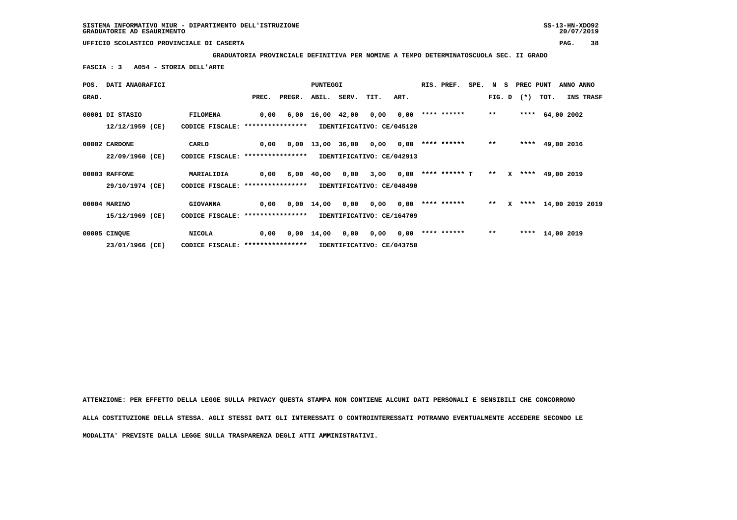SISTEMA INFORMATIVO MIUR - DIPARTIMENTO DELL'ISTRUZIONE
GRADUATORIE AD ESAURIMENTO

UFFICIO SCOLASTICO PROVINCIALE DI CASERTA

**GRADUATORIA PROVINCIALE DEFINITIVA PER NOMINE A TEMPO DETERMINATOSCUOLA SEC. II GRADO**

**FASCIA : 3 A054 - STORIA DELL'ARTE**

| POS. GRAD. | DATI ANAGRAFICI | | PREC. | PREGR. | ABIL. | SERV. | TIT. | ART. | RIS. PREF. | SPE. | N FIG. | S D | PREC PUNT (*) | TOT. | ANNO INS | ANNO TRASF |
|---|---|---|---|---|---|---|---|---|---|---|---|---|---|---|---|---|
| 00001 | DI STASIO 12/12/1959 (CE) | FILOMENA CODICE FISCALE: **************** | 0,00 | 6,00 | 16,00 | 42,00 | 0,00 | 0,00 | **** ****** | | ** | | **** | 64,00 | 2002 | |
| | | IDENTIFICATIVO: CE/045120 | | | | | | | | | | | | | | |
| 00002 | CARDONE 22/09/1960 (CE) | CARLO CODICE FISCALE: **************** | 0,00 | 0,00 | 13,00 | 36,00 | 0,00 | 0,00 | **** ****** | | ** | | **** | 49,00 | 2016 | |
| | | IDENTIFICATIVO: CE/042913 | | | | | | | | | | | | | | |
| 00003 | RAFFONE 29/10/1974 (CE) | MARIALIDIA CODICE FISCALE: **************** | 0,00 | 6,00 | 40,00 | 0,00 | 3,00 | 0,00 | **** ****** T | | ** | X | **** | 49,00 | 2019 | |
| | | IDENTIFICATIVO: CE/048490 | | | | | | | | | | | | | | |
| 00004 | MARINO 15/12/1969 (CE) | GIOVANNA CODICE FISCALE: **************** | 0,00 | 0,00 | 14,00 | 0,00 | 0,00 | 0,00 | **** ****** | | ** | X | **** | 14,00 | 2019 | 2019 |
| | | IDENTIFICATIVO: CE/164709 | | | | | | | | | | | | | | |
| 00005 | CINQUE 23/01/1966 (CE) | NICOLA CODICE FISCALE: **************** | 0,00 | 0,00 | 14,00 | 0,00 | 0,00 | 0,00 | **** ****** | | ** | | **** | 14,00 | 2019 | |
| | | IDENTIFICATIVO: CE/043750 | | | | | | | | | | | | | | |

**ATTENZIONE: PER EFFETTO DELLA LEGGE SULLA PRIVACY QUESTA STAMPA NON CONTIENE ALCUNI DATI PERSONALI E SENSIBILI CHE CONCORRONO ALLA COSTITUZIONE DELLA STESSA. AGLI STESSI DATI GLI INTERESSATI O CONTROINTERESSATI POTRANNO EVENTUALMENTE ACCEDERE SECONDO LE MODALITA' PREVISTE DALLA LEGGE SULLA TRASPARENZA DEGLI ATTI AMMINISTRATIVI.**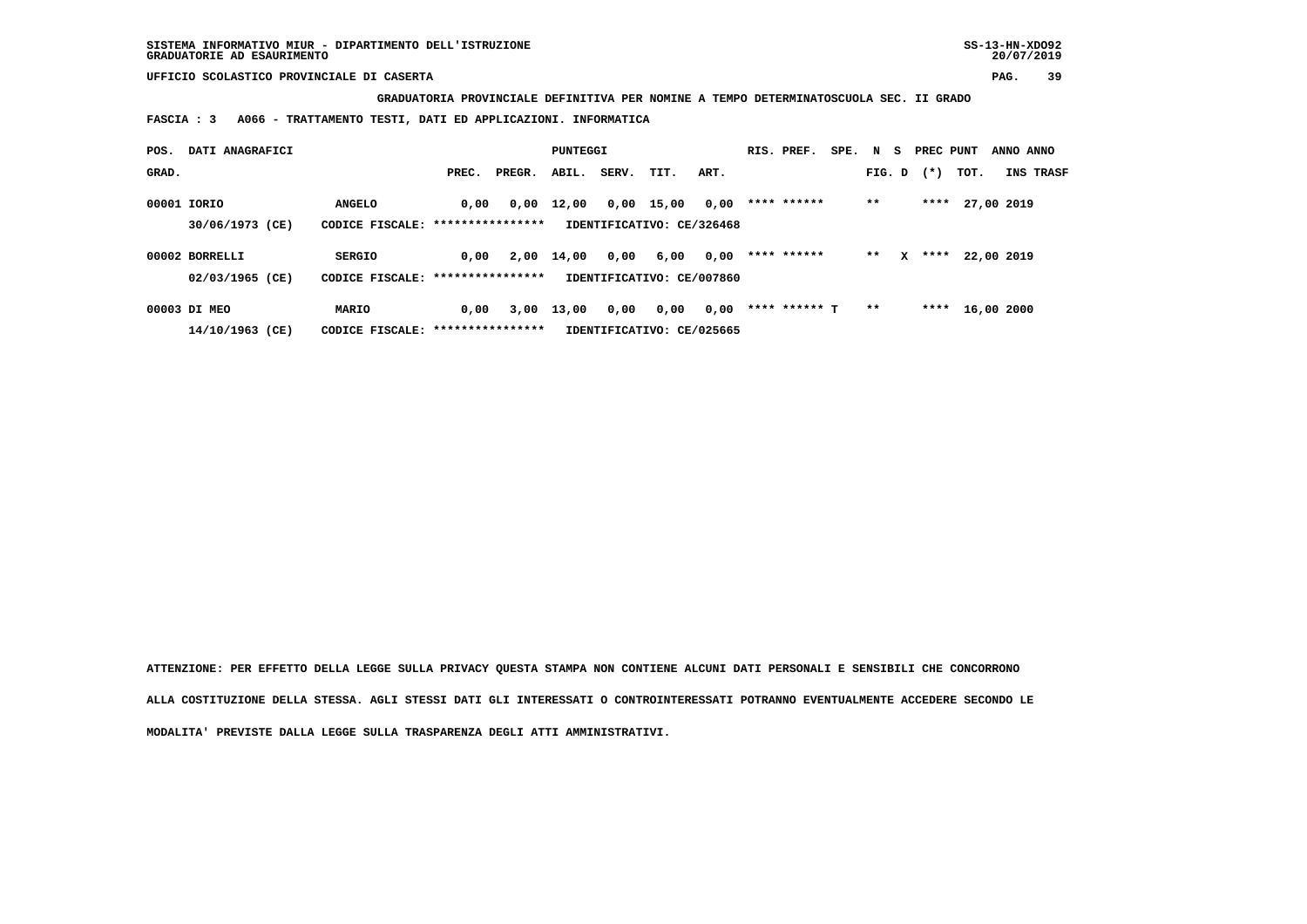**GRADUATORIA PROVINCIALE DEFINITIVA PER NOMINE A TEMPO DETERMINATOSCUOLA SEC. II GRADO**

**FASCIA : 3 A066 - TRATTAMENTO TESTI, DATI ED APPLICAZIONI. INFORMATICA**

| POS. GRAD. | DATI ANAGRAFICI | | PREC. | PREGR. | ABIL. | SERV. | TIT. | ART. | RIS. PREF. | SPE. | N FIG. | S D | PREC (*) | PUNT TOT. | ANNO INS | ANNO TRASF |
|---|---|---|---|---|---|---|---|---|---|---|---|---|---|---|---|---|
| 00001 | IORIO 30/06/1973 (CE) | ANGELO CODICE FISCALE: **************** | 0,00 | 0,00 | 12,00 | 0,00 | 15,00 | 0,00 | **** ****** | | ** | | **** | 27,00 | 2019 | |
| | | IDENTIFICATIVO: CE/326468 | | | | | | | | | | | | | | |
| 00002 | BORRELLI 02/03/1965 (CE) | SERGIO CODICE FISCALE: **************** | 0,00 | 2,00 | 14,00 | 0,00 | 6,00 | 0,00 | **** ****** | | ** | X | **** | 22,00 | 2019 | |
| | | IDENTIFICATIVO: CE/007860 | | | | | | | | | | | | | | |
| 00003 | DI MEO 14/10/1963 (CE) | MARIO CODICE FISCALE: **************** | 0,00 | 3,00 | 13,00 | 0,00 | 0,00 | 0,00 | **** ****** T | | ** | | **** | 16,00 | 2000 | |
| | | IDENTIFICATIVO: CE/025665 | | | | | | | | | | | | | | |

**ATTENZIONE: PER EFFETTO DELLA LEGGE SULLA PRIVACY QUESTA STAMPA NON CONTIENE ALCUNI DATI PERSONALI E SENSIBILI CHE CONCORRONO ALLA COSTITUZIONE DELLA STESSA. AGLI STESSI DATI GLI INTERESSATI O CONTROINTERESSATI POTRANNO EVENTUALMENTE ACCEDERE SECONDO LE MODALITA' PREVISTE DALLA LEGGE SULLA TRASPARENZA DEGLI ATTI AMMINISTRATIVI.**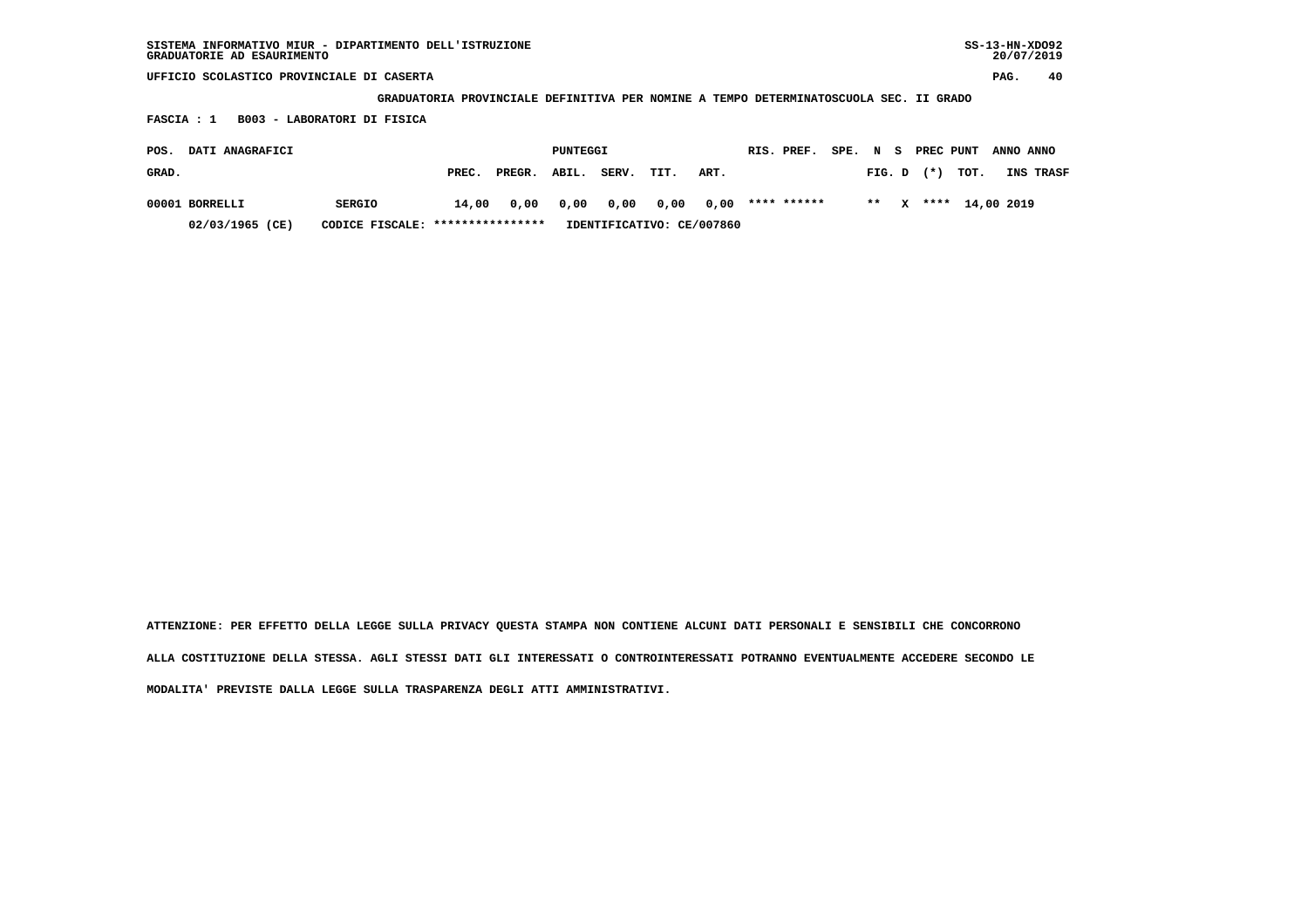SISTEMA INFORMATIVO MIUR - DIPARTIMENTO DELL'ISTRUZIONE
GRADUATORIE AD ESAURIMENTO

UFFICIO SCOLASTICO PROVINCIALE DI CASERTA

GRADUATORIA PROVINCIALE DEFINITIVA PER NOMINE A TEMPO DETERMINATOSCUOLA SEC. II GRADO

FASCIA : 1   B003 - LABORATORI DI FISICA

| POS. GRAD. | DATI ANAGRAFICI | | PUNTEGGI PREC. | PREGR. | ABIL. | SERV. | TIT. | ART. | RIS. PREF. | SPE. | N FIG. | S D | PREC (*) | PUNT TOT. | ANNO INS | ANNO TRASF |
|---|---|---|---|---|---|---|---|---|---|---|---|---|---|---|---|---|
| 00001 | BORRELLI | SERGIO | 14,00 | 0,00 | 0,00 | 0,00 | 0,00 | 0,00 | **** ****** | | ** | X | **** | 14,00 | 2019 | |
| | 02/03/1965 (CE) | CODICE FISCALE: **************** | IDENTIFICATIVO: CE/007860 | | | | | | | | | | | | | |

ATTENZIONE: PER EFFETTO DELLA LEGGE SULLA PRIVACY QUESTA STAMPA NON CONTIENE ALCUNI DATI PERSONALI E SENSIBILI CHE CONCORRONO ALLA COSTITUZIONE DELLA STESSA. AGLI STESSI DATI GLI INTERESSATI O CONTROINTERESSATI POTRANNO EVENTUALMENTE ACCEDERE SECONDO LE MODALITA' PREVISTE DALLA LEGGE SULLA TRASPARENZA DEGLI ATTI AMMINISTRATIVI.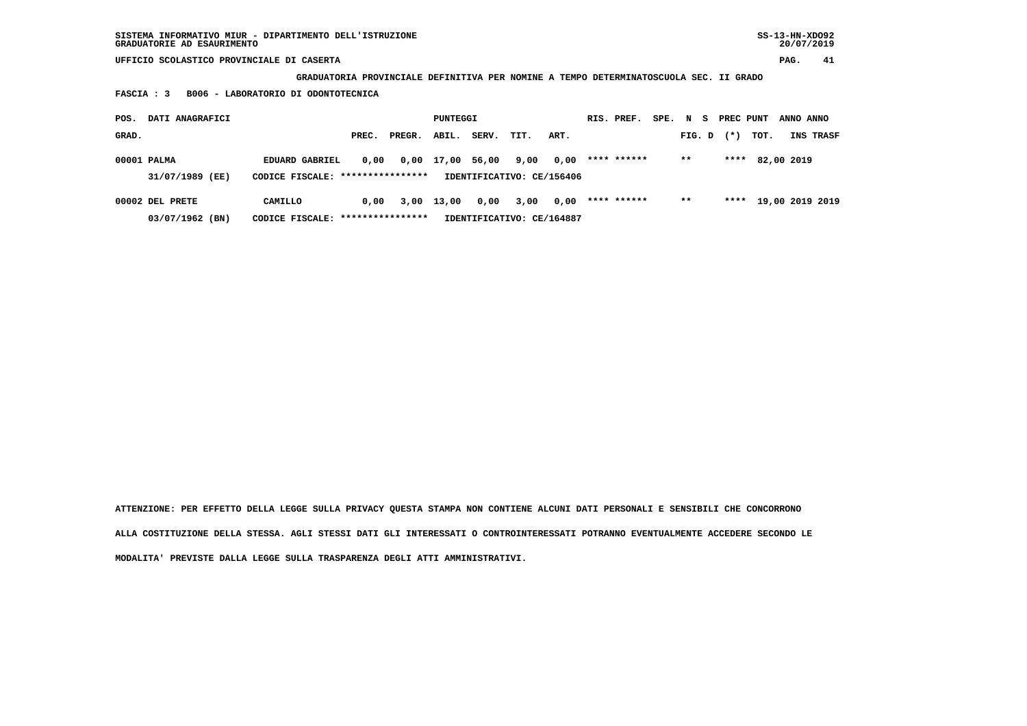SISTEMA INFORMATIVO MIUR - DIPARTIMENTO DELL'ISTRUZIONE
GRADUATORIE AD ESAURIMENTO

UFFICIO SCOLASTICO PROVINCIALE DI CASERTA

**GRADUATORIA PROVINCIALE DEFINITIVA PER NOMINE A TEMPO DETERMINATOSCUOLA SEC. II GRADO**

**FASCIA : 3 B006 - LABORATORIO DI ODONTOTECNICA**

| POS. GRAD. | DATI ANAGRAFICI | | PREC. | PREGR. | ABIL. | SERV. | TIT. | ART. | RIS. PREF. | SPE. | N S FIG. D | PREC PUNT (*) | TOT. | ANNO INS | ANNO TRASF |
|---|---|---|---|---|---|---|---|---|---|---|---|---|---|---|---|
| 00001 | PALMA | EDUARD GABRIEL | 0,00 | 0,00 | 17,00 | 56,00 | 9,00 | 0,00 | **** ****** | | ** | **** | 82,00 | 2019 | |
| | 31/07/1989 (EE) | CODICE FISCALE: **************** | IDENTIFICATIVO: CE/156406 | | | | | | | | | | | | |
| 00002 | DEL PRETE | CAMILLO | 0,00 | 3,00 | 13,00 | 0,00 | 3,00 | 0,00 | **** ****** | | ** | **** | 19,00 | 2019 | 2019 |
| | 03/07/1962 (BN) | CODICE FISCALE: **************** | IDENTIFICATIVO: CE/164887 | | | | | | | | | | | | |

**ATTENZIONE: PER EFFETTO DELLA LEGGE SULLA PRIVACY QUESTA STAMPA NON CONTIENE ALCUNI DATI PERSONALI E SENSIBILI CHE CONCORRONO ALLA COSTITUZIONE DELLA STESSA. AGLI STESSI DATI GLI INTERESSATI O CONTROINTERESSATI POTRANNO EVENTUALMENTE ACCEDERE SECONDO LE MODALITA' PREVISTE DALLA LEGGE SULLA TRASPARENZA DEGLI ATTI AMMINISTRATIVI.**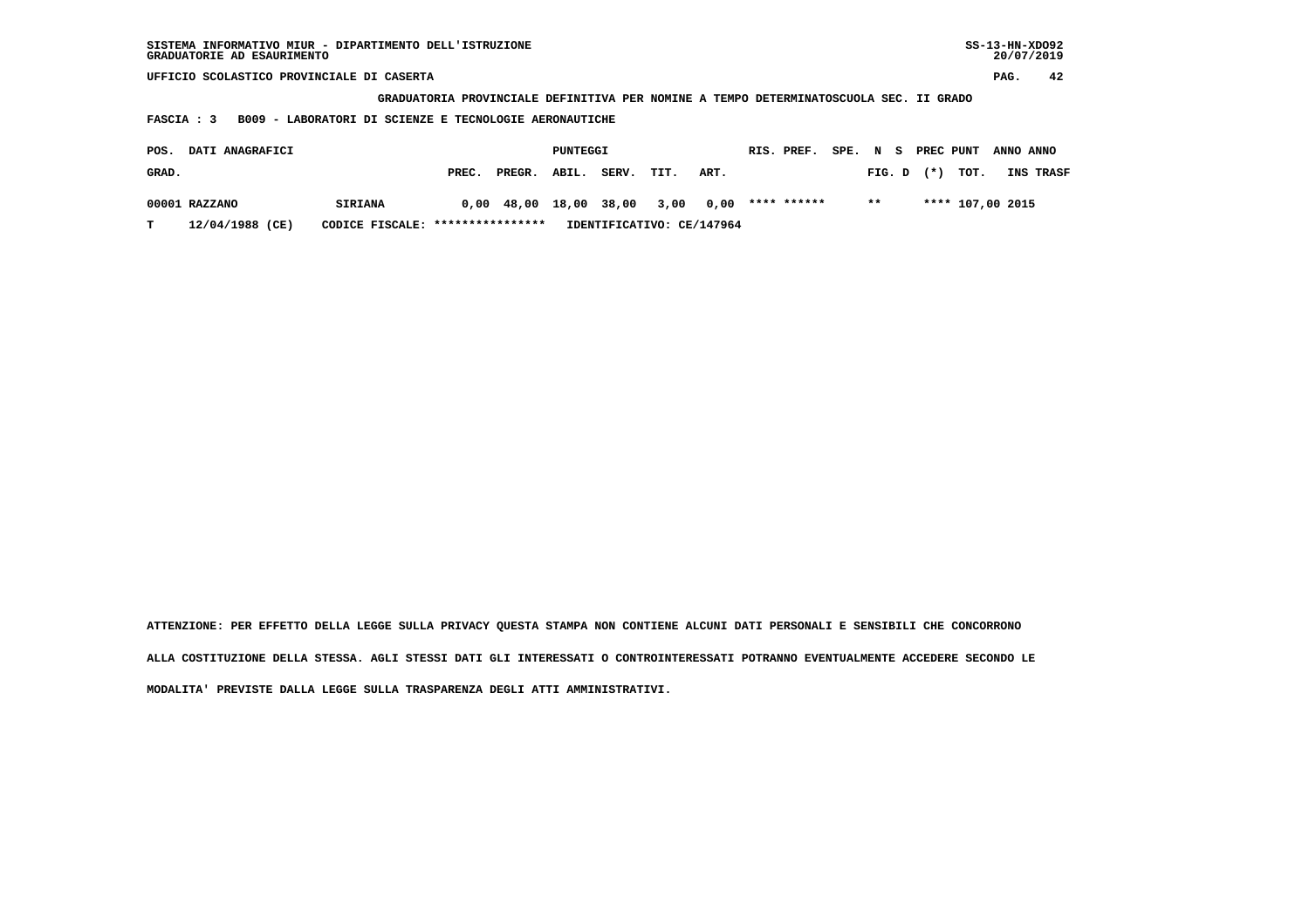SISTEMA INFORMATIVO MIUR - DIPARTIMENTO DELL'ISTRUZIONE
GRADUATORIE AD ESAURIMENTO

SS-13-HN-XDO92
20/07/2019

UFFICIO SCOLASTICO PROVINCIALE DI CASERTA

**GRADUATORIA PROVINCIALE DEFINITIVA PER NOMINE A TEMPO DETERMINATOSCUOLA SEC. II GRADO**

**FASCIA : 3 B009 - LABORATORI DI SCIENZE E TECNOLOGIE AERONAUTICHE**

| POS. GRAD. | DATI ANAGRAFICI | | PUNTEGGI PREC. | PREGR. | ABIL. | SERV. | TIT. | ART. | RIS. PREF. | SPE. N S FIG. D | PREC PUNT (*) | TOT. | ANNO INS | ANNO TRASF |
|---|---|---|---|---|---|---|---|---|---|---|---|---|---|---|
| 00001 | RAZZANO | SIRIANA | 0,00 | 48,00 | 18,00 | 38,00 | 3,00 | 0,00 | **** ****** | ** | **** | 107,00 | 2015 | |
| T | 12/04/1988 (CE) | CODICE FISCALE: **************** | IDENTIFICATIVO: CE/147964 | | | | | | | | | | | |

ATTENZIONE: PER EFFETTO DELLA LEGGE SULLA PRIVACY QUESTA STAMPA NON CONTIENE ALCUNI DATI PERSONALI E SENSIBILI CHE CONCORRONO ALLA COSTITUZIONE DELLA STESSA. AGLI STESSI DATI GLI INTERESSATI O CONTROINTERESSATI POTRANNO EVENTUALMENTE ACCEDERE SECONDO LE MODALITA' PREVISTE DALLA LEGGE SULLA TRASPARENZA DEGLI ATTI AMMINISTRATIVI.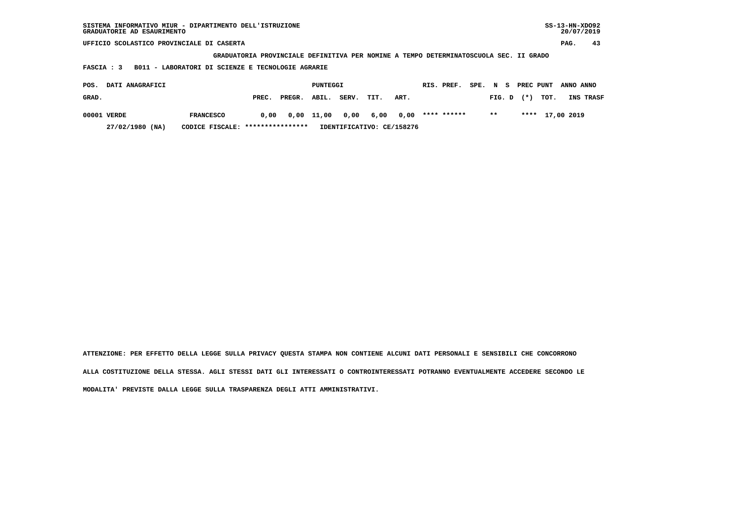SISTEMA INFORMATIVO MIUR - DIPARTIMENTO DELL'ISTRUZIONE
GRADUATORIE AD ESAURIMENTO

UFFICIO SCOLASTICO PROVINCIALE DI CASERTA

**GRADUATORIA PROVINCIALE DEFINITIVA PER NOMINE A TEMPO DETERMINATOSCUOLA SEC. II GRADO**

**FASCIA : 3 B011 - LABORATORI DI SCIENZE E TECNOLOGIE AGRARIE**

| POS. GRAD. | DATI ANAGRAFICI | | PUNTEGGI PREC. | PREGR. | ABIL. | SERV. | TIT. | ART. | RIS. PREF. | SPE. N S FIG. D | PREC (*) | PUNT TOT. | ANNO INS | ANNO TRASF |
|---|---|---|---|---|---|---|---|---|---|---|---|---|---|---|
| 00001 | VERDE | FRANCESCO | 0,00 | 0,00 | 11,00 | 0,00 | 6,00 | 0,00 | **** ****** | ** | **** | 17,00 | 2019 | |
| | 27/02/1980 (NA) | CODICE FISCALE: **************** | IDENTIFICATIVO: CE/158276 | | | | | | | | | | | |

ATTENZIONE: PER EFFETTO DELLA LEGGE SULLA PRIVACY QUESTA STAMPA NON CONTIENE ALCUNI DATI PERSONALI E SENSIBILI CHE CONCORRONO ALLA COSTITUZIONE DELLA STESSA. AGLI STESSI DATI GLI INTERESSATI O CONTROINTERESSATI POTRANNO EVENTUALMENTE ACCEDERE SECONDO LE MODALITA' PREVISTE DALLA LEGGE SULLA TRASPARENZA DEGLI ATTI AMMINISTRATIVI.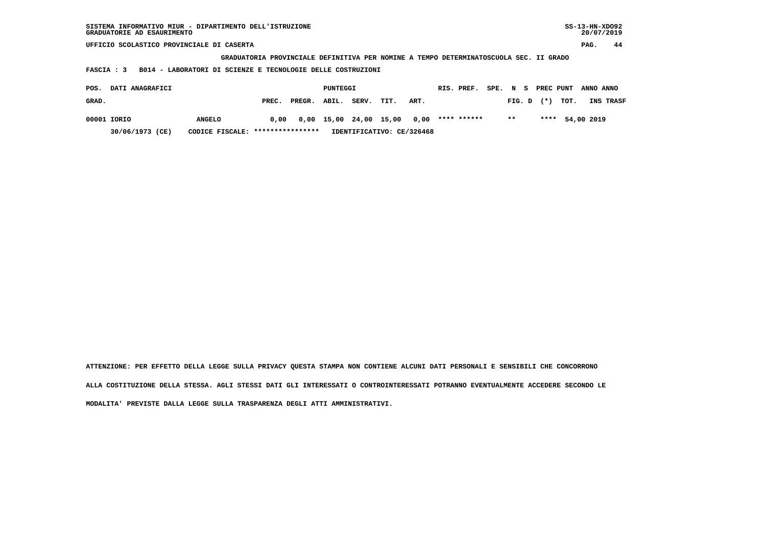SISTEMA INFORMATIVO MIUR - DIPARTIMENTO DELL'ISTRUZIONE
GRADUATORIE AD ESAURIMENTO

UFFICIO SCOLASTICO PROVINCIALE DI CASERTA

**GRADUATORIA PROVINCIALE DEFINITIVA PER NOMINE A TEMPO DETERMINATOSCUOLA SEC. II GRADO**

**FASCIA : 3 B014 - LABORATORI DI SCIENZE E TECNOLOGIE DELLE COSTRUZIONI**

| POS. GRAD. | DATI ANAGRAFICI | | PREC. | PREGR. | ABIL. | SERV. | TIT. | ART. | RIS. PREF. | SPE. N S FIG. D | PREC (*) | PUNT TOT. | ANNO INS | ANNO TRASF |
|---|---|---|---|---|---|---|---|---|---|---|---|---|---|---|
| 00001 | IORIO | ANGELO | 0,00 | 0,00 | 15,00 | 24,00 | 15,00 | 0,00 | **** ****** | ** | **** | 54,00 | 2019 | |
| | 30/06/1973 (CE) | CODICE FISCALE: **************** | IDENTIFICATIVO: CE/326468 | | | | | | | | | | | |

ATTENZIONE: PER EFFETTO DELLA LEGGE SULLA PRIVACY QUESTA STAMPA NON CONTIENE ALCUNI DATI PERSONALI E SENSIBILI CHE CONCORRONO ALLA COSTITUZIONE DELLA STESSA. AGLI STESSI DATI GLI INTERESSATI O CONTROINTERESSATI POTRANNO EVENTUALMENTE ACCEDERE SECONDO LE MODALITA' PREVISTE DALLA LEGGE SULLA TRASPARENZA DEGLI ATTI AMMINISTRATIVI.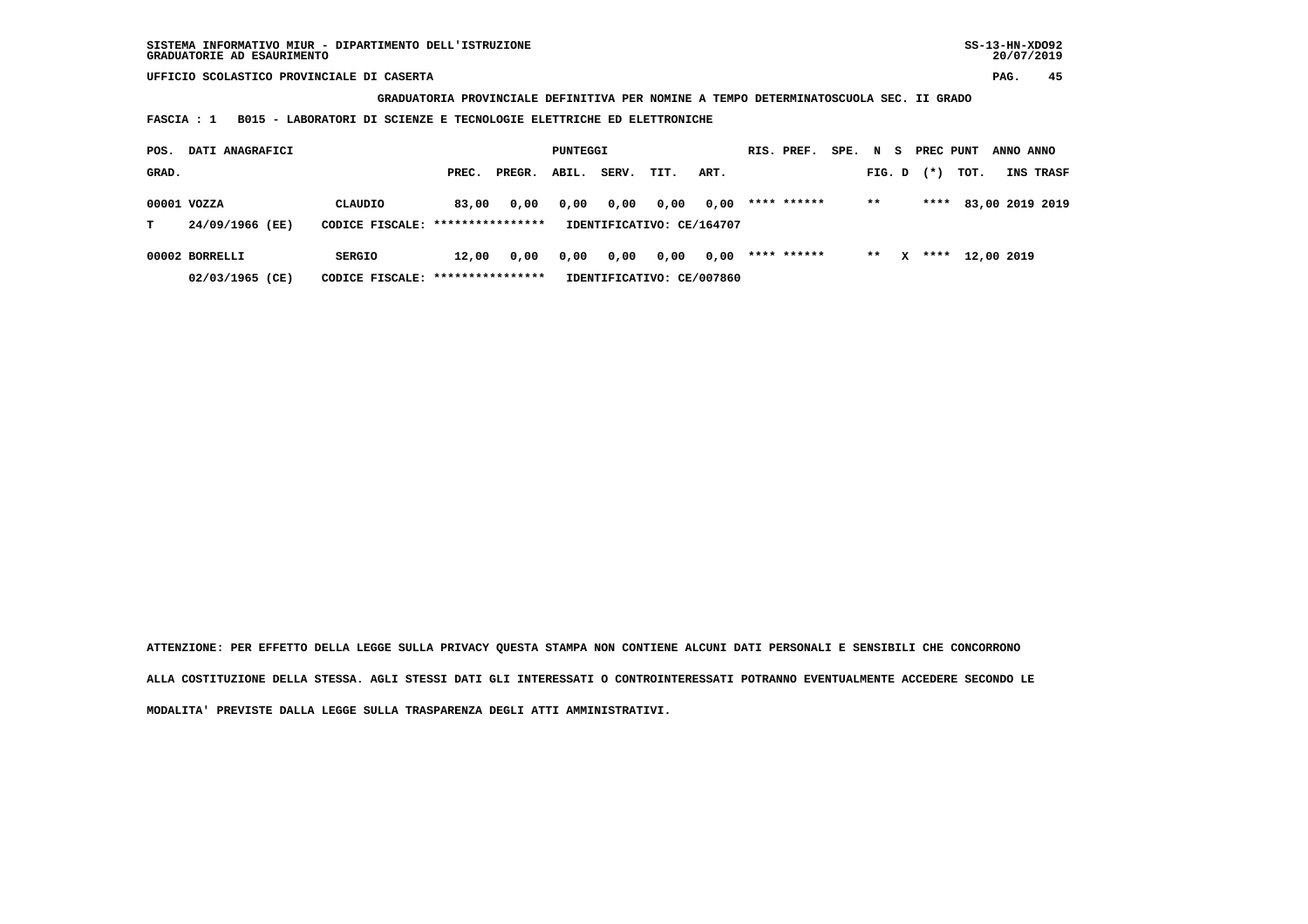SISTEMA INFORMATIVO MIUR - DIPARTIMENTO DELL'ISTRUZIONE
GRADUATORIE AD ESAURIMENTO

UFFICIO SCOLASTICO PROVINCIALE DI CASERTA

**GRADUATORIA PROVINCIALE DEFINITIVA PER NOMINE A TEMPO DETERMINATOSCUOLA SEC. II GRADO**

**FASCIA : 1   B015 - LABORATORI DI SCIENZE E TECNOLOGIE ELETTRICHE ED ELETTRONICHE**

| POS. GRAD. | DATI ANAGRAFICI | | PREC. | PREGR. | ABIL. | SERV. | TIT. | ART. | RIS. PREF. | SPE. | N FIG. | S D | PREC (*) | PUNT TOT. | ANNO INS | ANNO TRASF |
|---|---|---|---|---|---|---|---|---|---|---|---|---|---|---|---|---|
| 00001 | VOZZA | CLAUDIO | 83,00 | 0,00 | 0,00 | 0,00 | 0,00 | 0,00 | **** ****** | | ** | | **** | 83,00 | 2019 | 2019 |
| T | 24/09/1966 (EE) | CODICE FISCALE: **************** | IDENTIFICATIVO: CE/164707 | | | | | | | | | | | | | |
| 00002 | BORRELLI | SERGIO | 12,00 | 0,00 | 0,00 | 0,00 | 0,00 | 0,00 | **** ****** | | ** | X | **** | 12,00 | 2019 | |
| | 02/03/1965 (CE) | CODICE FISCALE: **************** | IDENTIFICATIVO: CE/007860 | | | | | | | | | | | | | |

ATTENZIONE: PER EFFETTO DELLA LEGGE SULLA PRIVACY QUESTA STAMPA NON CONTIENE ALCUNI DATI PERSONALI E SENSIBILI CHE CONCORRONO ALLA COSTITUZIONE DELLA STESSA. AGLI STESSI DATI GLI INTERESSATI O CONTROINTERESSATI POTRANNO EVENTUALMENTE ACCEDERE SECONDO LE MODALITA' PREVISTE DALLA LEGGE SULLA TRASPARENZA DEGLI ATTI AMMINISTRATIVI.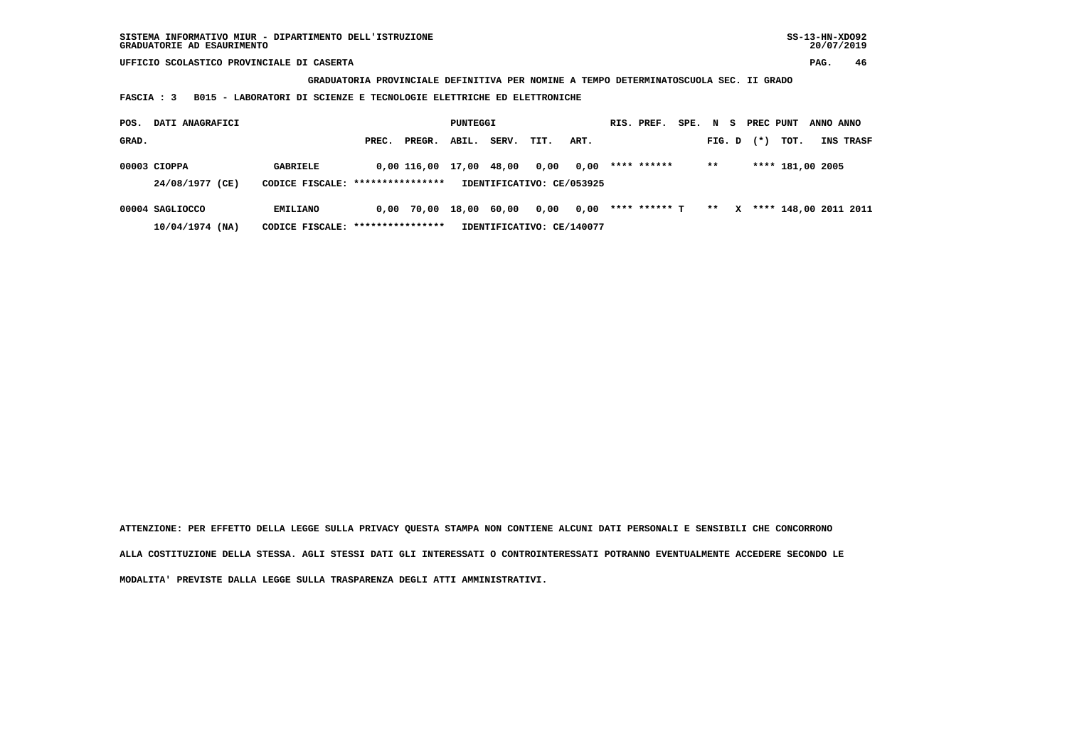UFFICIO SCOLASTICO PROVINCIALE DI CASERTA

GRADUATORIA PROVINCIALE DEFINITIVA PER NOMINE A TEMPO DETERMINATOSCUOLA SEC. II GRADO

FASCIA : 3 B015 - LABORATORI DI SCIENZE E TECNOLOGIE ELETTRICHE ED ELETTRONICHE

| POS. GRAD. | DATI ANAGRAFICI | | PREC. | PREGR. | ABIL. | SERV. | TIT. | ART. | RIS. | PREF. | SPE. | N FIG. | S D | PREC (*) | PUNT TOT. | ANNO INS | ANNO TRASF |
|---|---|---|---|---|---|---|---|---|---|---|---|---|---|---|---|---|---|
| 00003 | CIOPPA | GABRIELE | 0,00 | 116,00 | 17,00 | 48,00 | 0,00 | 0,00 | **** | ****** | | ** | | **** | 181,00 | 2005 | |
| | 24/08/1977 (CE) | CODICE FISCALE: **************** | IDENTIFICATIVO: CE/053925 | | | | | | | | | | | | | | |
| 00004 | SAGLIOCCO | EMILIANO | 0,00 | 70,00 | 18,00 | 60,00 | 0,00 | 0,00 | **** | ****** | T | ** | X | **** | 148,00 | 2011 | 2011 |
| | 10/04/1974 (NA) | CODICE FISCALE: **************** | IDENTIFICATIVO: CE/140077 | | | | | | | | | | | | | | |

ATTENZIONE: PER EFFETTO DELLA LEGGE SULLA PRIVACY QUESTA STAMPA NON CONTIENE ALCUNI DATI PERSONALI E SENSIBILI CHE CONCORRONO ALLA COSTITUZIONE DELLA STESSA. AGLI STESSI DATI GLI INTERESSATI O CONTROINTERESSATI POTRANNO EVENTUALMENTE ACCEDERE SECONDO LE MODALITA' PREVISTE DALLA LEGGE SULLA TRASPARENZA DEGLI ATTI AMMINISTRATIVI.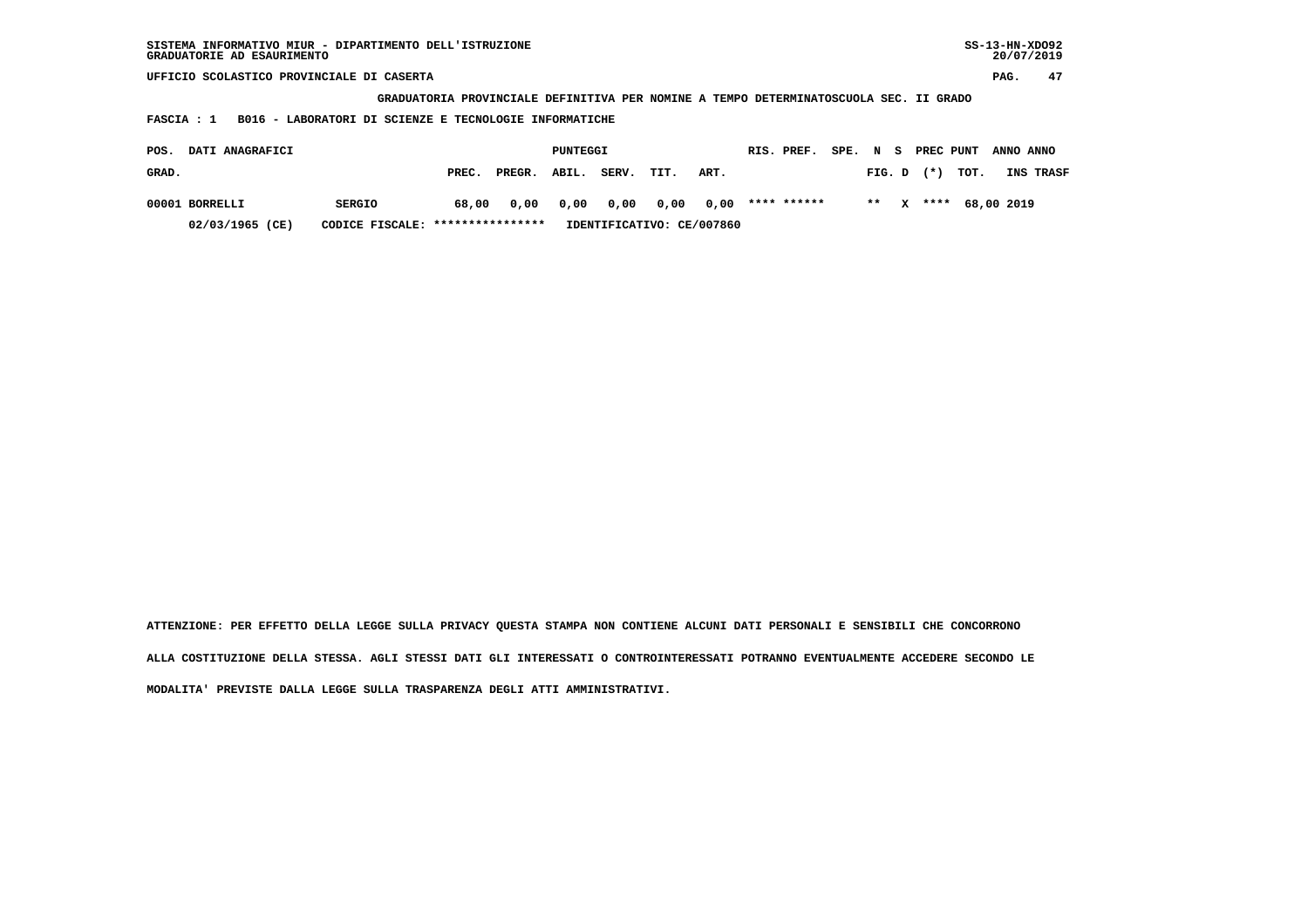SISTEMA INFORMATIVO MIUR - DIPARTIMENTO DELL'ISTRUZIONE
GRADUATORIE AD ESAURIMENTO

UFFICIO SCOLASTICO PROVINCIALE DI CASERTA

**GRADUATORIA PROVINCIALE DEFINITIVA PER NOMINE A TEMPO DETERMINATOSCUOLA SEC. II GRADO**

**FASCIA : 1 B016 - LABORATORI DI SCIENZE E TECNOLOGIE INFORMATICHE**

| POS. GRAD. | DATI ANAGRAFICI | | PUNTEGGI PREC. | PREGR. | ABIL. | SERV. | TIT. | ART. | RIS. PREF. | SPE. FIG. | N D | S | PREC (*) | PUNT TOT. | ANNO INS | ANNO TRASF |
|---|---|---|---|---|---|---|---|---|---|---|---|---|---|---|---|---|
| 00001 | BORRELLI | SERGIO | 68,00 | 0,00 | 0,00 | 0,00 | 0,00 | 0,00 | **** ****** | | ** | X | **** | 68,00 | 2019 | |
| | 02/03/1965 (CE) | CODICE FISCALE: **************** | IDENTIFICATIVO: CE/007860 | | | | | | | | | | | | | |

ATTENZIONE: PER EFFETTO DELLA LEGGE SULLA PRIVACY QUESTA STAMPA NON CONTIENE ALCUNI DATI PERSONALI E SENSIBILI CHE CONCORRONO ALLA COSTITUZIONE DELLA STESSA. AGLI STESSI DATI GLI INTERESSATI O CONTROINTERESSATI POTRANNO EVENTUALMENTE ACCEDERE SECONDO LE MODALITA' PREVISTE DALLA LEGGE SULLA TRASPARENZA DEGLI ATTI AMMINISTRATIVI.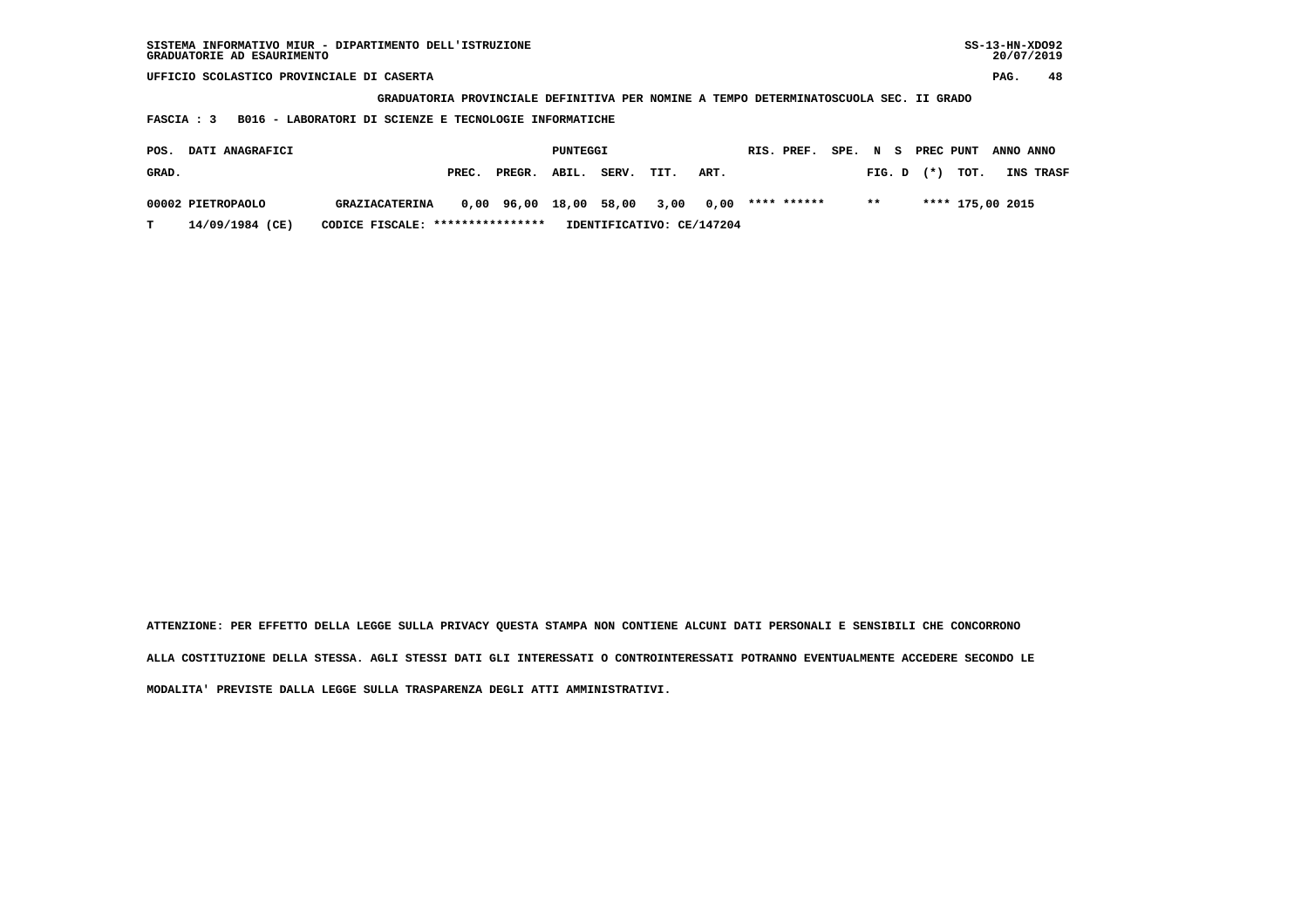SISTEMA INFORMATIVO MIUR - DIPARTIMENTO DELL'ISTRUZIONE
GRADUATORIE AD ESAURIMENTO

UFFICIO SCOLASTICO PROVINCIALE DI CASERTA

GRADUATORIA PROVINCIALE DEFINITIVA PER NOMINE A TEMPO DETERMINATOSCUOLA SEC. II GRADO

FASCIA : 3 B016 - LABORATORI DI SCIENZE E TECNOLOGIE INFORMATICHE

| POS. GRAD. | DATI ANAGRAFICI | | PREC. | PREGR. | ABIL. | SERV. | TIT. | ART. | RIS. | PREF. | SPE. | N FIG. | S D | PREC (*) | PUNT TOT. | ANNO INS | ANNO TRASF |
|---|---|---|---|---|---|---|---|---|---|---|---|---|---|---|---|---|---|
| 00002 | PIETROPAOLO | GRAZIACATERINA | 0,00 | 96,00 | 18,00 | 58,00 | 3,00 | 0,00 | **** | ****** | | ** | | **** | 175,00 | 2015 | |
| T | 14/09/1984 (CE) | CODICE FISCALE: **************** | IDENTIFICATIVO: CE/147204 | | | | | | | | | | | | | | |

ATTENZIONE: PER EFFETTO DELLA LEGGE SULLA PRIVACY QUESTA STAMPA NON CONTIENE ALCUNI DATI PERSONALI E SENSIBILI CHE CONCORRONO ALLA COSTITUZIONE DELLA STESSA. AGLI STESSI DATI GLI INTERESSATI O CONTROINTERESSATI POTRANNO EVENTUALMENTE ACCEDERE SECONDO LE MODALITA' PREVISTE DALLA LEGGE SULLA TRASPARENZA DEGLI ATTI AMMINISTRATIVI.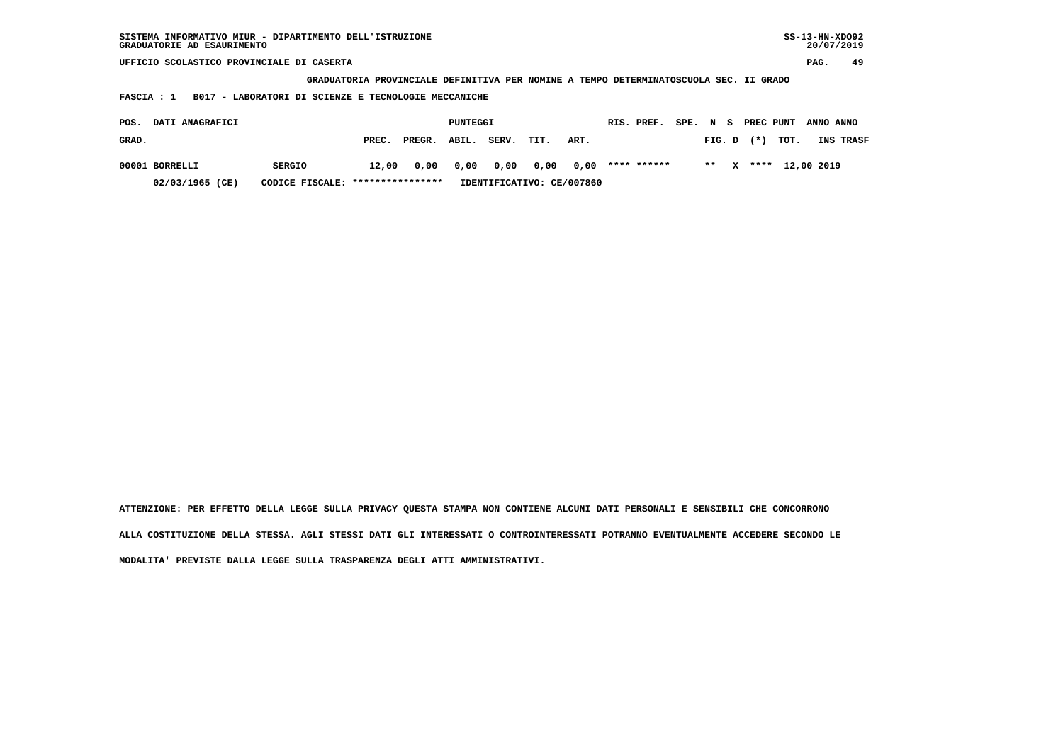SISTEMA INFORMATIVO MIUR - DIPARTIMENTO DELL'ISTRUZIONE
GRADUATORIE AD ESAURIMENTO

UFFICIO SCOLASTICO PROVINCIALE DI CASERTA

GRADUATORIA PROVINCIALE DEFINITIVA PER NOMINE A TEMPO DETERMINATOSCUOLA SEC. II GRADO

FASCIA : 1 B017 - LABORATORI DI SCIENZE E TECNOLOGIE MECCANICHE

| POS. GRAD. | DATI ANAGRAFICI | | PUNTEGGI PREC. | PREGR. | ABIL. | SERV. | TIT. | ART. | RIS. PREF. | SPE. | N FIG. | S D | PREC (*) | PUNT TOT. | ANNO INS | ANNO TRASF |
|---|---|---|---|---|---|---|---|---|---|---|---|---|---|---|---|---|
| 00001 | BORRELLI | SERGIO | 12,00 | 0,00 | 0,00 | 0,00 | 0,00 | 0,00 | **** ****** | | ** | X | **** | 12,00 | 2019 | |
| | 02/03/1965 (CE) | CODICE FISCALE: **************** | IDENTIFICATIVO: CE/007860 | | | | | | | | | | | | | |

ATTENZIONE: PER EFFETTO DELLA LEGGE SULLA PRIVACY QUESTA STAMPA NON CONTIENE ALCUNI DATI PERSONALI E SENSIBILI CHE CONCORRONO ALLA COSTITUZIONE DELLA STESSA. AGLI STESSI DATI GLI INTERESSATI O CONTROINTERESSATI POTRANNO EVENTUALMENTE ACCEDERE SECONDO LE MODALITA' PREVISTE DALLA LEGGE SULLA TRASPARENZA DEGLI ATTI AMMINISTRATIVI.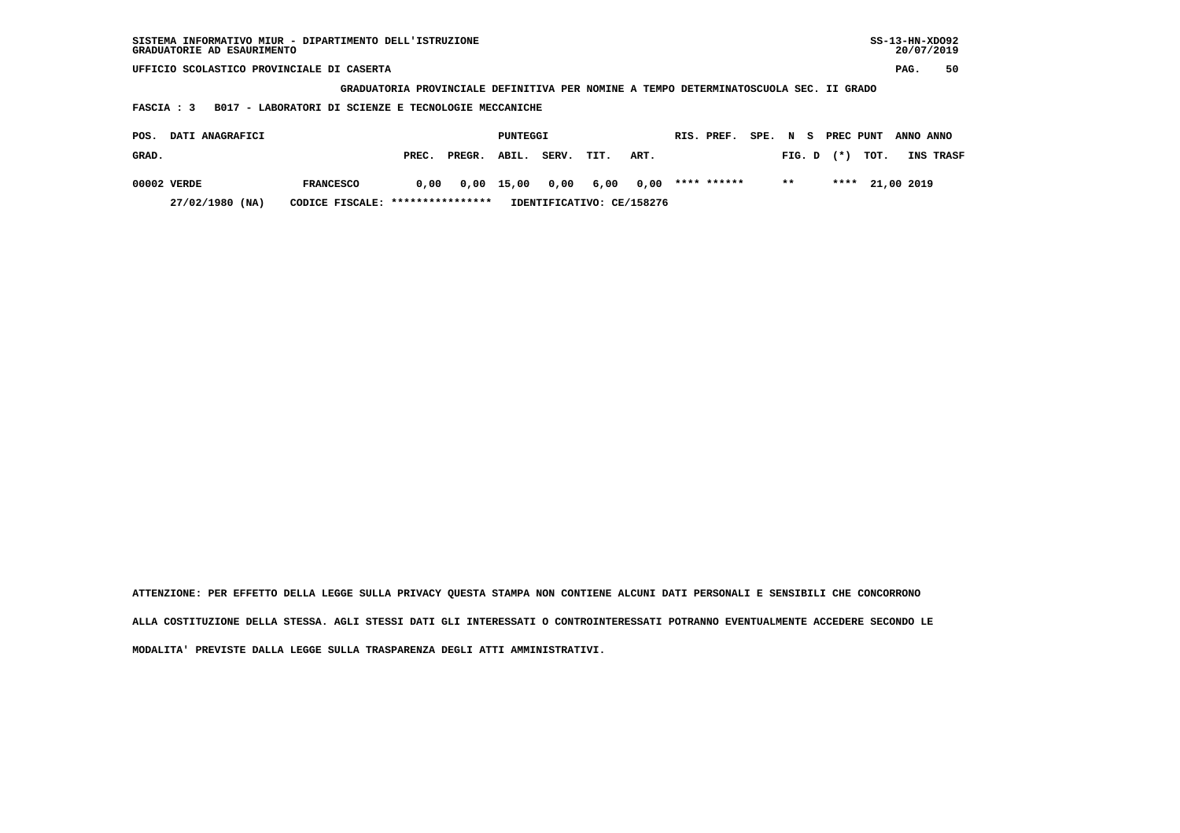SISTEMA INFORMATIVO MIUR - DIPARTIMENTO DELL'ISTRUZIONE
GRADUATORIE AD ESAURIMENTO

SS-13-HN-XDO92
20/07/2019

UFFICIO SCOLASTICO PROVINCIALE DI CASERTA

GRADUATORIA PROVINCIALE DEFINITIVA PER NOMINE A TEMPO DETERMINATOSCUOLA SEC. II GRADO

FASCIA : 3 B017 - LABORATORI DI SCIENZE E TECNOLOGIE MECCANICHE

| POS. GRAD. | DATI ANAGRAFICI | | PREC. | PREGR. | ABIL. | SERV. | TIT. | ART. | RIS. PREF. | SPE. N S FIG. D | PREC (*) | PUNT TOT. | ANNO INS | ANNO TRASF |
|---|---|---|---|---|---|---|---|---|---|---|---|---|---|---|
| 00002 | VERDE | FRANCESCO | 0,00 | 0,00 | 15,00 | 0,00 | 6,00 | 0,00 | **** ****** | ** | **** | 21,00 | 2019 | |
| | 27/02/1980 (NA) | CODICE FISCALE: **************** | IDENTIFICATIVO: CE/158276 | | | | | | | | | | | |

ATTENZIONE: PER EFFETTO DELLA LEGGE SULLA PRIVACY QUESTA STAMPA NON CONTIENE ALCUNI DATI PERSONALI E SENSIBILI CHE CONCORRONO ALLA COSTITUZIONE DELLA STESSA. AGLI STESSI DATI GLI INTERESSATI O CONTROINTERESSATI POTRANNO EVENTUALMENTE ACCEDERE SECONDO LE MODALITA' PREVISTE DALLA LEGGE SULLA TRASPARENZA DEGLI ATTI AMMINISTRATIVI.